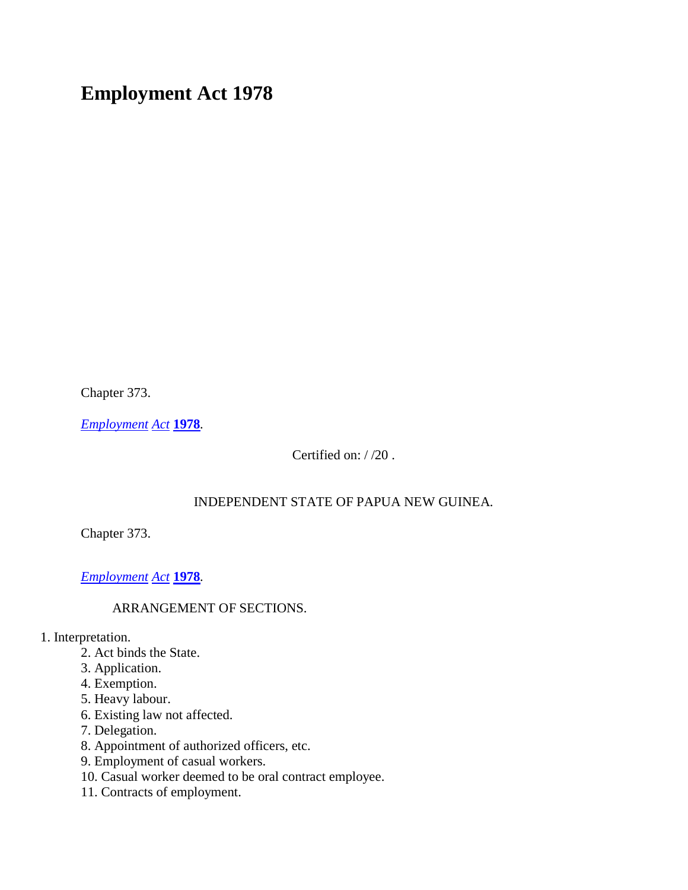# Employment Act 1978

Chapter 373.

*Employment Act* **1978**.

Certified on: / /20 .

INDEPENDENT STATE OF PAPUA NEW GUINEA.

Chapter 373.

*Employment Act* **1978**.

ARRANGEMENT OF SECTIONS.

1. Interpretation.
2. Act binds the State.
3. Application.
4. Exemption.
5. Heavy labour.
6. Existing law not affected.
7. Delegation.
8. Appointment of authorized officers, etc.
9. Employment of casual workers.
10. Casual worker deemed to be oral contract employee.
11. Contracts of employment.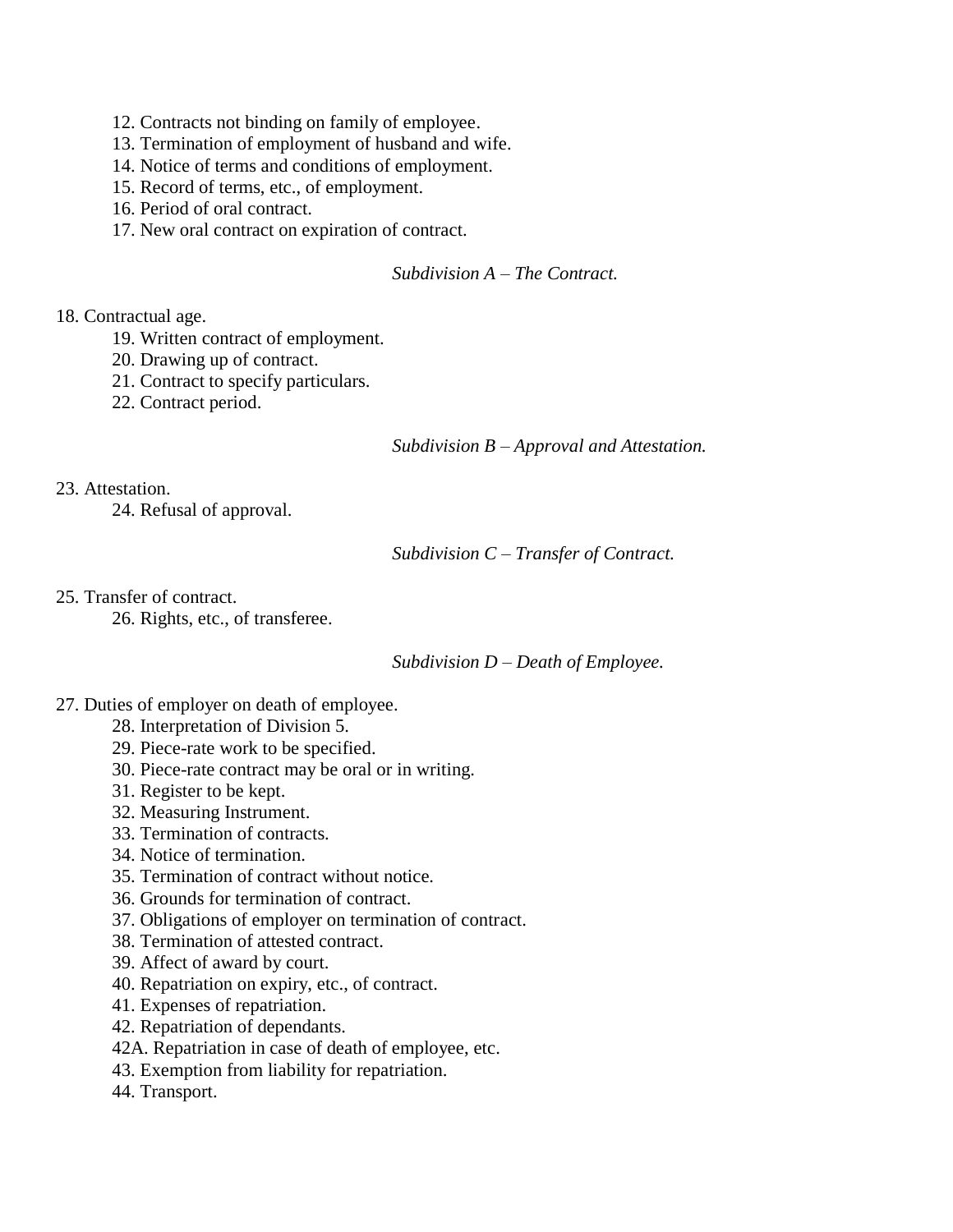12. Contracts not binding on family of employee.
13. Termination of employment of husband and wife.
14. Notice of terms and conditions of employment.
15. Record of terms, etc., of employment.
16. Period of oral contract.
17. New oral contract on expiration of contract.

*Subdivision A – The Contract.*

18. Contractual age.
19. Written contract of employment.
20. Drawing up of contract.
21. Contract to specify particulars.
22. Contract period.

*Subdivision B – Approval and Attestation.*

23. Attestation.
24. Refusal of approval.

*Subdivision C – Transfer of Contract.*

25. Transfer of contract.
26. Rights, etc., of transferee.

*Subdivision D – Death of Employee.*

27. Duties of employer on death of employee.
28. Interpretation of Division 5.
29. Piece-rate work to be specified.
30. Piece-rate contract may be oral or in writing.
31. Register to be kept.
32. Measuring Instrument.
33. Termination of contracts.
34. Notice of termination.
35. Termination of contract without notice.
36. Grounds for termination of contract.
37. Obligations of employer on termination of contract.
38. Termination of attested contract.
39. Affect of award by court.
40. Repatriation on expiry, etc., of contract.
41. Expenses of repatriation.
42. Repatriation of dependants.
42A. Repatriation in case of death of employee, etc.
43. Exemption from liability for repatriation.
44. Transport.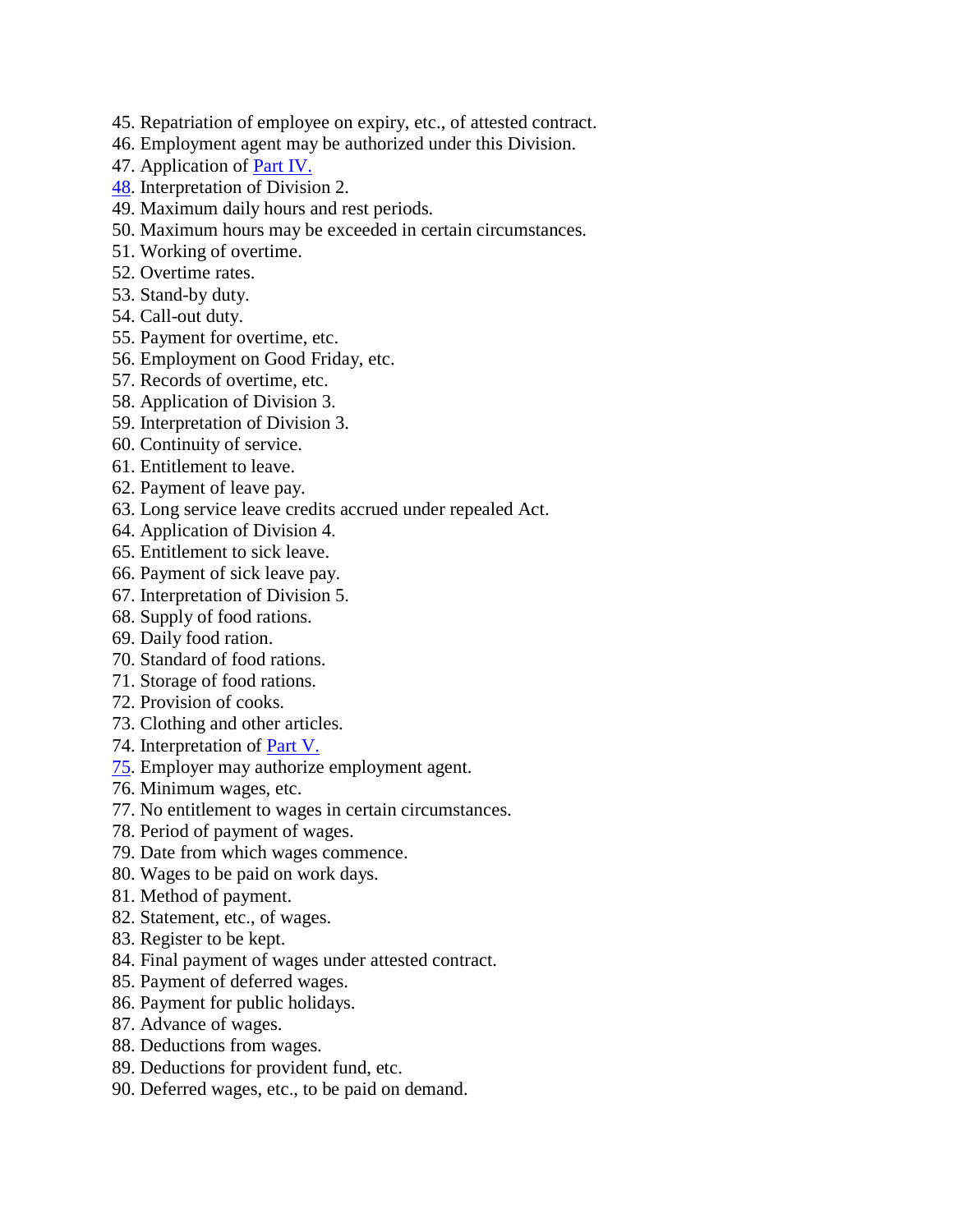45. Repatriation of employee on expiry, etc., of attested contract.
46. Employment agent may be authorized under this Division.
47. Application of Part IV.
48. Interpretation of Division 2.
49. Maximum daily hours and rest periods.
50. Maximum hours may be exceeded in certain circumstances.
51. Working of overtime.
52. Overtime rates.
53. Stand-by duty.
54. Call-out duty.
55. Payment for overtime, etc.
56. Employment on Good Friday, etc.
57. Records of overtime, etc.
58. Application of Division 3.
59. Interpretation of Division 3.
60. Continuity of service.
61. Entitlement to leave.
62. Payment of leave pay.
63. Long service leave credits accrued under repealed Act.
64. Application of Division 4.
65. Entitlement to sick leave.
66. Payment of sick leave pay.
67. Interpretation of Division 5.
68. Supply of food rations.
69. Daily food ration.
70. Standard of food rations.
71. Storage of food rations.
72. Provision of cooks.
73. Clothing and other articles.
74. Interpretation of Part V.
75. Employer may authorize employment agent.
76. Minimum wages, etc.
77. No entitlement to wages in certain circumstances.
78. Period of payment of wages.
79. Date from which wages commence.
80. Wages to be paid on work days.
81. Method of payment.
82. Statement, etc., of wages.
83. Register to be kept.
84. Final payment of wages under attested contract.
85. Payment of deferred wages.
86. Payment for public holidays.
87. Advance of wages.
88. Deductions from wages.
89. Deductions for provident fund, etc.
90. Deferred wages, etc., to be paid on demand.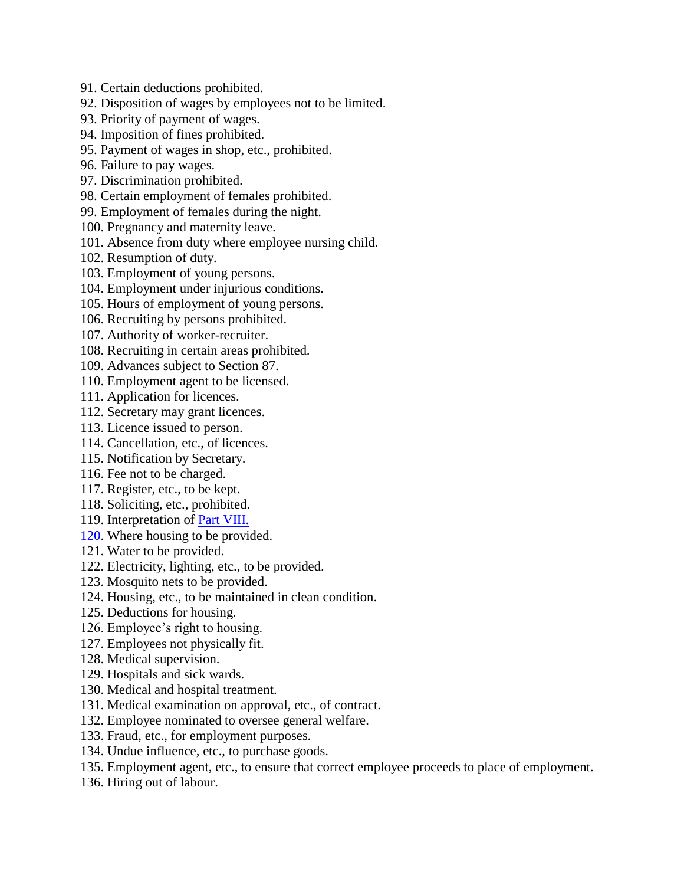91. Certain deductions prohibited.
92. Disposition of wages by employees not to be limited.
93. Priority of payment of wages.
94. Imposition of fines prohibited.
95. Payment of wages in shop, etc., prohibited.
96. Failure to pay wages.
97. Discrimination prohibited.
98. Certain employment of females prohibited.
99. Employment of females during the night.
100. Pregnancy and maternity leave.
101. Absence from duty where employee nursing child.
102. Resumption of duty.
103. Employment of young persons.
104. Employment under injurious conditions.
105. Hours of employment of young persons.
106. Recruiting by persons prohibited.
107. Authority of worker-recruiter.
108. Recruiting in certain areas prohibited.
109. Advances subject to Section 87.
110. Employment agent to be licensed.
111. Application for licences.
112. Secretary may grant licences.
113. Licence issued to person.
114. Cancellation, etc., of licences.
115. Notification by Secretary.
116. Fee not to be charged.
117. Register, etc., to be kept.
118. Soliciting, etc., prohibited.
119. Interpretation of Part VIII.
120. Where housing to be provided.
121. Water to be provided.
122. Electricity, lighting, etc., to be provided.
123. Mosquito nets to be provided.
124. Housing, etc., to be maintained in clean condition.
125. Deductions for housing.
126. Employee's right to housing.
127. Employees not physically fit.
128. Medical supervision.
129. Hospitals and sick wards.
130. Medical and hospital treatment.
131. Medical examination on approval, etc., of contract.
132. Employee nominated to oversee general welfare.
133. Fraud, etc., for employment purposes.
134. Undue influence, etc., to purchase goods.
135. Employment agent, etc., to ensure that correct employee proceeds to place of employment.
136. Hiring out of labour.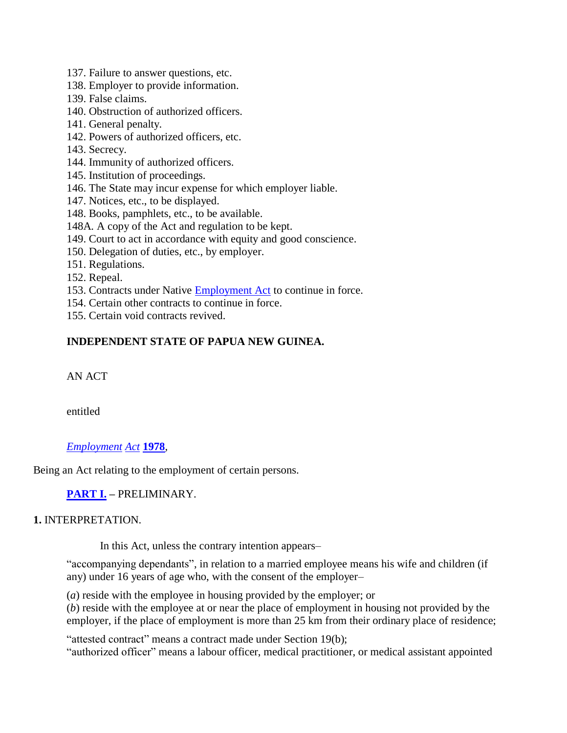137. Failure to answer questions, etc.
138. Employer to provide information.
139. False claims.
140. Obstruction of authorized officers.
141. General penalty.
142. Powers of authorized officers, etc.
143. Secrecy.
144. Immunity of authorized officers.
145. Institution of proceedings.
146. The State may incur expense for which employer liable.
147. Notices, etc., to be displayed.
148. Books, pamphlets, etc., to be available.
148A. A copy of the Act and regulation to be kept.
149. Court to act in accordance with equity and good conscience.
150. Delegation of duties, etc., by employer.
151. Regulations.
152. Repeal.
153. Contracts under Native Employment Act to continue in force.
154. Certain other contracts to continue in force.
155. Certain void contracts revived.

**INDEPENDENT STATE OF PAPUA NEW GUINEA.**

AN ACT

entitled

*Employment Act* **1978**,

Being an Act relating to the employment of certain persons.

**PART I.** – PRELIMINARY.

**1.** INTERPRETATION.

In this Act, unless the contrary intention appears–

"accompanying dependants", in relation to a married employee means his wife and children (if any) under 16 years of age who, with the consent of the employer–

(*a*) reside with the employee in housing provided by the employer; or
(*b*) reside with the employee at or near the place of employment in housing not provided by the employer, if the place of employment is more than 25 km from their ordinary place of residence;

"attested contract" means a contract made under Section 19(b);
"authorized officer" means a labour officer, medical practitioner, or medical assistant appointed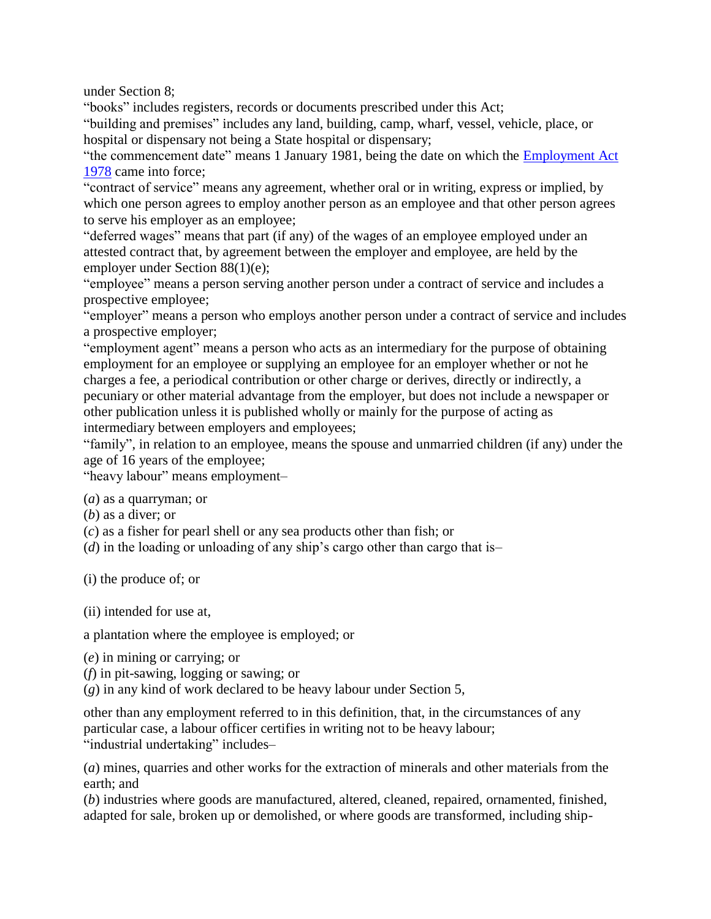under Section 8;
"books" includes registers, records or documents prescribed under this Act;
"building and premises" includes any land, building, camp, wharf, vessel, vehicle, place, or hospital or dispensary not being a State hospital or dispensary;
"the commencement date" means 1 January 1981, being the date on which the Employment Act 1978 came into force;
"contract of service" means any agreement, whether oral or in writing, express or implied, by which one person agrees to employ another person as an employee and that other person agrees to serve his employer as an employee;
"deferred wages" means that part (if any) of the wages of an employee employed under an attested contract that, by agreement between the employer and employee, are held by the employer under Section 88(1)(e);
"employee" means a person serving another person under a contract of service and includes a prospective employee;
"employer" means a person who employs another person under a contract of service and includes a prospective employer;
"employment agent" means a person who acts as an intermediary for the purpose of obtaining employment for an employee or supplying an employee for an employer whether or not he charges a fee, a periodical contribution or other charge or derives, directly or indirectly, a pecuniary or other material advantage from the employer, but does not include a newspaper or other publication unless it is published wholly or mainly for the purpose of acting as intermediary between employers and employees;
"family", in relation to an employee, means the spouse and unmarried children (if any) under the age of 16 years of the employee;
"heavy labour" means employment–

(*a*) as a quarryman; or
(*b*) as a diver; or
(*c*) as a fisher for pearl shell or any sea products other than fish; or
(*d*) in the loading or unloading of any ship's cargo other than cargo that is–

(i) the produce of; or

(ii) intended for use at,

a plantation where the employee is employed; or

(*e*) in mining or carrying; or
(*f*) in pit-sawing, logging or sawing; or
(*g*) in any kind of work declared to be heavy labour under Section 5,

other than any employment referred to in this definition, that, in the circumstances of any particular case, a labour officer certifies in writing not to be heavy labour;
"industrial undertaking" includes–

(*a*) mines, quarries and other works for the extraction of minerals and other materials from the earth; and
(*b*) industries where goods are manufactured, altered, cleaned, repaired, ornamented, finished, adapted for sale, broken up or demolished, or where goods are transformed, including ship-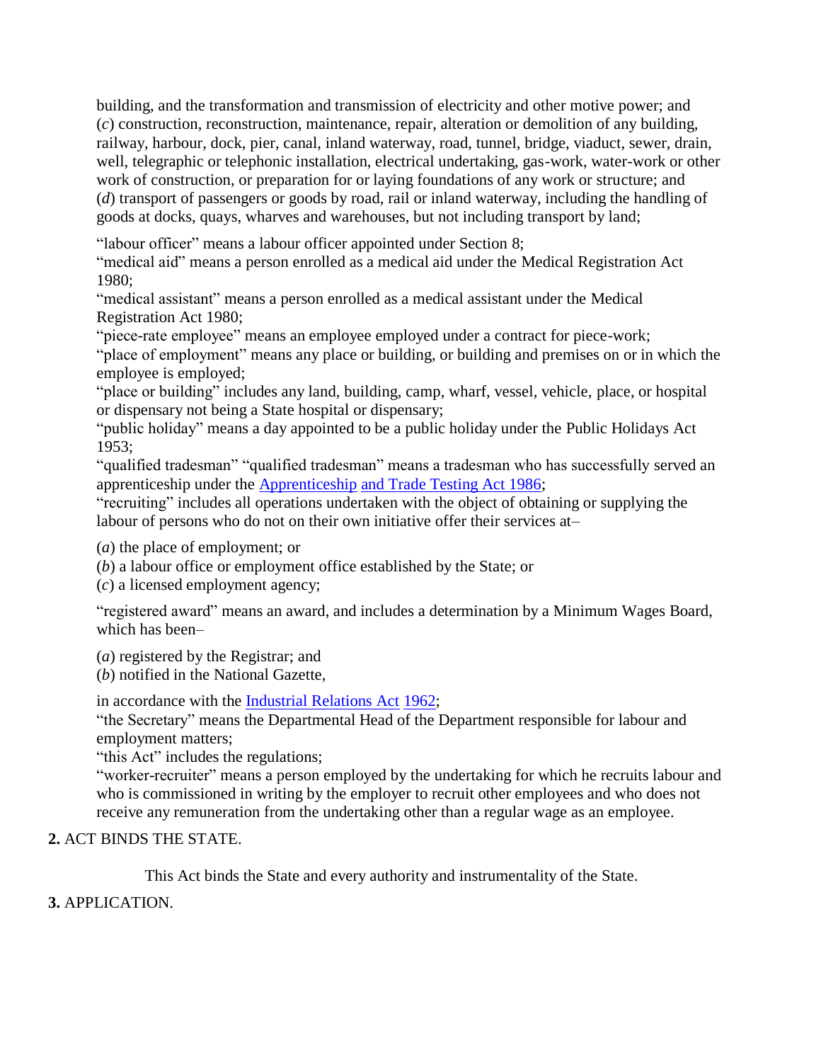building, and the transformation and transmission of electricity and other motive power; and
(*c*) construction, reconstruction, maintenance, repair, alteration or demolition of any building, railway, harbour, dock, pier, canal, inland waterway, road, tunnel, bridge, viaduct, sewer, drain, well, telegraphic or telephonic installation, electrical undertaking, gas-work, water-work or other work of construction, or preparation for or laying foundations of any work or structure; and
(*d*) transport of passengers or goods by road, rail or inland waterway, including the handling of goods at docks, quays, wharves and warehouses, but not including transport by land;

"labour officer" means a labour officer appointed under Section 8;
"medical aid" means a person enrolled as a medical aid under the Medical Registration Act 1980;
"medical assistant" means a person enrolled as a medical assistant under the Medical Registration Act 1980;
"piece-rate employee" means an employee employed under a contract for piece-work;
"place of employment" means any place or building, or building and premises on or in which the employee is employed;
"place or building" includes any land, building, camp, wharf, vessel, vehicle, place, or hospital or dispensary not being a State hospital or dispensary;
"public holiday" means a day appointed to be a public holiday under the Public Holidays Act 1953;
"qualified tradesman" "qualified tradesman" means a tradesman who has successfully served an apprenticeship under the Apprenticeship and Trade Testing Act 1986;
"recruiting" includes all operations undertaken with the object of obtaining or supplying the labour of persons who do not on their own initiative offer their services at–

(*a*) the place of employment; or
(*b*) a labour office or employment office established by the State; or
(*c*) a licensed employment agency;

"registered award" means an award, and includes a determination by a Minimum Wages Board, which has been–

(*a*) registered by the Registrar; and
(*b*) notified in the National Gazette,

in accordance with the Industrial Relations Act 1962;
"the Secretary" means the Departmental Head of the Department responsible for labour and employment matters;
"this Act" includes the regulations;
"worker-recruiter" means a person employed by the undertaking for which he recruits labour and who is commissioned in writing by the employer to recruit other employees and who does not receive any remuneration from the undertaking other than a regular wage as an employee.

**2.** ACT BINDS THE STATE.

This Act binds the State and every authority and instrumentality of the State.

**3.** APPLICATION.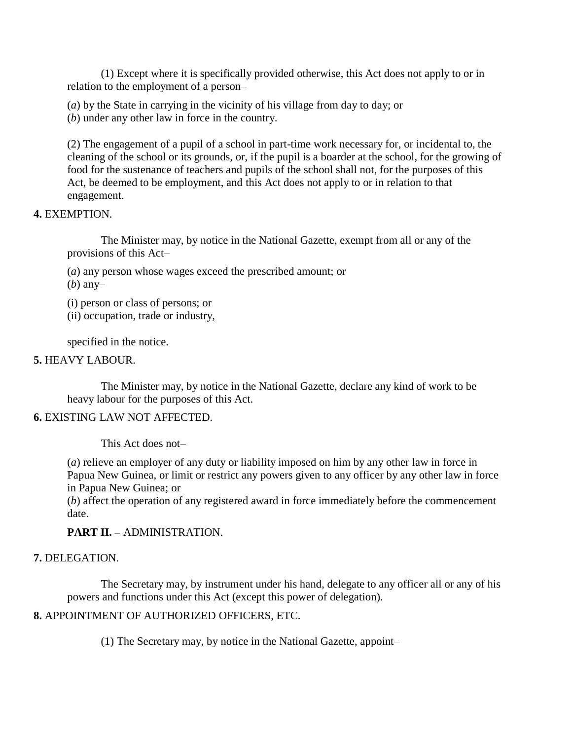(1) Except where it is specifically provided otherwise, this Act does not apply to or in relation to the employment of a person–

(*a*) by the State in carrying in the vicinity of his village from day to day; or
(*b*) under any other law in force in the country.

(2) The engagement of a pupil of a school in part-time work necessary for, or incidental to, the cleaning of the school or its grounds, or, if the pupil is a boarder at the school, for the growing of food for the sustenance of teachers and pupils of the school shall not, for the purposes of this Act, be deemed to be employment, and this Act does not apply to or in relation to that engagement.

**4.** EXEMPTION.

The Minister may, by notice in the National Gazette, exempt from all or any of the provisions of this Act–

(*a*) any person whose wages exceed the prescribed amount; or
(*b*) any–

(i) person or class of persons; or
(ii) occupation, trade or industry,

specified in the notice.

**5.** HEAVY LABOUR.

The Minister may, by notice in the National Gazette, declare any kind of work to be heavy labour for the purposes of this Act.

**6.** EXISTING LAW NOT AFFECTED.

This Act does not–

(*a*) relieve an employer of any duty or liability imposed on him by any other law in force in Papua New Guinea, or limit or restrict any powers given to any officer by any other law in force in Papua New Guinea; or
(*b*) affect the operation of any registered award in force immediately before the commencement date.

**PART II. –** ADMINISTRATION.

**7.** DELEGATION.

The Secretary may, by instrument under his hand, delegate to any officer all or any of his powers and functions under this Act (except this power of delegation).

**8.** APPOINTMENT OF AUTHORIZED OFFICERS, ETC.

(1) The Secretary may, by notice in the National Gazette, appoint–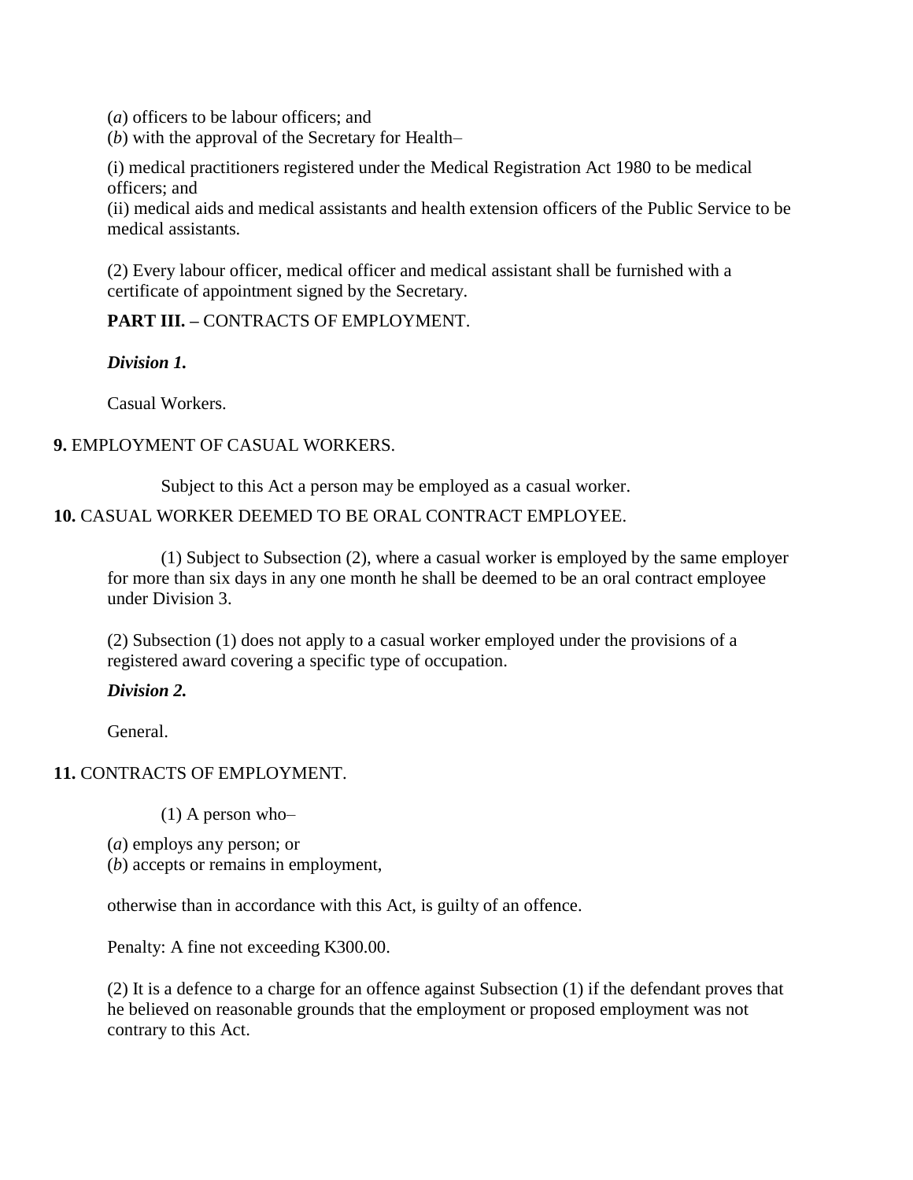(*a*) officers to be labour officers; and
(*b*) with the approval of the Secretary for Health–

(i) medical practitioners registered under the Medical Registration Act 1980 to be medical officers; and
(ii) medical aids and medical assistants and health extension officers of the Public Service to be medical assistants.

(2) Every labour officer, medical officer and medical assistant shall be furnished with a certificate of appointment signed by the Secretary.

**PART III. –** CONTRACTS OF EMPLOYMENT.

***Division 1.***

Casual Workers.

**9.** EMPLOYMENT OF CASUAL WORKERS.

Subject to this Act a person may be employed as a casual worker.

**10.** CASUAL WORKER DEEMED TO BE ORAL CONTRACT EMPLOYEE.

(1) Subject to Subsection (2), where a casual worker is employed by the same employer for more than six days in any one month he shall be deemed to be an oral contract employee under Division 3.

(2) Subsection (1) does not apply to a casual worker employed under the provisions of a registered award covering a specific type of occupation.

***Division 2.***

General.

**11.** CONTRACTS OF EMPLOYMENT.

(1) A person who–

(*a*) employs any person; or
(*b*) accepts or remains in employment,

otherwise than in accordance with this Act, is guilty of an offence.

Penalty: A fine not exceeding K300.00.

(2) It is a defence to a charge for an offence against Subsection (1) if the defendant proves that he believed on reasonable grounds that the employment or proposed employment was not contrary to this Act.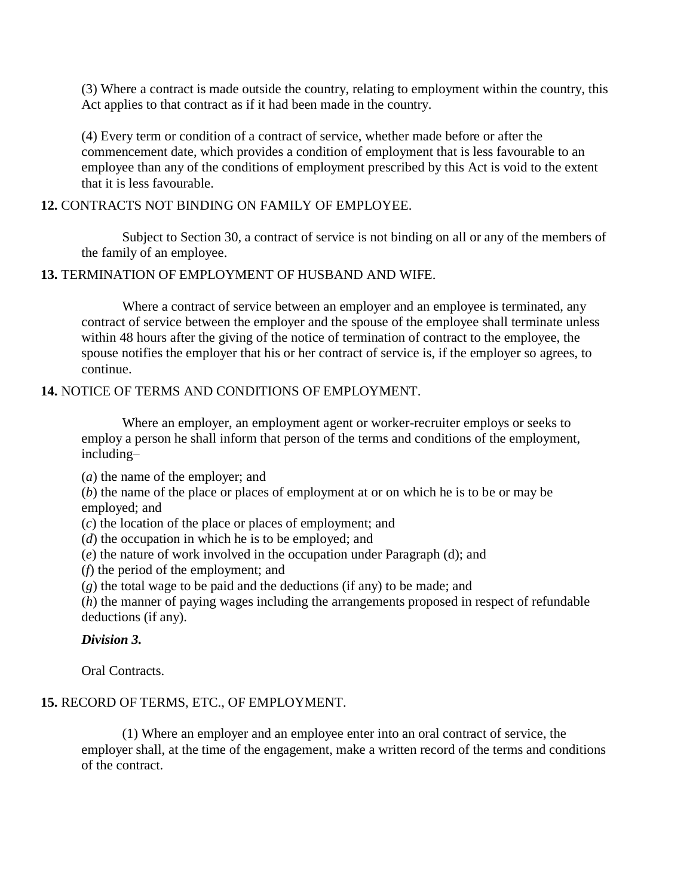(3) Where a contract is made outside the country, relating to employment within the country, this Act applies to that contract as if it had been made in the country.

(4) Every term or condition of a contract of service, whether made before or after the commencement date, which provides a condition of employment that is less favourable to an employee than any of the conditions of employment prescribed by this Act is void to the extent that it is less favourable.

**12.** CONTRACTS NOT BINDING ON FAMILY OF EMPLOYEE.

Subject to Section 30, a contract of service is not binding on all or any of the members of the family of an employee.

**13.** TERMINATION OF EMPLOYMENT OF HUSBAND AND WIFE.

Where a contract of service between an employer and an employee is terminated, any contract of service between the employer and the spouse of the employee shall terminate unless within 48 hours after the giving of the notice of termination of contract to the employee, the spouse notifies the employer that his or her contract of service is, if the employer so agrees, to continue.

**14.** NOTICE OF TERMS AND CONDITIONS OF EMPLOYMENT.

Where an employer, an employment agent or worker-recruiter employs or seeks to employ a person he shall inform that person of the terms and conditions of the employment, including–

(*a*) the name of the employer; and

(*b*) the name of the place or places of employment at or on which he is to be or may be employed; and

(*c*) the location of the place or places of employment; and

(*d*) the occupation in which he is to be employed; and

(*e*) the nature of work involved in the occupation under Paragraph (d); and

(*f*) the period of the employment; and

(*g*) the total wage to be paid and the deductions (if any) to be made; and

(*h*) the manner of paying wages including the arrangements proposed in respect of refundable deductions (if any).

***Division 3.***

Oral Contracts.

**15.** RECORD OF TERMS, ETC., OF EMPLOYMENT.

(1) Where an employer and an employee enter into an oral contract of service, the employer shall, at the time of the engagement, make a written record of the terms and conditions of the contract.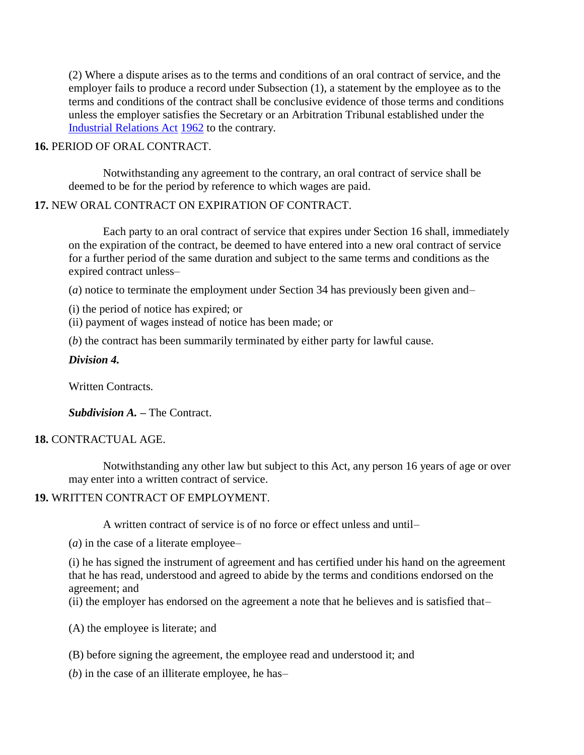(2) Where a dispute arises as to the terms and conditions of an oral contract of service, and the employer fails to produce a record under Subsection (1), a statement by the employee as to the terms and conditions of the contract shall be conclusive evidence of those terms and conditions unless the employer satisfies the Secretary or an Arbitration Tribunal established under the Industrial Relations Act 1962 to the contrary.

**16.** PERIOD OF ORAL CONTRACT.

Notwithstanding any agreement to the contrary, an oral contract of service shall be deemed to be for the period by reference to which wages are paid.

**17.** NEW ORAL CONTRACT ON EXPIRATION OF CONTRACT.

Each party to an oral contract of service that expires under Section 16 shall, immediately on the expiration of the contract, be deemed to have entered into a new oral contract of service for a further period of the same duration and subject to the same terms and conditions as the expired contract unless–

(*a*) notice to terminate the employment under Section 34 has previously been given and–

(i) the period of notice has expired; or
(ii) payment of wages instead of notice has been made; or

(*b*) the contract has been summarily terminated by either party for lawful cause.

***Division 4.***

Written Contracts.

***Subdivision A. –*** The Contract.

**18.** CONTRACTUAL AGE.

Notwithstanding any other law but subject to this Act, any person 16 years of age or over may enter into a written contract of service.

**19.** WRITTEN CONTRACT OF EMPLOYMENT.

A written contract of service is of no force or effect unless and until–

(*a*) in the case of a literate employee–

(i) he has signed the instrument of agreement and has certified under his hand on the agreement that he has read, understood and agreed to abide by the terms and conditions endorsed on the agreement; and
(ii) the employer has endorsed on the agreement a note that he believes and is satisfied that–

(A) the employee is literate; and

(B) before signing the agreement, the employee read and understood it; and

(*b*) in the case of an illiterate employee, he has–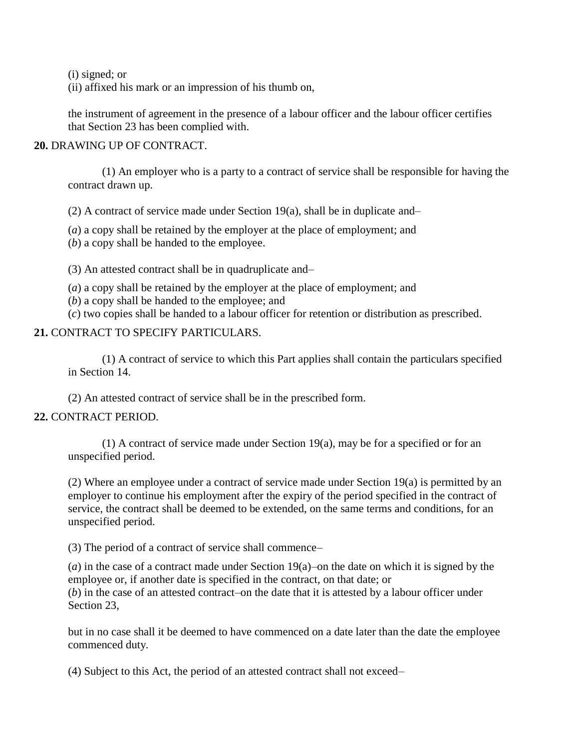(i) signed; or
(ii) affixed his mark or an impression of his thumb on,

the instrument of agreement in the presence of a labour officer and the labour officer certifies that Section 23 has been complied with.

**20.** DRAWING UP OF CONTRACT.

(1) An employer who is a party to a contract of service shall be responsible for having the contract drawn up.

(2) A contract of service made under Section 19(a), shall be in duplicate and–

(*a*) a copy shall be retained by the employer at the place of employment; and
(*b*) a copy shall be handed to the employee.

(3) An attested contract shall be in quadruplicate and–

(*a*) a copy shall be retained by the employer at the place of employment; and
(*b*) a copy shall be handed to the employee; and
(*c*) two copies shall be handed to a labour officer for retention or distribution as prescribed.

**21.** CONTRACT TO SPECIFY PARTICULARS.

(1) A contract of service to which this Part applies shall contain the particulars specified in Section 14.

(2) An attested contract of service shall be in the prescribed form.

**22.** CONTRACT PERIOD.

(1) A contract of service made under Section 19(a), may be for a specified or for an unspecified period.

(2) Where an employee under a contract of service made under Section 19(a) is permitted by an employer to continue his employment after the expiry of the period specified in the contract of service, the contract shall be deemed to be extended, on the same terms and conditions, for an unspecified period.

(3) The period of a contract of service shall commence–

(*a*) in the case of a contract made under Section 19(a)–on the date on which it is signed by the employee or, if another date is specified in the contract, on that date; or
(*b*) in the case of an attested contract–on the date that it is attested by a labour officer under Section 23,

but in no case shall it be deemed to have commenced on a date later than the date the employee commenced duty.

(4) Subject to this Act, the period of an attested contract shall not exceed–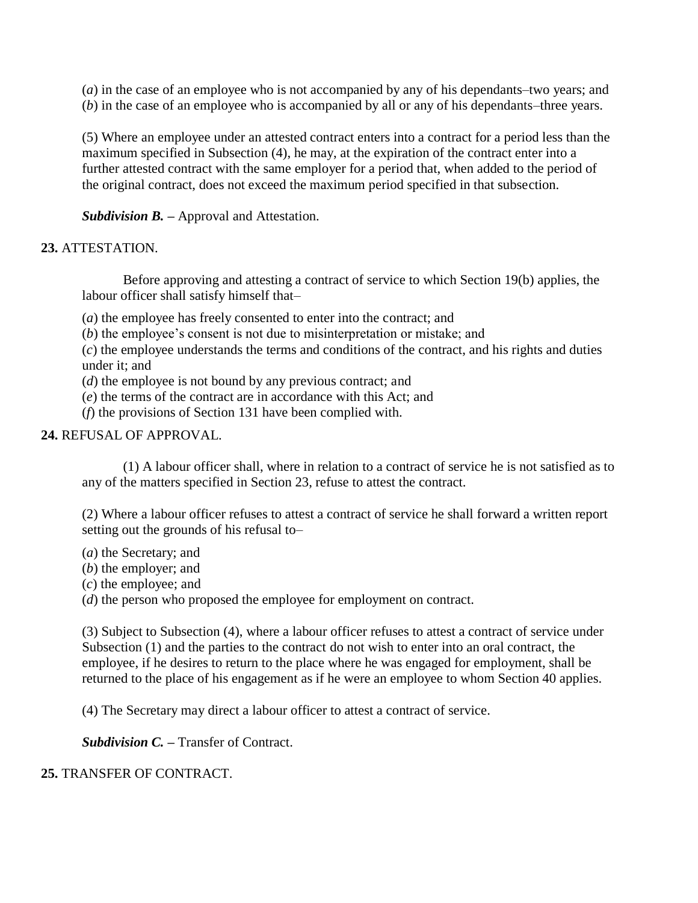(*a*) in the case of an employee who is not accompanied by any of his dependants–two years; and
(*b*) in the case of an employee who is accompanied by all or any of his dependants–three years.

(5) Where an employee under an attested contract enters into a contract for a period less than the maximum specified in Subsection (4), he may, at the expiration of the contract enter into a further attested contract with the same employer for a period that, when added to the period of the original contract, does not exceed the maximum period specified in that subsection.

***Subdivision B.*** **–** Approval and Attestation.

**23.** ATTESTATION.

Before approving and attesting a contract of service to which Section 19(b) applies, the labour officer shall satisfy himself that–

(*a*) the employee has freely consented to enter into the contract; and
(*b*) the employee's consent is not due to misinterpretation or mistake; and
(*c*) the employee understands the terms and conditions of the contract, and his rights and duties under it; and
(*d*) the employee is not bound by any previous contract; and
(*e*) the terms of the contract are in accordance with this Act; and
(*f*) the provisions of Section 131 have been complied with.

**24.** REFUSAL OF APPROVAL.

(1) A labour officer shall, where in relation to a contract of service he is not satisfied as to any of the matters specified in Section 23, refuse to attest the contract.

(2) Where a labour officer refuses to attest a contract of service he shall forward a written report setting out the grounds of his refusal to–

(*a*) the Secretary; and
(*b*) the employer; and
(*c*) the employee; and
(*d*) the person who proposed the employee for employment on contract.

(3) Subject to Subsection (4), where a labour officer refuses to attest a contract of service under Subsection (1) and the parties to the contract do not wish to enter into an oral contract, the employee, if he desires to return to the place where he was engaged for employment, shall be returned to the place of his engagement as if he were an employee to whom Section 40 applies.

(4) The Secretary may direct a labour officer to attest a contract of service.

***Subdivision C.*** **–** Transfer of Contract.

**25.** TRANSFER OF CONTRACT.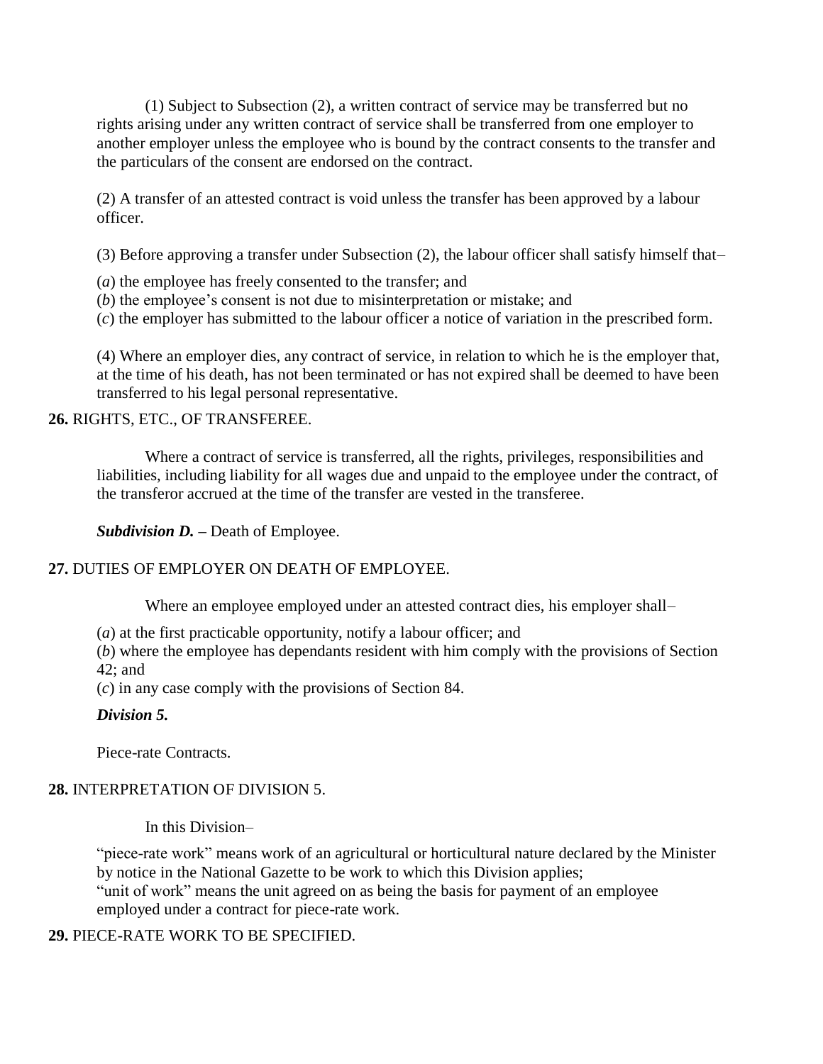(1) Subject to Subsection (2), a written contract of service may be transferred but no rights arising under any written contract of service shall be transferred from one employer to another employer unless the employee who is bound by the contract consents to the transfer and the particulars of the consent are endorsed on the contract.

(2) A transfer of an attested contract is void unless the transfer has been approved by a labour officer.

(3) Before approving a transfer under Subsection (2), the labour officer shall satisfy himself that–

(*a*) the employee has freely consented to the transfer; and
(*b*) the employee's consent is not due to misinterpretation or mistake; and
(*c*) the employer has submitted to the labour officer a notice of variation in the prescribed form.

(4) Where an employer dies, any contract of service, in relation to which he is the employer that, at the time of his death, has not been terminated or has not expired shall be deemed to have been transferred to his legal personal representative.

**26.** RIGHTS, ETC., OF TRANSFEREE.

Where a contract of service is transferred, all the rights, privileges, responsibilities and liabilities, including liability for all wages due and unpaid to the employee under the contract, of the transferor accrued at the time of the transfer are vested in the transferee.

***Subdivision D.*** **–** Death of Employee.

**27.** DUTIES OF EMPLOYER ON DEATH OF EMPLOYEE.

Where an employee employed under an attested contract dies, his employer shall–

(*a*) at the first practicable opportunity, notify a labour officer; and
(*b*) where the employee has dependants resident with him comply with the provisions of Section 42; and
(*c*) in any case comply with the provisions of Section 84.

***Division 5.***

Piece-rate Contracts.

**28.** INTERPRETATION OF DIVISION 5.

In this Division–

"piece-rate work" means work of an agricultural or horticultural nature declared by the Minister by notice in the National Gazette to be work to which this Division applies;
"unit of work" means the unit agreed on as being the basis for payment of an employee employed under a contract for piece-rate work.

**29.** PIECE-RATE WORK TO BE SPECIFIED.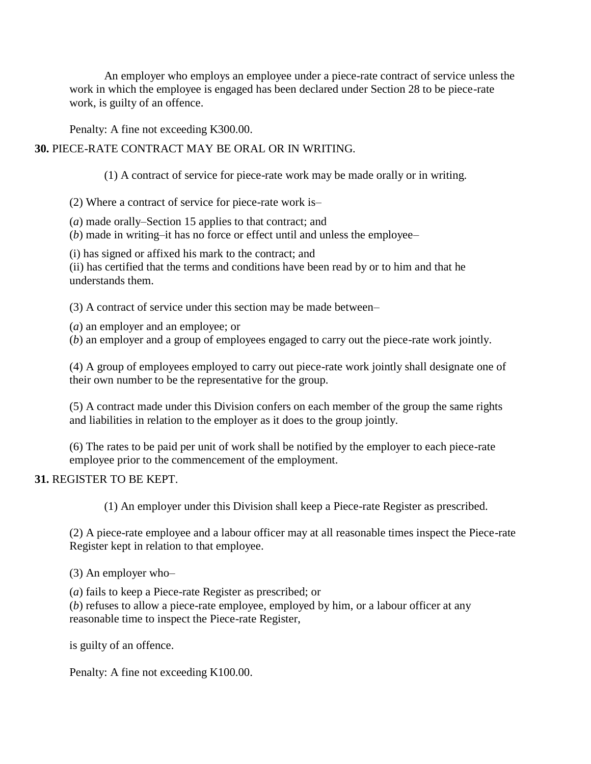An employer who employs an employee under a piece-rate contract of service unless the work in which the employee is engaged has been declared under Section 28 to be piece-rate work, is guilty of an offence.

Penalty: A fine not exceeding K300.00.

**30.** PIECE-RATE CONTRACT MAY BE ORAL OR IN WRITING.

(1) A contract of service for piece-rate work may be made orally or in writing.

(2) Where a contract of service for piece-rate work is–

(*a*) made orally–Section 15 applies to that contract; and
(*b*) made in writing–it has no force or effect until and unless the employee–

(i) has signed or affixed his mark to the contract; and
(ii) has certified that the terms and conditions have been read by or to him and that he understands them.

(3) A contract of service under this section may be made between–

(*a*) an employer and an employee; or
(*b*) an employer and a group of employees engaged to carry out the piece-rate work jointly.

(4) A group of employees employed to carry out piece-rate work jointly shall designate one of their own number to be the representative for the group.

(5) A contract made under this Division confers on each member of the group the same rights and liabilities in relation to the employer as it does to the group jointly.

(6) The rates to be paid per unit of work shall be notified by the employer to each piece-rate employee prior to the commencement of the employment.

**31.** REGISTER TO BE KEPT.

(1) An employer under this Division shall keep a Piece-rate Register as prescribed.

(2) A piece-rate employee and a labour officer may at all reasonable times inspect the Piece-rate Register kept in relation to that employee.

(3) An employer who–

(*a*) fails to keep a Piece-rate Register as prescribed; or
(*b*) refuses to allow a piece-rate employee, employed by him, or a labour officer at any reasonable time to inspect the Piece-rate Register,

is guilty of an offence.

Penalty: A fine not exceeding K100.00.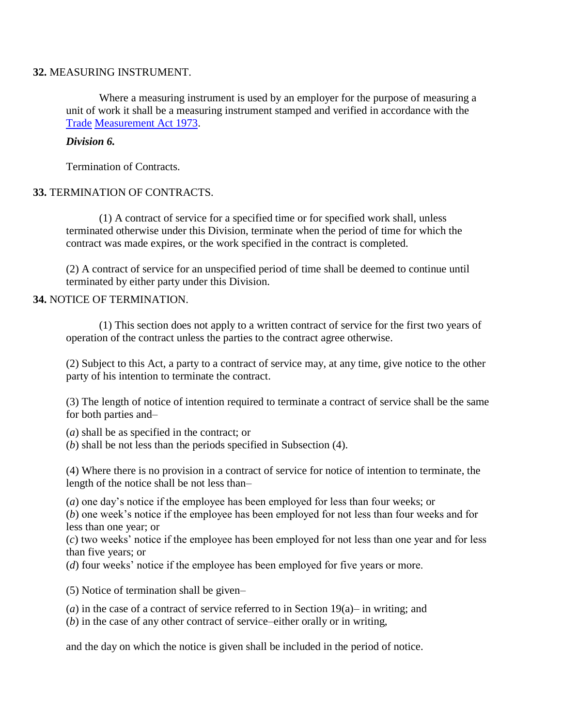**32.** MEASURING INSTRUMENT.

Where a measuring instrument is used by an employer for the purpose of measuring a unit of work it shall be a measuring instrument stamped and verified in accordance with the Trade Measurement Act 1973.

***Division 6.***

Termination of Contracts.

**33.** TERMINATION OF CONTRACTS.

(1) A contract of service for a specified time or for specified work shall, unless terminated otherwise under this Division, terminate when the period of time for which the contract was made expires, or the work specified in the contract is completed.

(2) A contract of service for an unspecified period of time shall be deemed to continue until terminated by either party under this Division.

**34.** NOTICE OF TERMINATION.

(1) This section does not apply to a written contract of service for the first two years of operation of the contract unless the parties to the contract agree otherwise.

(2) Subject to this Act, a party to a contract of service may, at any time, give notice to the other party of his intention to terminate the contract.

(3) The length of notice of intention required to terminate a contract of service shall be the same for both parties and–

(*a*) shall be as specified in the contract; or
(*b*) shall be not less than the periods specified in Subsection (4).

(4) Where there is no provision in a contract of service for notice of intention to terminate, the length of the notice shall be not less than–

(*a*) one day's notice if the employee has been employed for less than four weeks; or
(*b*) one week's notice if the employee has been employed for not less than four weeks and for less than one year; or
(*c*) two weeks' notice if the employee has been employed for not less than one year and for less than five years; or
(*d*) four weeks' notice if the employee has been employed for five years or more.

(5) Notice of termination shall be given–

(*a*) in the case of a contract of service referred to in Section 19(a)– in writing; and
(*b*) in the case of any other contract of service–either orally or in writing,

and the day on which the notice is given shall be included in the period of notice.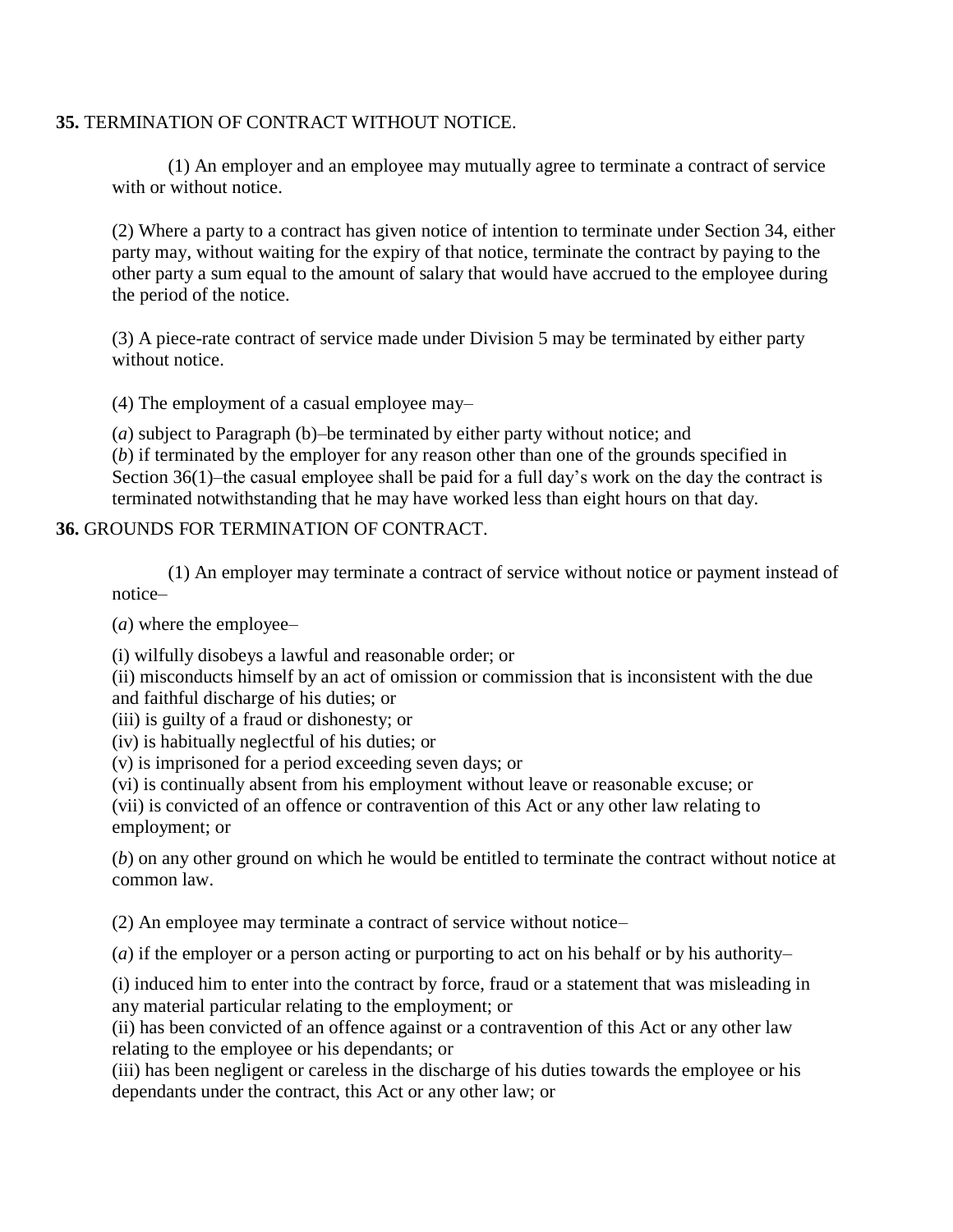**35.** TERMINATION OF CONTRACT WITHOUT NOTICE.

(1) An employer and an employee may mutually agree to terminate a contract of service with or without notice.

(2) Where a party to a contract has given notice of intention to terminate under Section 34, either party may, without waiting for the expiry of that notice, terminate the contract by paying to the other party a sum equal to the amount of salary that would have accrued to the employee during the period of the notice.

(3) A piece-rate contract of service made under Division 5 may be terminated by either party without notice.

(4) The employment of a casual employee may–

(*a*) subject to Paragraph (b)–be terminated by either party without notice; and
(*b*) if terminated by the employer for any reason other than one of the grounds specified in Section 36(1)–the casual employee shall be paid for a full day's work on the day the contract is terminated notwithstanding that he may have worked less than eight hours on that day.

**36.** GROUNDS FOR TERMINATION OF CONTRACT.

(1) An employer may terminate a contract of service without notice or payment instead of notice–

(*a*) where the employee–

(i) wilfully disobeys a lawful and reasonable order; or
(ii) misconducts himself by an act of omission or commission that is inconsistent with the due and faithful discharge of his duties; or
(iii) is guilty of a fraud or dishonesty; or
(iv) is habitually neglectful of his duties; or
(v) is imprisoned for a period exceeding seven days; or
(vi) is continually absent from his employment without leave or reasonable excuse; or
(vii) is convicted of an offence or contravention of this Act or any other law relating to employment; or

(*b*) on any other ground on which he would be entitled to terminate the contract without notice at common law.

(2) An employee may terminate a contract of service without notice–

(*a*) if the employer or a person acting or purporting to act on his behalf or by his authority–

(i) induced him to enter into the contract by force, fraud or a statement that was misleading in any material particular relating to the employment; or
(ii) has been convicted of an offence against or a contravention of this Act or any other law relating to the employee or his dependants; or
(iii) has been negligent or careless in the discharge of his duties towards the employee or his dependants under the contract, this Act or any other law; or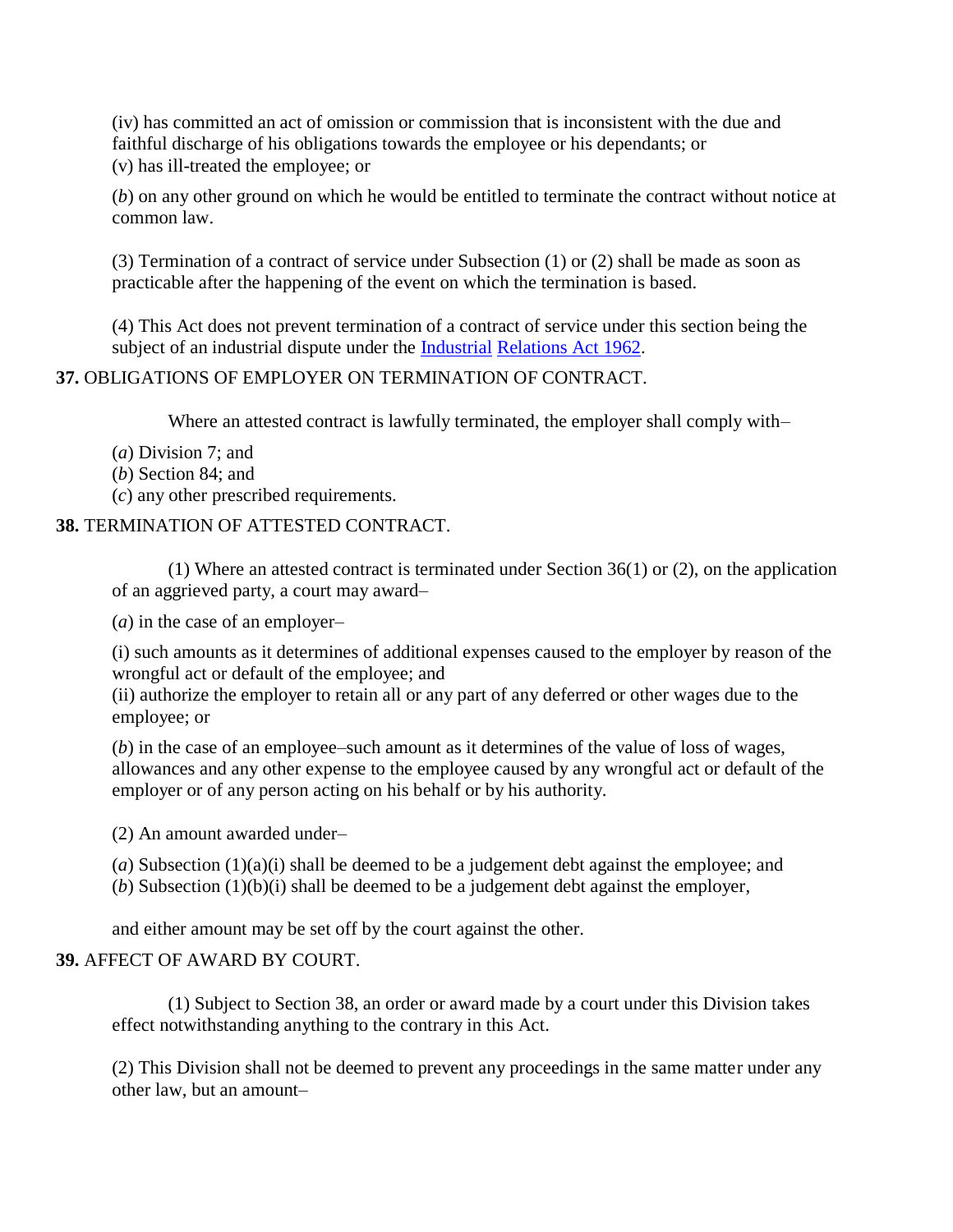(iv) has committed an act of omission or commission that is inconsistent with the due and faithful discharge of his obligations towards the employee or his dependants; or
(v) has ill-treated the employee; or

(*b*) on any other ground on which he would be entitled to terminate the contract without notice at common law.

(3) Termination of a contract of service under Subsection (1) or (2) shall be made as soon as practicable after the happening of the event on which the termination is based.

(4) This Act does not prevent termination of a contract of service under this section being the subject of an industrial dispute under the Industrial Relations Act 1962.

**37.** OBLIGATIONS OF EMPLOYER ON TERMINATION OF CONTRACT.

Where an attested contract is lawfully terminated, the employer shall comply with–

(*a*) Division 7; and
(*b*) Section 84; and
(*c*) any other prescribed requirements.

**38.** TERMINATION OF ATTESTED CONTRACT.

(1) Where an attested contract is terminated under Section 36(1) or (2), on the application of an aggrieved party, a court may award–

(*a*) in the case of an employer–

(i) such amounts as it determines of additional expenses caused to the employer by reason of the wrongful act or default of the employee; and
(ii) authorize the employer to retain all or any part of any deferred or other wages due to the employee; or

(*b*) in the case of an employee–such amount as it determines of the value of loss of wages, allowances and any other expense to the employee caused by any wrongful act or default of the employer or of any person acting on his behalf or by his authority.

(2) An amount awarded under–

(*a*) Subsection (1)(a)(i) shall be deemed to be a judgement debt against the employee; and
(*b*) Subsection (1)(b)(i) shall be deemed to be a judgement debt against the employer,

and either amount may be set off by the court against the other.

**39.** AFFECT OF AWARD BY COURT.

(1) Subject to Section 38, an order or award made by a court under this Division takes effect notwithstanding anything to the contrary in this Act.

(2) This Division shall not be deemed to prevent any proceedings in the same matter under any other law, but an amount–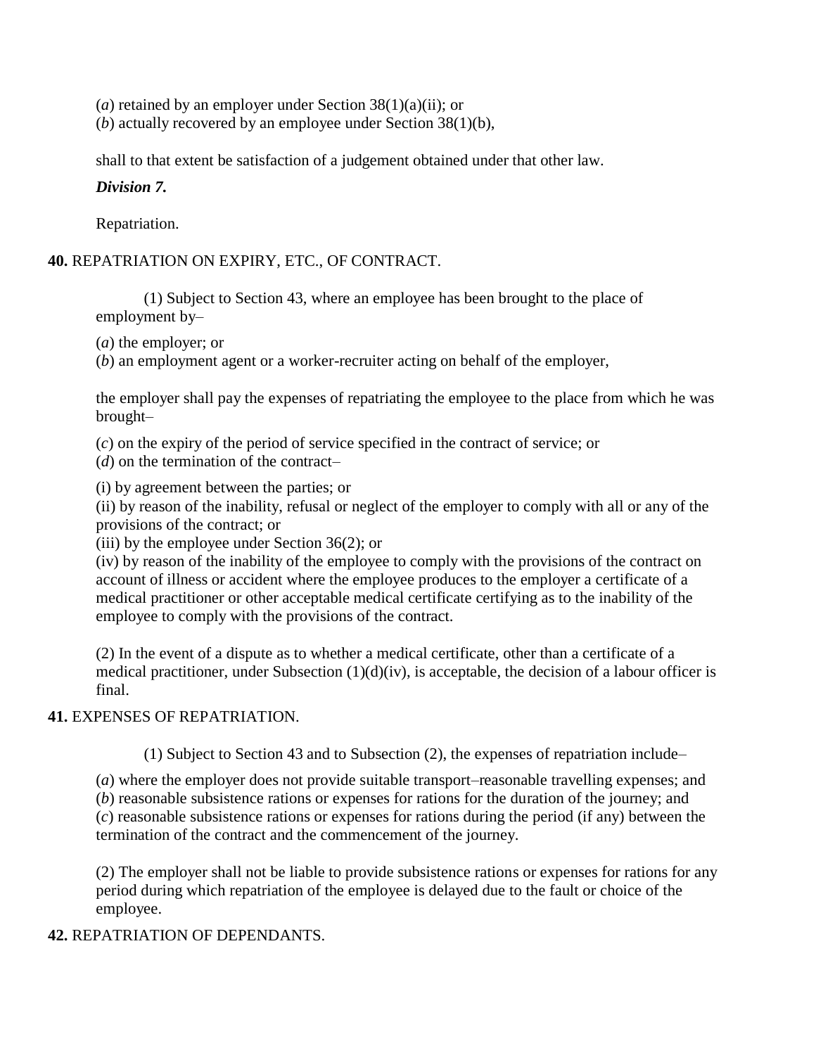(*a*) retained by an employer under Section 38(1)(a)(ii); or
(*b*) actually recovered by an employee under Section 38(1)(b),

shall to that extent be satisfaction of a judgement obtained under that other law.

***Division 7.***

Repatriation.

**40.** REPATRIATION ON EXPIRY, ETC., OF CONTRACT.

(1) Subject to Section 43, where an employee has been brought to the place of employment by–

(*a*) the employer; or
(*b*) an employment agent or a worker-recruiter acting on behalf of the employer,

the employer shall pay the expenses of repatriating the employee to the place from which he was brought–

(*c*) on the expiry of the period of service specified in the contract of service; or
(*d*) on the termination of the contract–

(i) by agreement between the parties; or
(ii) by reason of the inability, refusal or neglect of the employer to comply with all or any of the provisions of the contract; or
(iii) by the employee under Section 36(2); or
(iv) by reason of the inability of the employee to comply with the provisions of the contract on account of illness or accident where the employee produces to the employer a certificate of a medical practitioner or other acceptable medical certificate certifying as to the inability of the employee to comply with the provisions of the contract.

(2) In the event of a dispute as to whether a medical certificate, other than a certificate of a medical practitioner, under Subsection (1)(d)(iv), is acceptable, the decision of a labour officer is final.

**41.** EXPENSES OF REPATRIATION.

(1) Subject to Section 43 and to Subsection (2), the expenses of repatriation include–

(*a*) where the employer does not provide suitable transport–reasonable travelling expenses; and
(*b*) reasonable subsistence rations or expenses for rations for the duration of the journey; and
(*c*) reasonable subsistence rations or expenses for rations during the period (if any) between the termination of the contract and the commencement of the journey.

(2) The employer shall not be liable to provide subsistence rations or expenses for rations for any period during which repatriation of the employee is delayed due to the fault or choice of the employee.

**42.** REPATRIATION OF DEPENDANTS.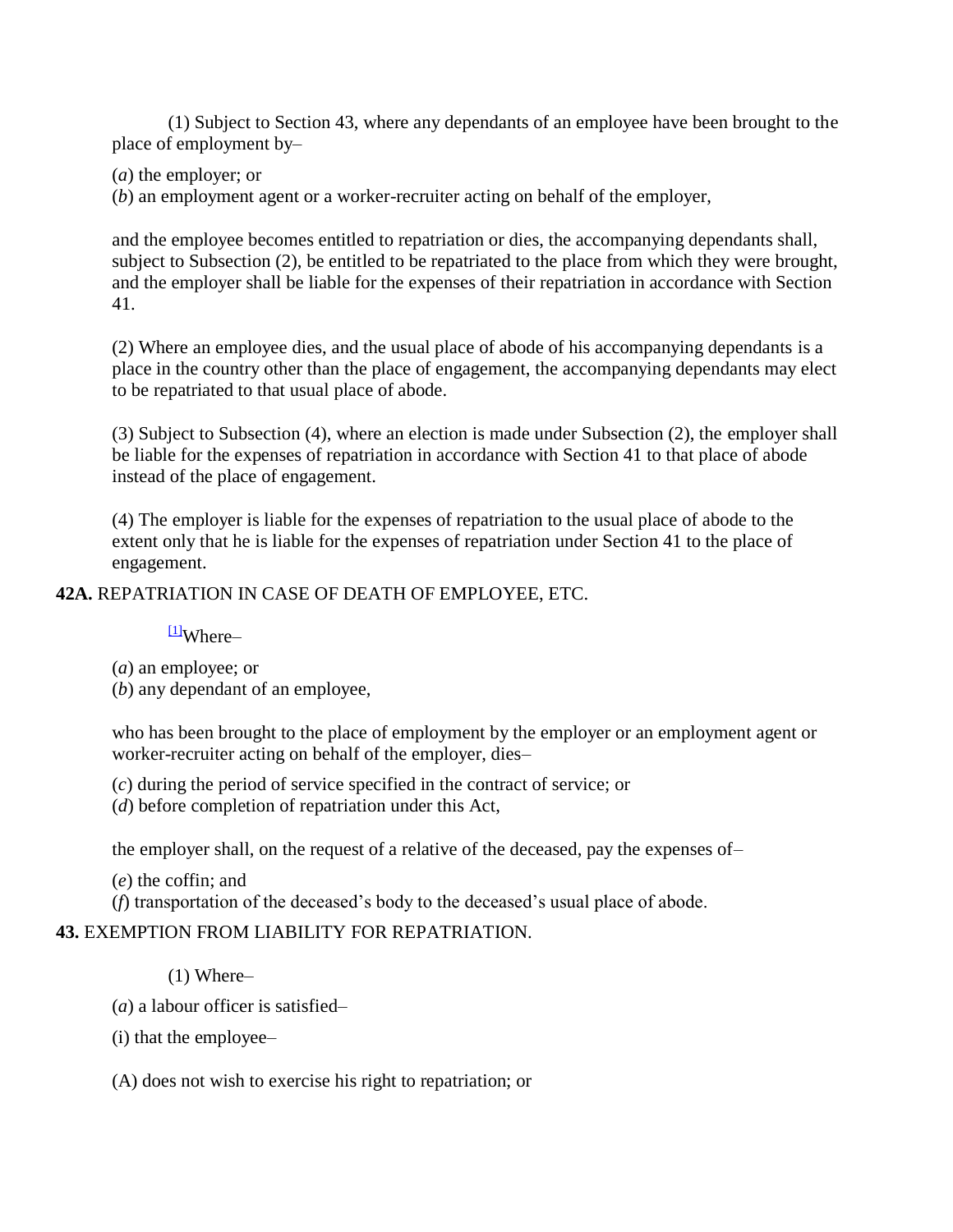(1) Subject to Section 43, where any dependants of an employee have been brought to the place of employment by–

(*a*) the employer; or
(*b*) an employment agent or a worker-recruiter acting on behalf of the employer,

and the employee becomes entitled to repatriation or dies, the accompanying dependants shall, subject to Subsection (2), be entitled to be repatriated to the place from which they were brought, and the employer shall be liable for the expenses of their repatriation in accordance with Section 41.

(2) Where an employee dies, and the usual place of abode of his accompanying dependants is a place in the country other than the place of engagement, the accompanying dependants may elect to be repatriated to that usual place of abode.

(3) Subject to Subsection (4), where an election is made under Subsection (2), the employer shall be liable for the expenses of repatriation in accordance with Section 41 to that place of abode instead of the place of engagement.

(4) The employer is liable for the expenses of repatriation to the usual place of abode to the extent only that he is liable for the expenses of repatriation under Section 41 to the place of engagement.

**42A.** REPATRIATION IN CASE OF DEATH OF EMPLOYEE, ETC.

[1]Where–

(*a*) an employee; or
(*b*) any dependant of an employee,

who has been brought to the place of employment by the employer or an employment agent or worker-recruiter acting on behalf of the employer, dies–

(*c*) during the period of service specified in the contract of service; or
(*d*) before completion of repatriation under this Act,

the employer shall, on the request of a relative of the deceased, pay the expenses of–

(*e*) the coffin; and
(*f*) transportation of the deceased's body to the deceased's usual place of abode.

**43.** EXEMPTION FROM LIABILITY FOR REPATRIATION.

(1) Where–

(*a*) a labour officer is satisfied–

(i) that the employee–

(A) does not wish to exercise his right to repatriation; or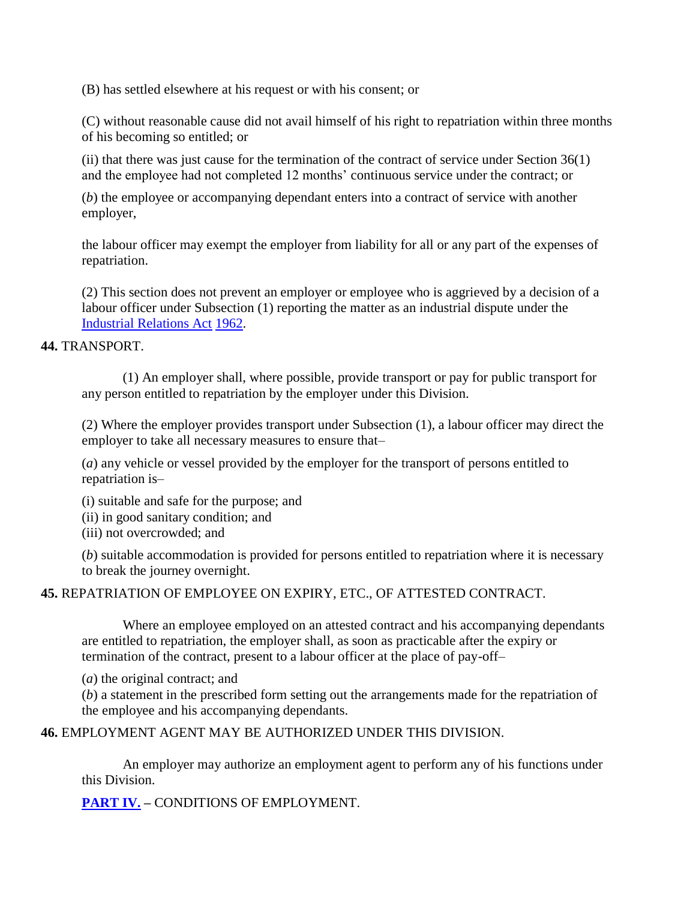(B) has settled elsewhere at his request or with his consent; or

(C) without reasonable cause did not avail himself of his right to repatriation within three months of his becoming so entitled; or

(ii) that there was just cause for the termination of the contract of service under Section 36(1) and the employee had not completed 12 months' continuous service under the contract; or

(*b*) the employee or accompanying dependant enters into a contract of service with another employer,

the labour officer may exempt the employer from liability for all or any part of the expenses of repatriation.

(2) This section does not prevent an employer or employee who is aggrieved by a decision of a labour officer under Subsection (1) reporting the matter as an industrial dispute under the Industrial Relations Act 1962.

**44.** TRANSPORT.

(1) An employer shall, where possible, provide transport or pay for public transport for any person entitled to repatriation by the employer under this Division.

(2) Where the employer provides transport under Subsection (1), a labour officer may direct the employer to take all necessary measures to ensure that–

(*a*) any vehicle or vessel provided by the employer for the transport of persons entitled to repatriation is–

(i) suitable and safe for the purpose; and
(ii) in good sanitary condition; and
(iii) not overcrowded; and

(*b*) suitable accommodation is provided for persons entitled to repatriation where it is necessary to break the journey overnight.

**45.** REPATRIATION OF EMPLOYEE ON EXPIRY, ETC., OF ATTESTED CONTRACT.

Where an employee employed on an attested contract and his accompanying dependants are entitled to repatriation, the employer shall, as soon as practicable after the expiry or termination of the contract, present to a labour officer at the place of pay-off–

(*a*) the original contract; and
(*b*) a statement in the prescribed form setting out the arrangements made for the repatriation of the employee and his accompanying dependants.

**46.** EMPLOYMENT AGENT MAY BE AUTHORIZED UNDER THIS DIVISION.

An employer may authorize an employment agent to perform any of his functions under this Division.

**PART IV. –** CONDITIONS OF EMPLOYMENT.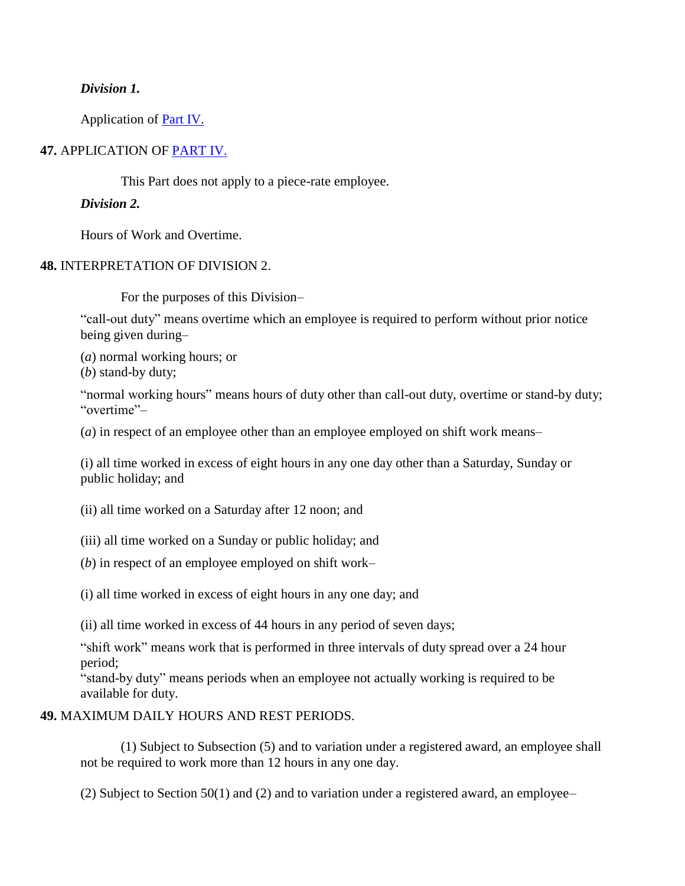*Division 1.*

Application of Part IV.

**47.** APPLICATION OF PART IV.

This Part does not apply to a piece-rate employee.

*Division 2.*

Hours of Work and Overtime.

**48.** INTERPRETATION OF DIVISION 2.

For the purposes of this Division–

"call-out duty" means overtime which an employee is required to perform without prior notice being given during–

(*a*) normal working hours; or
(*b*) stand-by duty;

"normal working hours" means hours of duty other than call-out duty, overtime or stand-by duty;
"overtime"–

(*a*) in respect of an employee other than an employee employed on shift work means–

(i) all time worked in excess of eight hours in any one day other than a Saturday, Sunday or public holiday; and

(ii) all time worked on a Saturday after 12 noon; and

(iii) all time worked on a Sunday or public holiday; and

(*b*) in respect of an employee employed on shift work–

(i) all time worked in excess of eight hours in any one day; and

(ii) all time worked in excess of 44 hours in any period of seven days;

"shift work" means work that is performed in three intervals of duty spread over a 24 hour period;
"stand-by duty" means periods when an employee not actually working is required to be available for duty.

**49.** MAXIMUM DAILY HOURS AND REST PERIODS.

(1) Subject to Subsection (5) and to variation under a registered award, an employee shall not be required to work more than 12 hours in any one day.

(2) Subject to Section 50(1) and (2) and to variation under a registered award, an employee–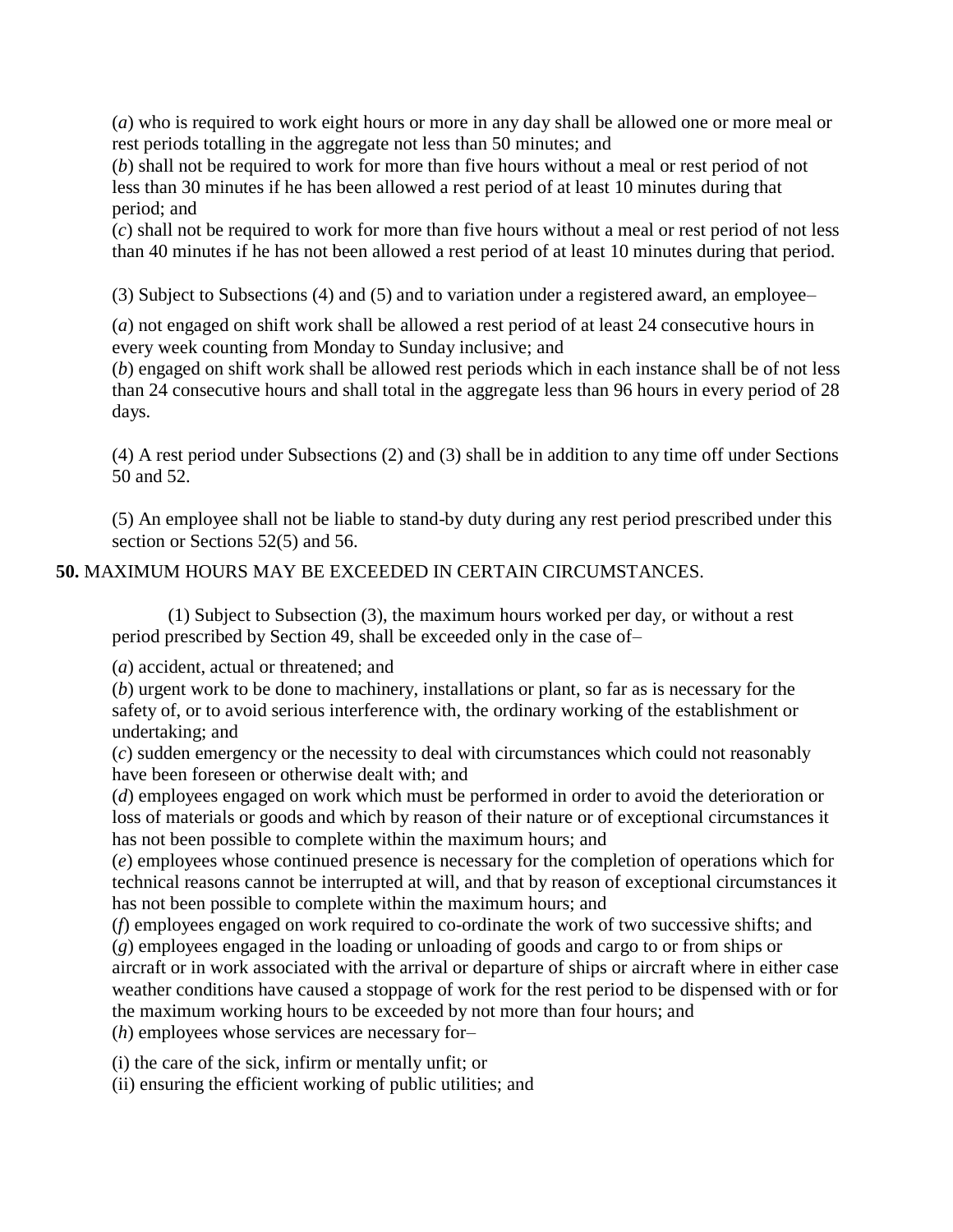(*a*) who is required to work eight hours or more in any day shall be allowed one or more meal or rest periods totalling in the aggregate not less than 50 minutes; and

(*b*) shall not be required to work for more than five hours without a meal or rest period of not less than 30 minutes if he has been allowed a rest period of at least 10 minutes during that period; and

(*c*) shall not be required to work for more than five hours without a meal or rest period of not less than 40 minutes if he has not been allowed a rest period of at least 10 minutes during that period.

(3) Subject to Subsections (4) and (5) and to variation under a registered award, an employee–

(*a*) not engaged on shift work shall be allowed a rest period of at least 24 consecutive hours in every week counting from Monday to Sunday inclusive; and

(*b*) engaged on shift work shall be allowed rest periods which in each instance shall be of not less than 24 consecutive hours and shall total in the aggregate less than 96 hours in every period of 28 days.

(4) A rest period under Subsections (2) and (3) shall be in addition to any time off under Sections 50 and 52.

(5) An employee shall not be liable to stand-by duty during any rest period prescribed under this section or Sections 52(5) and 56.

**50.** MAXIMUM HOURS MAY BE EXCEEDED IN CERTAIN CIRCUMSTANCES.

(1) Subject to Subsection (3), the maximum hours worked per day, or without a rest period prescribed by Section 49, shall be exceeded only in the case of–

(*a*) accident, actual or threatened; and

(*b*) urgent work to be done to machinery, installations or plant, so far as is necessary for the safety of, or to avoid serious interference with, the ordinary working of the establishment or undertaking; and

(*c*) sudden emergency or the necessity to deal with circumstances which could not reasonably have been foreseen or otherwise dealt with; and

(*d*) employees engaged on work which must be performed in order to avoid the deterioration or loss of materials or goods and which by reason of their nature or of exceptional circumstances it has not been possible to complete within the maximum hours; and

(*e*) employees whose continued presence is necessary for the completion of operations which for technical reasons cannot be interrupted at will, and that by reason of exceptional circumstances it has not been possible to complete within the maximum hours; and

(*f*) employees engaged on work required to co-ordinate the work of two successive shifts; and

(*g*) employees engaged in the loading or unloading of goods and cargo to or from ships or aircraft or in work associated with the arrival or departure of ships or aircraft where in either case weather conditions have caused a stoppage of work for the rest period to be dispensed with or for the maximum working hours to be exceeded by not more than four hours; and

(*h*) employees whose services are necessary for–

(i) the care of the sick, infirm or mentally unfit; or

(ii) ensuring the efficient working of public utilities; and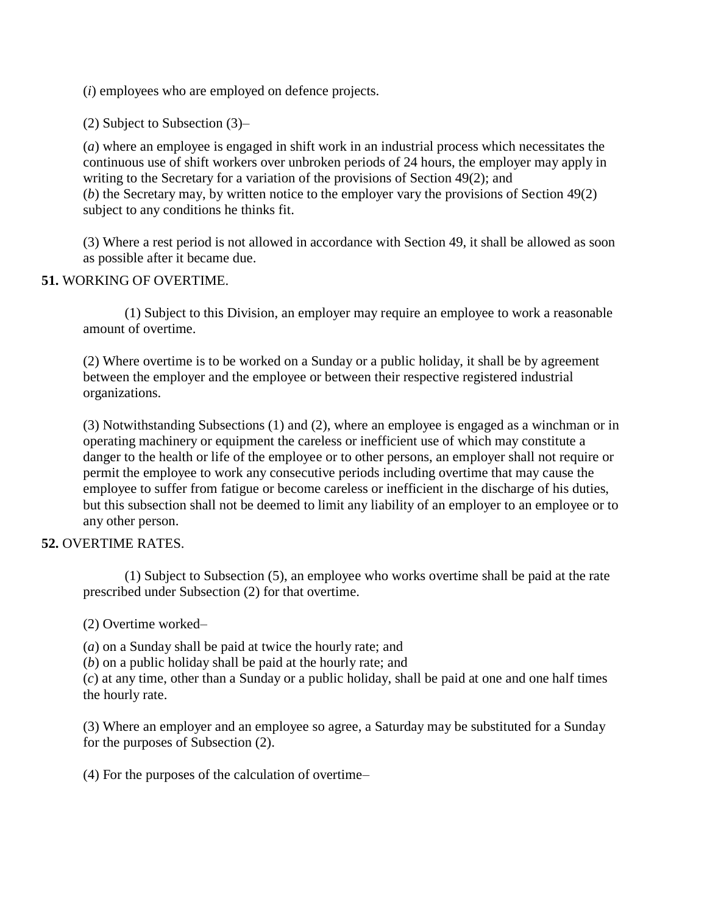(*i*) employees who are employed on defence projects.

(2) Subject to Subsection (3)–

(*a*) where an employee is engaged in shift work in an industrial process which necessitates the continuous use of shift workers over unbroken periods of 24 hours, the employer may apply in writing to the Secretary for a variation of the provisions of Section 49(2); and
(*b*) the Secretary may, by written notice to the employer vary the provisions of Section 49(2) subject to any conditions he thinks fit.

(3) Where a rest period is not allowed in accordance with Section 49, it shall be allowed as soon as possible after it became due.

**51.** WORKING OF OVERTIME.

(1) Subject to this Division, an employer may require an employee to work a reasonable amount of overtime.

(2) Where overtime is to be worked on a Sunday or a public holiday, it shall be by agreement between the employer and the employee or between their respective registered industrial organizations.

(3) Notwithstanding Subsections (1) and (2), where an employee is engaged as a winchman or in operating machinery or equipment the careless or inefficient use of which may constitute a danger to the health or life of the employee or to other persons, an employer shall not require or permit the employee to work any consecutive periods including overtime that may cause the employee to suffer from fatigue or become careless or inefficient in the discharge of his duties, but this subsection shall not be deemed to limit any liability of an employer to an employee or to any other person.

**52.** OVERTIME RATES.

(1) Subject to Subsection (5), an employee who works overtime shall be paid at the rate prescribed under Subsection (2) for that overtime.

(2) Overtime worked–

(*a*) on a Sunday shall be paid at twice the hourly rate; and
(*b*) on a public holiday shall be paid at the hourly rate; and
(*c*) at any time, other than a Sunday or a public holiday, shall be paid at one and one half times the hourly rate.

(3) Where an employer and an employee so agree, a Saturday may be substituted for a Sunday for the purposes of Subsection (2).

(4) For the purposes of the calculation of overtime–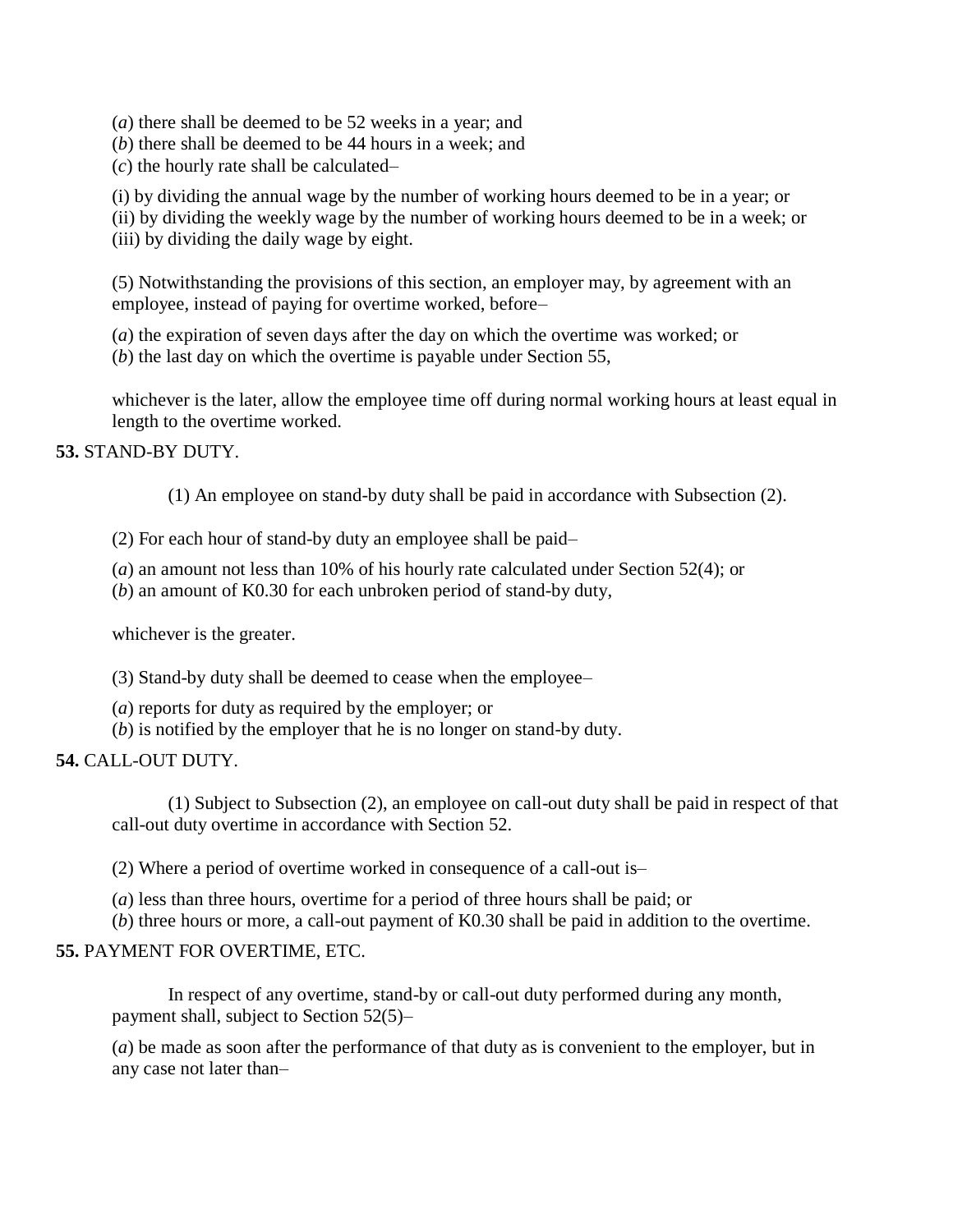(*a*) there shall be deemed to be 52 weeks in a year; and
(*b*) there shall be deemed to be 44 hours in a week; and
(*c*) the hourly rate shall be calculated–

(i) by dividing the annual wage by the number of working hours deemed to be in a year; or
(ii) by dividing the weekly wage by the number of working hours deemed to be in a week; or
(iii) by dividing the daily wage by eight.

(5) Notwithstanding the provisions of this section, an employer may, by agreement with an employee, instead of paying for overtime worked, before–

(*a*) the expiration of seven days after the day on which the overtime was worked; or
(*b*) the last day on which the overtime is payable under Section 55,

whichever is the later, allow the employee time off during normal working hours at least equal in length to the overtime worked.

**53.** STAND-BY DUTY.

(1) An employee on stand-by duty shall be paid in accordance with Subsection (2).

(2) For each hour of stand-by duty an employee shall be paid–

(*a*) an amount not less than 10% of his hourly rate calculated under Section 52(4); or
(*b*) an amount of K0.30 for each unbroken period of stand-by duty,

whichever is the greater.

(3) Stand-by duty shall be deemed to cease when the employee–

(*a*) reports for duty as required by the employer; or
(*b*) is notified by the employer that he is no longer on stand-by duty.

**54.** CALL-OUT DUTY.

(1) Subject to Subsection (2), an employee on call-out duty shall be paid in respect of that call-out duty overtime in accordance with Section 52.

(2) Where a period of overtime worked in consequence of a call-out is–

(*a*) less than three hours, overtime for a period of three hours shall be paid; or
(*b*) three hours or more, a call-out payment of K0.30 shall be paid in addition to the overtime.

**55.** PAYMENT FOR OVERTIME, ETC.

In respect of any overtime, stand-by or call-out duty performed during any month, payment shall, subject to Section 52(5)–

(*a*) be made as soon after the performance of that duty as is convenient to the employer, but in any case not later than–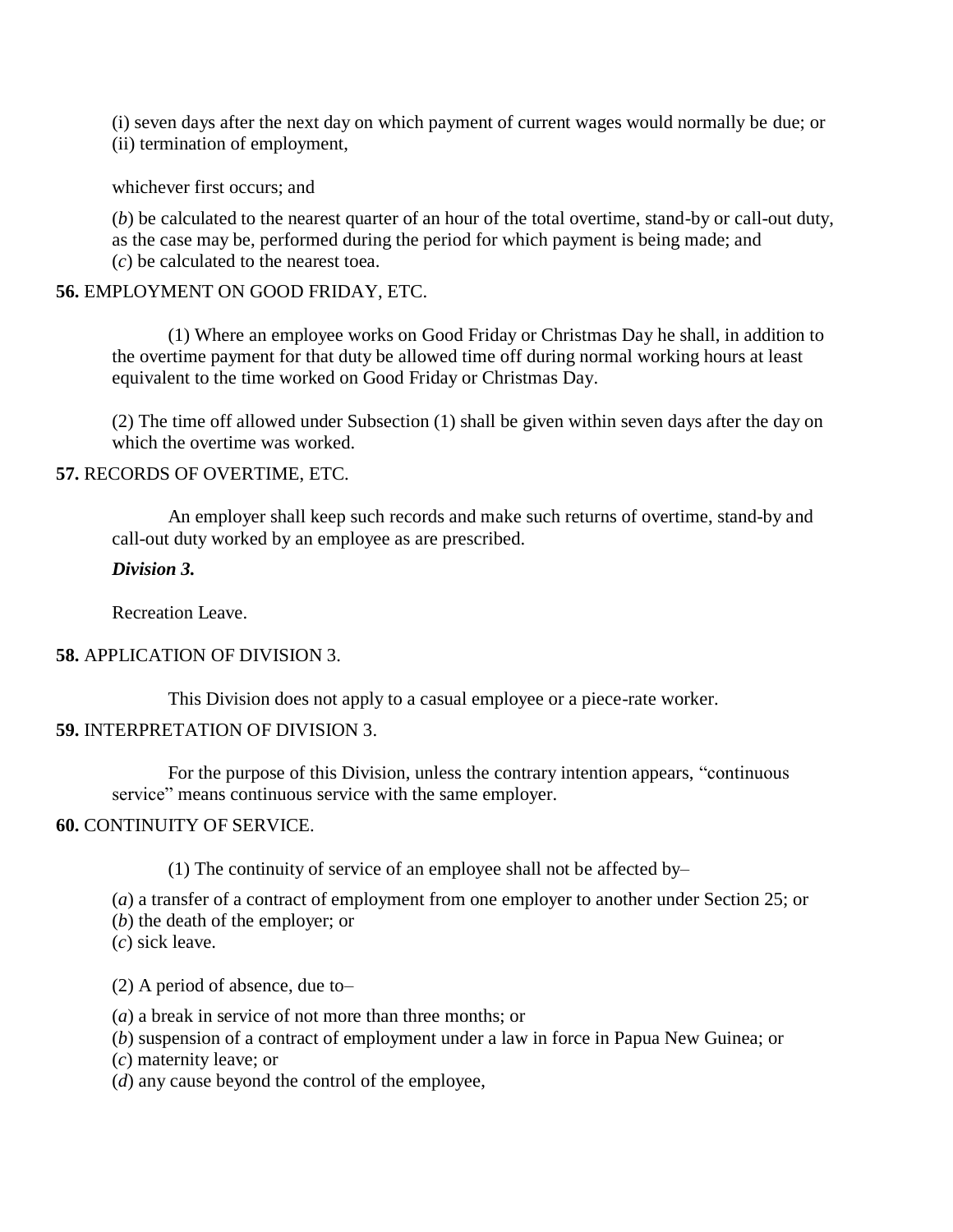(i) seven days after the next day on which payment of current wages would normally be due; or
(ii) termination of employment,

whichever first occurs; and

(*b*) be calculated to the nearest quarter of an hour of the total overtime, stand-by or call-out duty, as the case may be, performed during the period for which payment is being made; and
(*c*) be calculated to the nearest toea.

**56.** EMPLOYMENT ON GOOD FRIDAY, ETC.

(1) Where an employee works on Good Friday or Christmas Day he shall, in addition to the overtime payment for that duty be allowed time off during normal working hours at least equivalent to the time worked on Good Friday or Christmas Day.

(2) The time off allowed under Subsection (1) shall be given within seven days after the day on which the overtime was worked.

**57.** RECORDS OF OVERTIME, ETC.

An employer shall keep such records and make such returns of overtime, stand-by and call-out duty worked by an employee as are prescribed.

***Division 3.***

Recreation Leave.

**58.** APPLICATION OF DIVISION 3.

This Division does not apply to a casual employee or a piece-rate worker.

**59.** INTERPRETATION OF DIVISION 3.

For the purpose of this Division, unless the contrary intention appears, "continuous service" means continuous service with the same employer.

**60.** CONTINUITY OF SERVICE.

(1) The continuity of service of an employee shall not be affected by–

(*a*) a transfer of a contract of employment from one employer to another under Section 25; or
(*b*) the death of the employer; or
(*c*) sick leave.

(2) A period of absence, due to–

(*a*) a break in service of not more than three months; or
(*b*) suspension of a contract of employment under a law in force in Papua New Guinea; or
(*c*) maternity leave; or
(*d*) any cause beyond the control of the employee,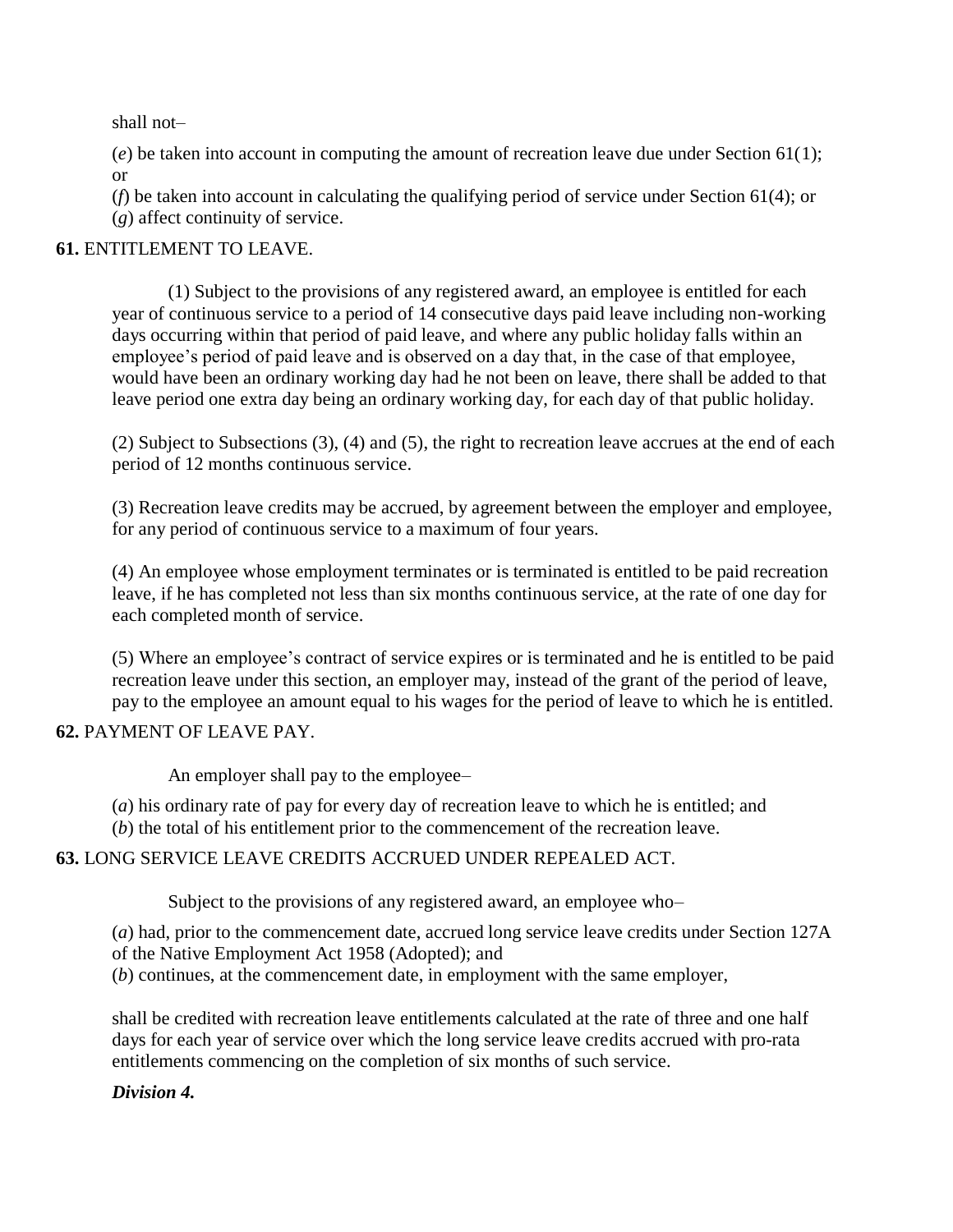shall not–

(*e*) be taken into account in computing the amount of recreation leave due under Section 61(1); or

(*f*) be taken into account in calculating the qualifying period of service under Section 61(4); or

(*g*) affect continuity of service.

**61.** ENTITLEMENT TO LEAVE.

(1) Subject to the provisions of any registered award, an employee is entitled for each year of continuous service to a period of 14 consecutive days paid leave including non-working days occurring within that period of paid leave, and where any public holiday falls within an employee's period of paid leave and is observed on a day that, in the case of that employee, would have been an ordinary working day had he not been on leave, there shall be added to that leave period one extra day being an ordinary working day, for each day of that public holiday.

(2) Subject to Subsections (3), (4) and (5), the right to recreation leave accrues at the end of each period of 12 months continuous service.

(3) Recreation leave credits may be accrued, by agreement between the employer and employee, for any period of continuous service to a maximum of four years.

(4) An employee whose employment terminates or is terminated is entitled to be paid recreation leave, if he has completed not less than six months continuous service, at the rate of one day for each completed month of service.

(5) Where an employee's contract of service expires or is terminated and he is entitled to be paid recreation leave under this section, an employer may, instead of the grant of the period of leave, pay to the employee an amount equal to his wages for the period of leave to which he is entitled.

**62.** PAYMENT OF LEAVE PAY.

An employer shall pay to the employee–

(*a*) his ordinary rate of pay for every day of recreation leave to which he is entitled; and

(*b*) the total of his entitlement prior to the commencement of the recreation leave.

**63.** LONG SERVICE LEAVE CREDITS ACCRUED UNDER REPEALED ACT.

Subject to the provisions of any registered award, an employee who–

(*a*) had, prior to the commencement date, accrued long service leave credits under Section 127A of the Native Employment Act 1958 (Adopted); and

(*b*) continues, at the commencement date, in employment with the same employer,

shall be credited with recreation leave entitlements calculated at the rate of three and one half days for each year of service over which the long service leave credits accrued with pro-rata entitlements commencing on the completion of six months of such service.

***Division 4.***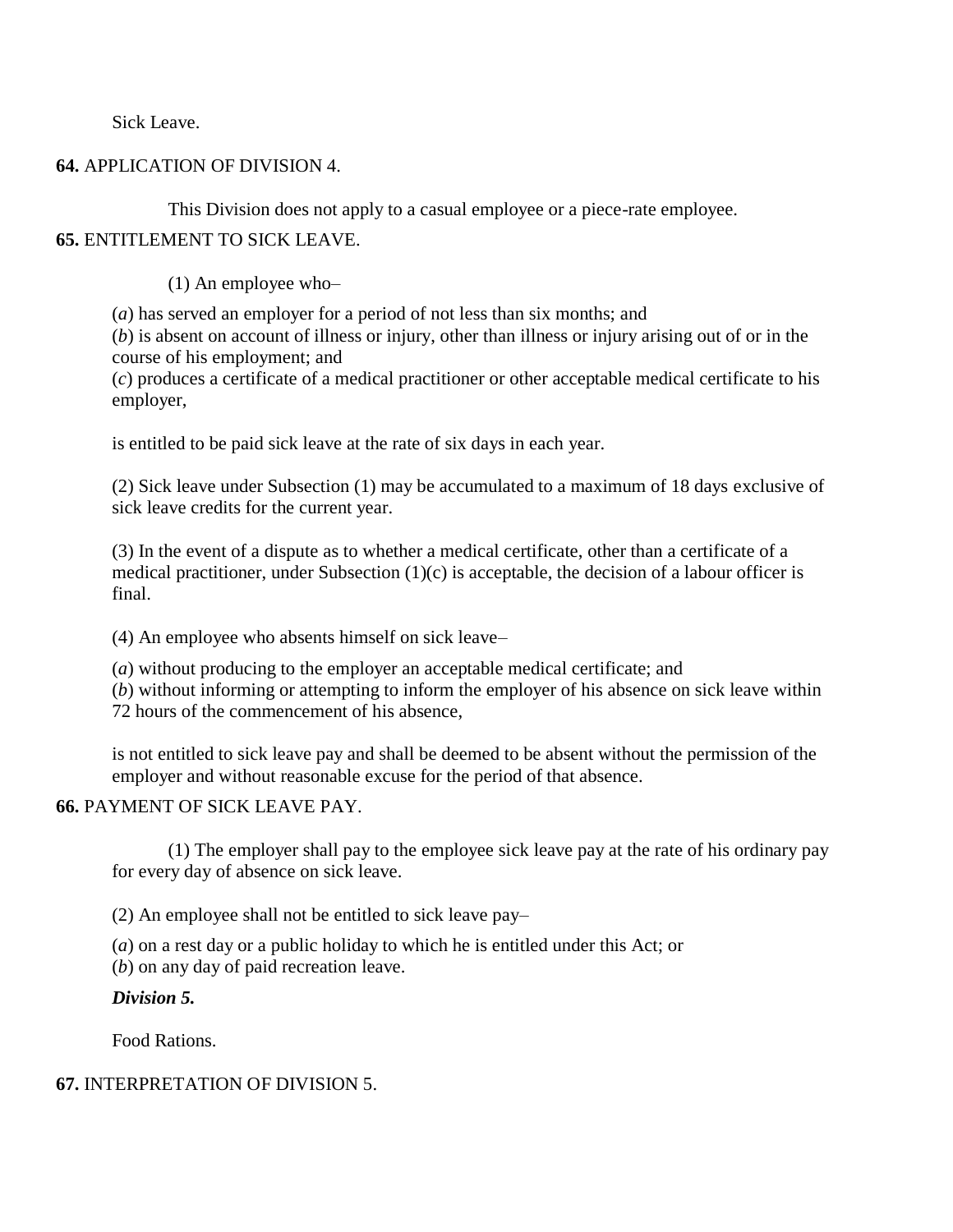Sick Leave.

**64.** APPLICATION OF DIVISION 4.

This Division does not apply to a casual employee or a piece-rate employee.

**65.** ENTITLEMENT TO SICK LEAVE.

(1) An employee who–

(*a*) has served an employer for a period of not less than six months; and
(*b*) is absent on account of illness or injury, other than illness or injury arising out of or in the course of his employment; and
(*c*) produces a certificate of a medical practitioner or other acceptable medical certificate to his employer,

is entitled to be paid sick leave at the rate of six days in each year.

(2) Sick leave under Subsection (1) may be accumulated to a maximum of 18 days exclusive of sick leave credits for the current year.

(3) In the event of a dispute as to whether a medical certificate, other than a certificate of a medical practitioner, under Subsection (1)(c) is acceptable, the decision of a labour officer is final.

(4) An employee who absents himself on sick leave–

(*a*) without producing to the employer an acceptable medical certificate; and
(*b*) without informing or attempting to inform the employer of his absence on sick leave within 72 hours of the commencement of his absence,

is not entitled to sick leave pay and shall be deemed to be absent without the permission of the employer and without reasonable excuse for the period of that absence.

**66.** PAYMENT OF SICK LEAVE PAY.

(1) The employer shall pay to the employee sick leave pay at the rate of his ordinary pay for every day of absence on sick leave.

(2) An employee shall not be entitled to sick leave pay–

(*a*) on a rest day or a public holiday to which he is entitled under this Act; or
(*b*) on any day of paid recreation leave.

***Division 5.***

Food Rations.

**67.** INTERPRETATION OF DIVISION 5.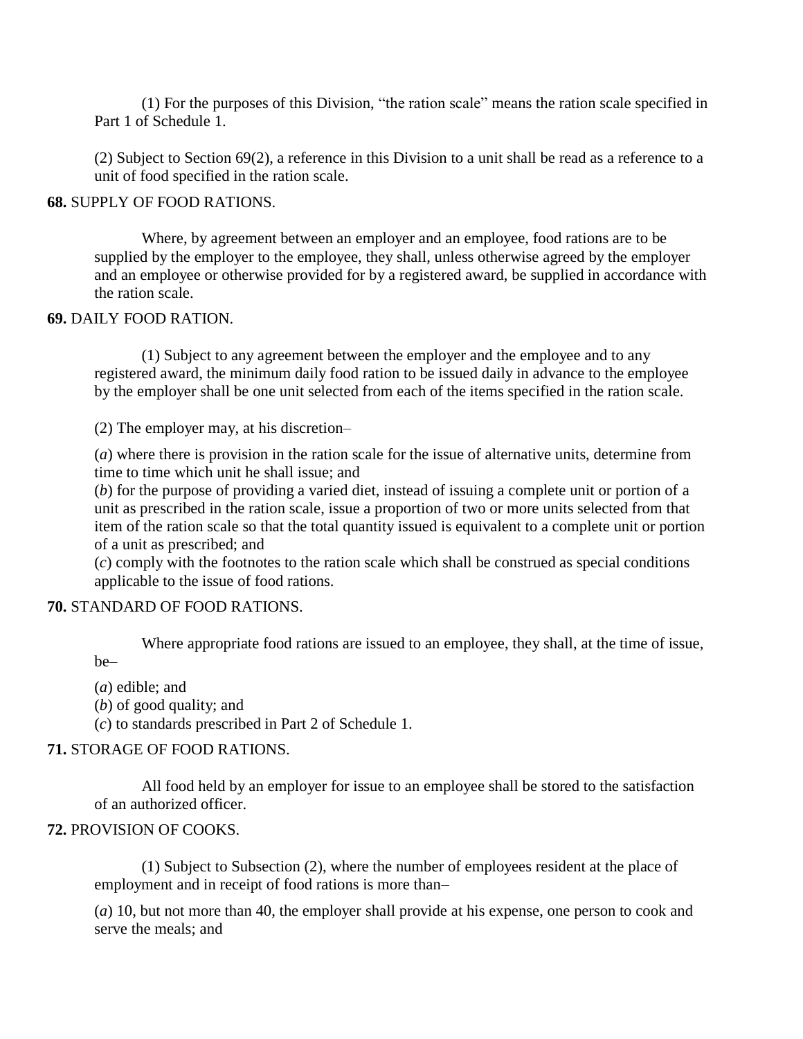(1) For the purposes of this Division, "the ration scale" means the ration scale specified in Part 1 of Schedule 1.

(2) Subject to Section 69(2), a reference in this Division to a unit shall be read as a reference to a unit of food specified in the ration scale.

**68.** SUPPLY OF FOOD RATIONS.

Where, by agreement between an employer and an employee, food rations are to be supplied by the employer to the employee, they shall, unless otherwise agreed by the employer and an employee or otherwise provided for by a registered award, be supplied in accordance with the ration scale.

**69.** DAILY FOOD RATION.

(1) Subject to any agreement between the employer and the employee and to any registered award, the minimum daily food ration to be issued daily in advance to the employee by the employer shall be one unit selected from each of the items specified in the ration scale.

(2) The employer may, at his discretion–

(*a*) where there is provision in the ration scale for the issue of alternative units, determine from time to time which unit he shall issue; and
(*b*) for the purpose of providing a varied diet, instead of issuing a complete unit or portion of a unit as prescribed in the ration scale, issue a proportion of two or more units selected from that item of the ration scale so that the total quantity issued is equivalent to a complete unit or portion of a unit as prescribed; and
(*c*) comply with the footnotes to the ration scale which shall be construed as special conditions applicable to the issue of food rations.

**70.** STANDARD OF FOOD RATIONS.

Where appropriate food rations are issued to an employee, they shall, at the time of issue, be–

(*a*) edible; and
(*b*) of good quality; and
(*c*) to standards prescribed in Part 2 of Schedule 1.

**71.** STORAGE OF FOOD RATIONS.

All food held by an employer for issue to an employee shall be stored to the satisfaction of an authorized officer.

**72.** PROVISION OF COOKS.

(1) Subject to Subsection (2), where the number of employees resident at the place of employment and in receipt of food rations is more than–

(*a*) 10, but not more than 40, the employer shall provide at his expense, one person to cook and serve the meals; and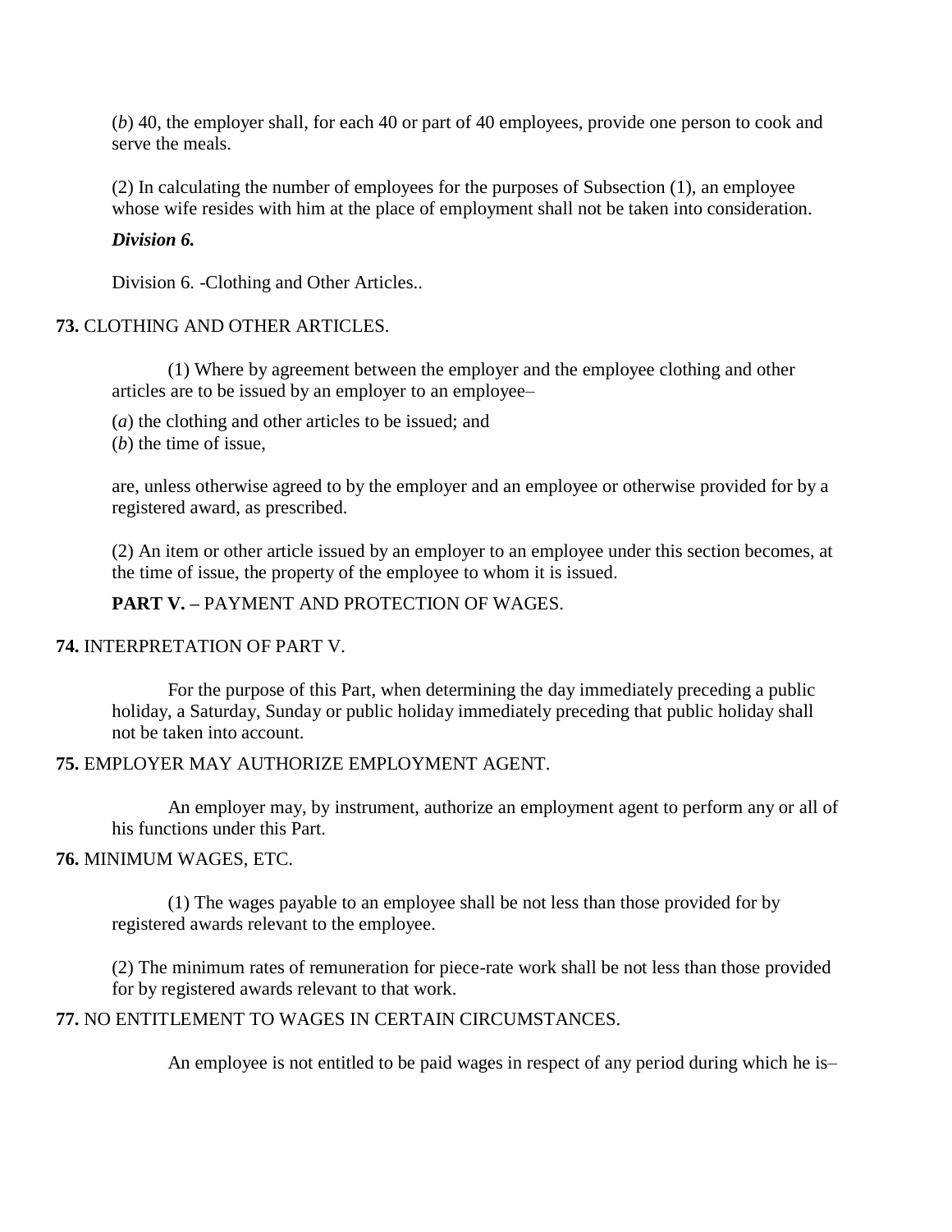(*b*) 40, the employer shall, for each 40 or part of 40 employees, provide one person to cook and serve the meals.

(2) In calculating the number of employees for the purposes of Subsection (1), an employee whose wife resides with him at the place of employment shall not be taken into consideration.

***Division 6.***

Division 6. -Clothing and Other Articles..

**73.** CLOTHING AND OTHER ARTICLES.

(1) Where by agreement between the employer and the employee clothing and other articles are to be issued by an employer to an employee–

(*a*) the clothing and other articles to be issued; and
(*b*) the time of issue,

are, unless otherwise agreed to by the employer and an employee or otherwise provided for by a registered award, as prescribed.

(2) An item or other article issued by an employer to an employee under this section becomes, at the time of issue, the property of the employee to whom it is issued.

**PART V. –** PAYMENT AND PROTECTION OF WAGES.

**74.** INTERPRETATION OF PART V.

For the purpose of this Part, when determining the day immediately preceding a public holiday, a Saturday, Sunday or public holiday immediately preceding that public holiday shall not be taken into account.

**75.** EMPLOYER MAY AUTHORIZE EMPLOYMENT AGENT.

An employer may, by instrument, authorize an employment agent to perform any or all of his functions under this Part.

**76.** MINIMUM WAGES, ETC.

(1) The wages payable to an employee shall be not less than those provided for by registered awards relevant to the employee.

(2) The minimum rates of remuneration for piece-rate work shall be not less than those provided for by registered awards relevant to that work.

**77.** NO ENTITLEMENT TO WAGES IN CERTAIN CIRCUMSTANCES.

An employee is not entitled to be paid wages in respect of any period during which he is–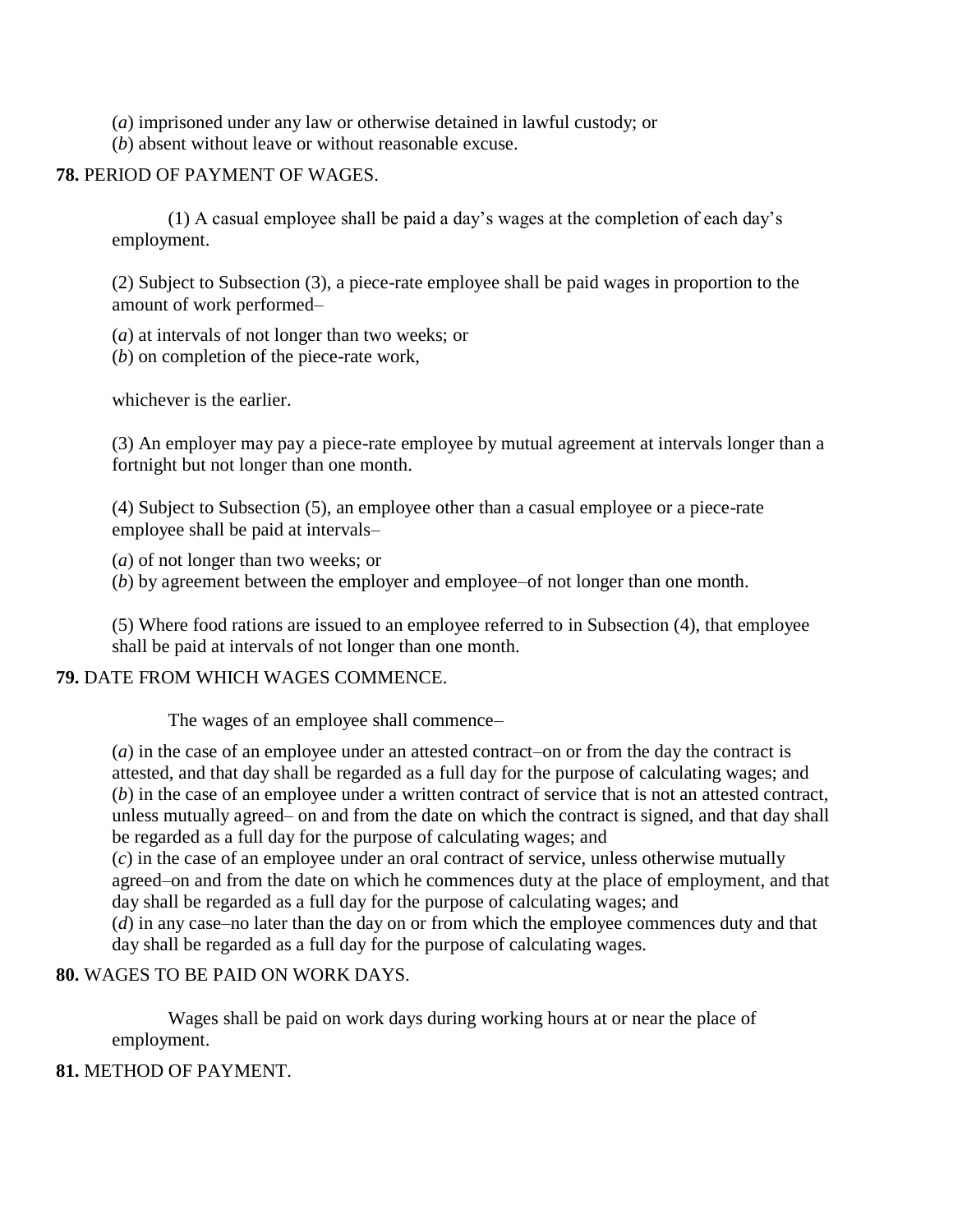(*a*) imprisoned under any law or otherwise detained in lawful custody; or
(*b*) absent without leave or without reasonable excuse.

**78.** PERIOD OF PAYMENT OF WAGES.

(1) A casual employee shall be paid a day's wages at the completion of each day's employment.

(2) Subject to Subsection (3), a piece-rate employee shall be paid wages in proportion to the amount of work performed–

(*a*) at intervals of not longer than two weeks; or
(*b*) on completion of the piece-rate work,

whichever is the earlier.

(3) An employer may pay a piece-rate employee by mutual agreement at intervals longer than a fortnight but not longer than one month.

(4) Subject to Subsection (5), an employee other than a casual employee or a piece-rate employee shall be paid at intervals–

(*a*) of not longer than two weeks; or
(*b*) by agreement between the employer and employee–of not longer than one month.

(5) Where food rations are issued to an employee referred to in Subsection (4), that employee shall be paid at intervals of not longer than one month.

**79.** DATE FROM WHICH WAGES COMMENCE.

The wages of an employee shall commence–

(*a*) in the case of an employee under an attested contract–on or from the day the contract is attested, and that day shall be regarded as a full day for the purpose of calculating wages; and
(*b*) in the case of an employee under a written contract of service that is not an attested contract, unless mutually agreed– on and from the date on which the contract is signed, and that day shall be regarded as a full day for the purpose of calculating wages; and
(*c*) in the case of an employee under an oral contract of service, unless otherwise mutually agreed–on and from the date on which he commences duty at the place of employment, and that day shall be regarded as a full day for the purpose of calculating wages; and
(*d*) in any case–no later than the day on or from which the employee commences duty and that day shall be regarded as a full day for the purpose of calculating wages.

**80.** WAGES TO BE PAID ON WORK DAYS.

Wages shall be paid on work days during working hours at or near the place of employment.

**81.** METHOD OF PAYMENT.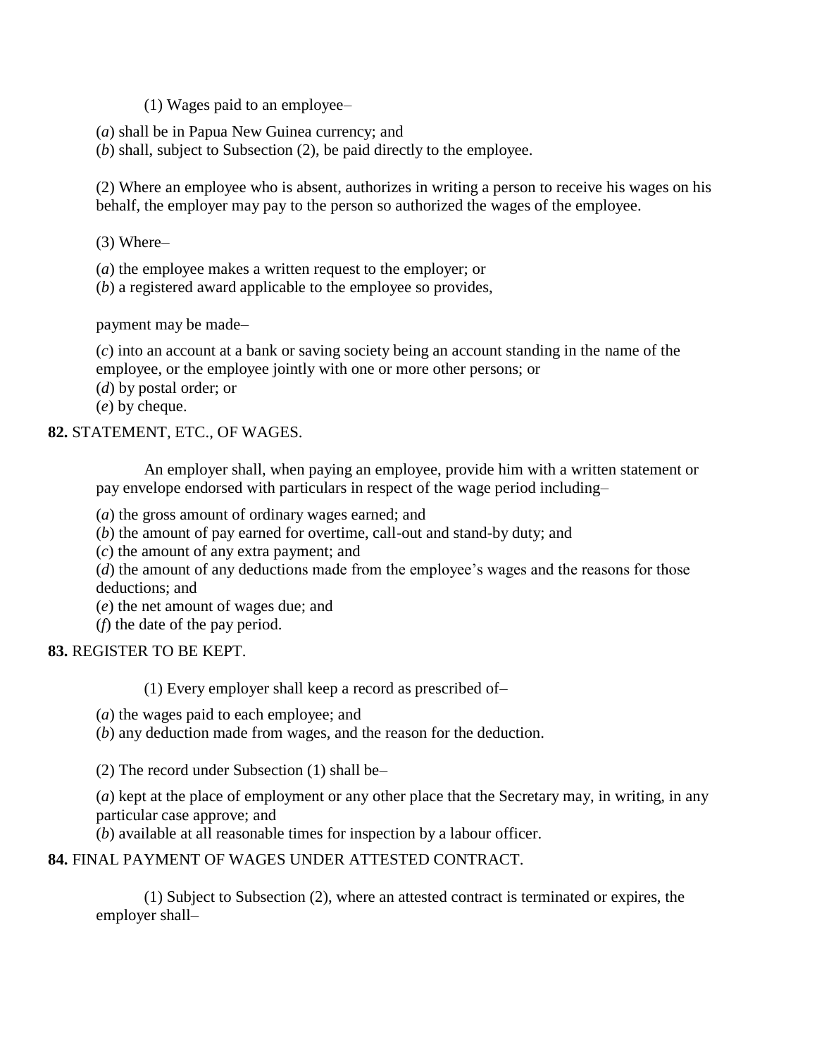(1) Wages paid to an employee–

(*a*) shall be in Papua New Guinea currency; and
(*b*) shall, subject to Subsection (2), be paid directly to the employee.

(2) Where an employee who is absent, authorizes in writing a person to receive his wages on his behalf, the employer may pay to the person so authorized the wages of the employee.

(3) Where–

(*a*) the employee makes a written request to the employer; or
(*b*) a registered award applicable to the employee so provides,

payment may be made–

(*c*) into an account at a bank or saving society being an account standing in the name of the employee, or the employee jointly with one or more other persons; or
(*d*) by postal order; or
(*e*) by cheque.

**82.** STATEMENT, ETC., OF WAGES.

An employer shall, when paying an employee, provide him with a written statement or pay envelope endorsed with particulars in respect of the wage period including–

(*a*) the gross amount of ordinary wages earned; and
(*b*) the amount of pay earned for overtime, call-out and stand-by duty; and
(*c*) the amount of any extra payment; and
(*d*) the amount of any deductions made from the employee's wages and the reasons for those deductions; and
(*e*) the net amount of wages due; and
(*f*) the date of the pay period.

**83.** REGISTER TO BE KEPT.

(1) Every employer shall keep a record as prescribed of–

(*a*) the wages paid to each employee; and
(*b*) any deduction made from wages, and the reason for the deduction.

(2) The record under Subsection (1) shall be–

(*a*) kept at the place of employment or any other place that the Secretary may, in writing, in any particular case approve; and
(*b*) available at all reasonable times for inspection by a labour officer.

**84.** FINAL PAYMENT OF WAGES UNDER ATTESTED CONTRACT.

(1) Subject to Subsection (2), where an attested contract is terminated or expires, the employer shall–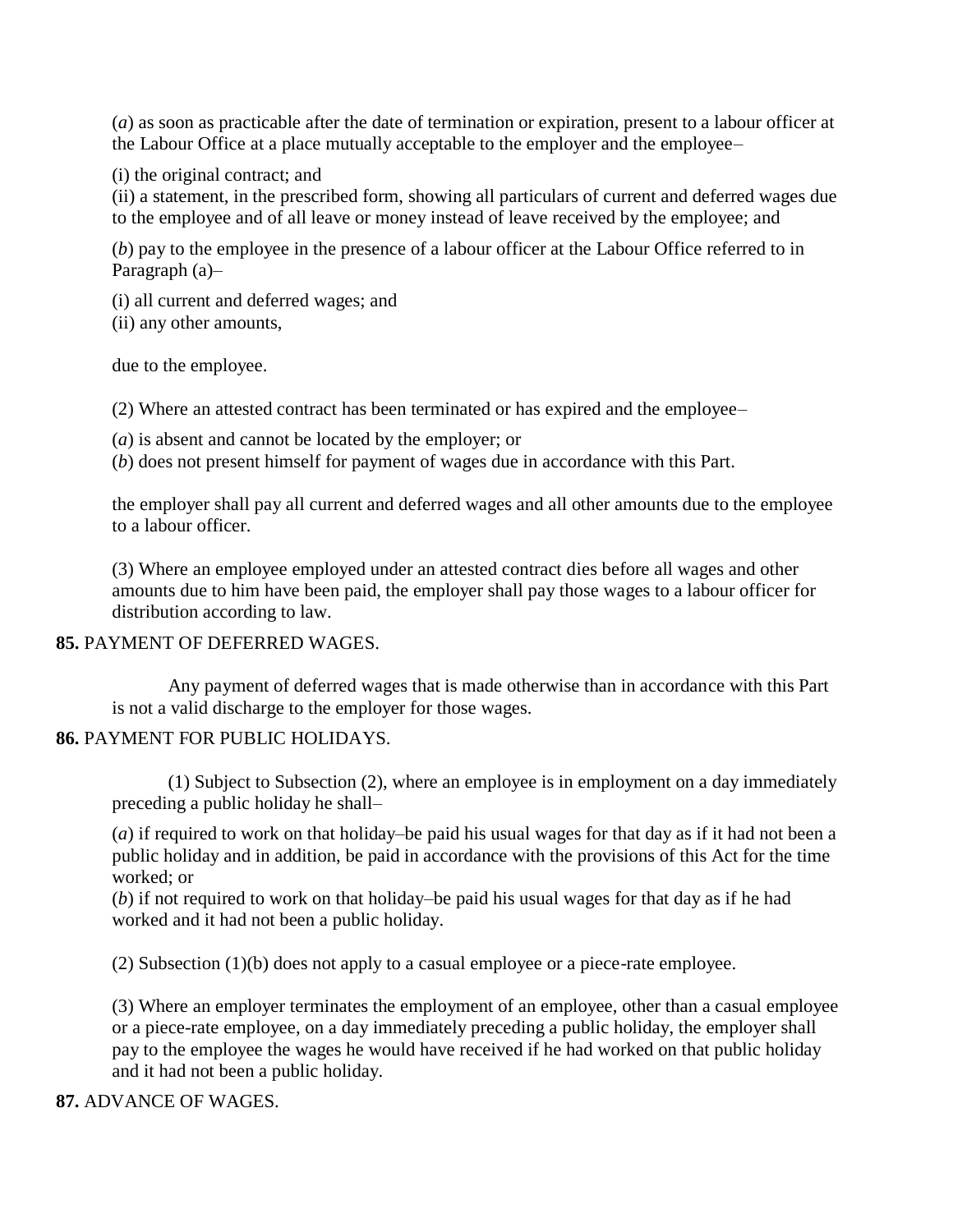(*a*) as soon as practicable after the date of termination or expiration, present to a labour officer at the Labour Office at a place mutually acceptable to the employer and the employee–

(i) the original contract; and
(ii) a statement, in the prescribed form, showing all particulars of current and deferred wages due to the employee and of all leave or money instead of leave received by the employee; and

(*b*) pay to the employee in the presence of a labour officer at the Labour Office referred to in Paragraph (a)–

(i) all current and deferred wages; and
(ii) any other amounts,

due to the employee.

(2) Where an attested contract has been terminated or has expired and the employee–

(*a*) is absent and cannot be located by the employer; or
(*b*) does not present himself for payment of wages due in accordance with this Part.

the employer shall pay all current and deferred wages and all other amounts due to the employee to a labour officer.

(3) Where an employee employed under an attested contract dies before all wages and other amounts due to him have been paid, the employer shall pay those wages to a labour officer for distribution according to law.

**85.** PAYMENT OF DEFERRED WAGES.

Any payment of deferred wages that is made otherwise than in accordance with this Part is not a valid discharge to the employer for those wages.

**86.** PAYMENT FOR PUBLIC HOLIDAYS.

(1) Subject to Subsection (2), where an employee is in employment on a day immediately preceding a public holiday he shall–

(*a*) if required to work on that holiday–be paid his usual wages for that day as if it had not been a public holiday and in addition, be paid in accordance with the provisions of this Act for the time worked; or
(*b*) if not required to work on that holiday–be paid his usual wages for that day as if he had worked and it had not been a public holiday.

(2) Subsection (1)(b) does not apply to a casual employee or a piece-rate employee.

(3) Where an employer terminates the employment of an employee, other than a casual employee or a piece-rate employee, on a day immediately preceding a public holiday, the employer shall pay to the employee the wages he would have received if he had worked on that public holiday and it had not been a public holiday.

**87.** ADVANCE OF WAGES.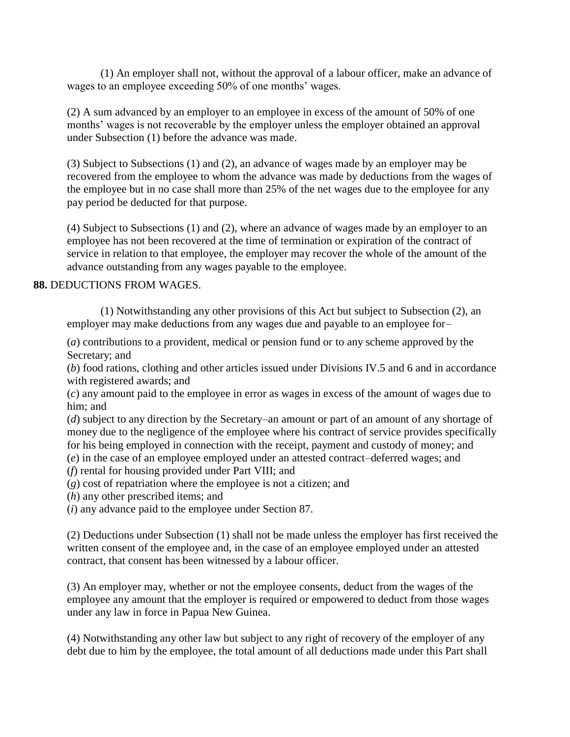(1) An employer shall not, without the approval of a labour officer, make an advance of wages to an employee exceeding 50% of one months' wages.

(2) A sum advanced by an employer to an employee in excess of the amount of 50% of one months' wages is not recoverable by the employer unless the employer obtained an approval under Subsection (1) before the advance was made.

(3) Subject to Subsections (1) and (2), an advance of wages made by an employer may be recovered from the employee to whom the advance was made by deductions from the wages of the employee but in no case shall more than 25% of the net wages due to the employee for any pay period be deducted for that purpose.

(4) Subject to Subsections (1) and (2), where an advance of wages made by an employer to an employee has not been recovered at the time of termination or expiration of the contract of service in relation to that employee, the employer may recover the whole of the amount of the advance outstanding from any wages payable to the employee.

**88.** DEDUCTIONS FROM WAGES.

(1) Notwithstanding any other provisions of this Act but subject to Subsection (2), an employer may make deductions from any wages due and payable to an employee for–

(*a*) contributions to a provident, medical or pension fund or to any scheme approved by the Secretary; and
(*b*) food rations, clothing and other articles issued under Divisions IV.5 and 6 and in accordance with registered awards; and
(*c*) any amount paid to the employee in error as wages in excess of the amount of wages due to him; and
(*d*) subject to any direction by the Secretary–an amount or part of an amount of any shortage of money due to the negligence of the employee where his contract of service provides specifically for his being employed in connection with the receipt, payment and custody of money; and
(*e*) in the case of an employee employed under an attested contract–deferred wages; and
(*f*) rental for housing provided under Part VIII; and
(*g*) cost of repatriation where the employee is not a citizen; and
(*h*) any other prescribed items; and
(*i*) any advance paid to the employee under Section 87.

(2) Deductions under Subsection (1) shall not be made unless the employer has first received the written consent of the employee and, in the case of an employee employed under an attested contract, that consent has been witnessed by a labour officer.

(3) An employer may, whether or not the employee consents, deduct from the wages of the employee any amount that the employer is required or empowered to deduct from those wages under any law in force in Papua New Guinea.

(4) Notwithstanding any other law but subject to any right of recovery of the employer of any debt due to him by the employee, the total amount of all deductions made under this Part shall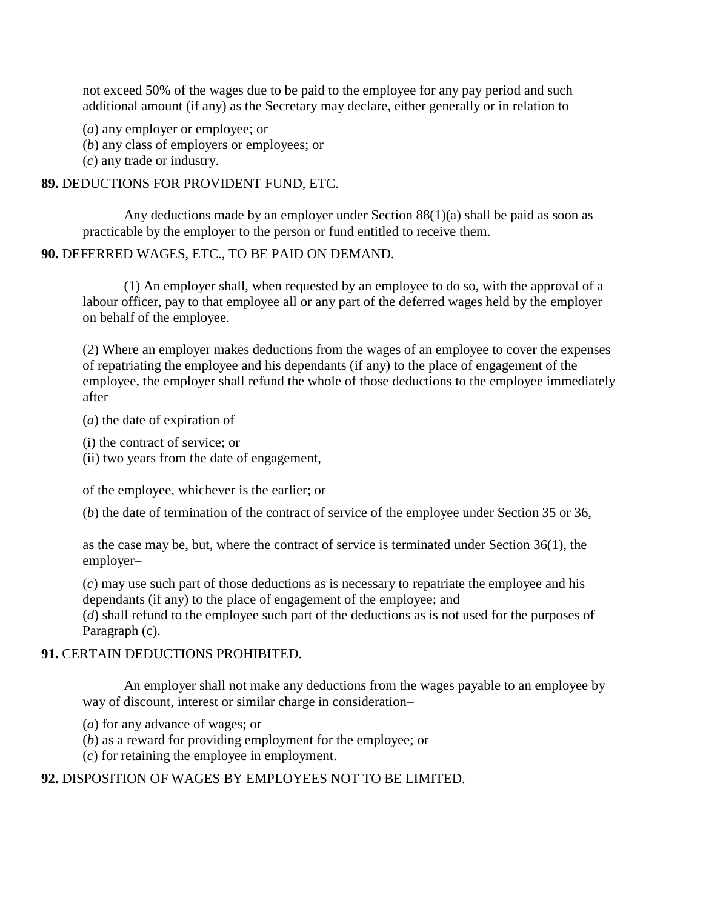not exceed 50% of the wages due to be paid to the employee for any pay period and such additional amount (if any) as the Secretary may declare, either generally or in relation to–

(*a*) any employer or employee; or
(*b*) any class of employers or employees; or
(*c*) any trade or industry.

**89.** DEDUCTIONS FOR PROVIDENT FUND, ETC.

Any deductions made by an employer under Section 88(1)(a) shall be paid as soon as practicable by the employer to the person or fund entitled to receive them.

**90.** DEFERRED WAGES, ETC., TO BE PAID ON DEMAND.

(1) An employer shall, when requested by an employee to do so, with the approval of a labour officer, pay to that employee all or any part of the deferred wages held by the employer on behalf of the employee.

(2) Where an employer makes deductions from the wages of an employee to cover the expenses of repatriating the employee and his dependants (if any) to the place of engagement of the employee, the employer shall refund the whole of those deductions to the employee immediately after–

(*a*) the date of expiration of–

(i) the contract of service; or
(ii) two years from the date of engagement,

of the employee, whichever is the earlier; or

(*b*) the date of termination of the contract of service of the employee under Section 35 or 36,

as the case may be, but, where the contract of service is terminated under Section 36(1), the employer–

(*c*) may use such part of those deductions as is necessary to repatriate the employee and his dependants (if any) to the place of engagement of the employee; and
(*d*) shall refund to the employee such part of the deductions as is not used for the purposes of Paragraph (c).

**91.** CERTAIN DEDUCTIONS PROHIBITED.

An employer shall not make any deductions from the wages payable to an employee by way of discount, interest or similar charge in consideration–

(*a*) for any advance of wages; or
(*b*) as a reward for providing employment for the employee; or
(*c*) for retaining the employee in employment.

**92.** DISPOSITION OF WAGES BY EMPLOYEES NOT TO BE LIMITED.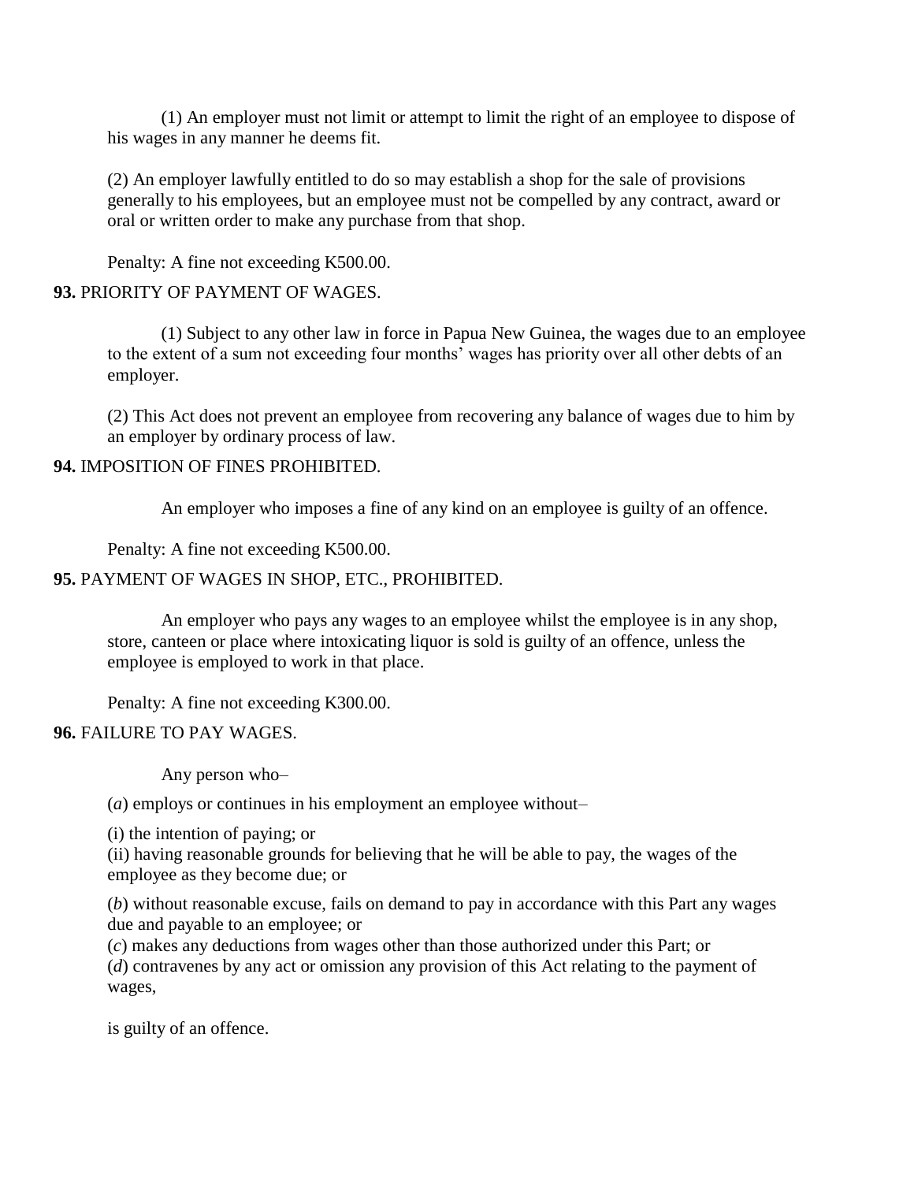(1) An employer must not limit or attempt to limit the right of an employee to dispose of his wages in any manner he deems fit.

(2) An employer lawfully entitled to do so may establish a shop for the sale of provisions generally to his employees, but an employee must not be compelled by any contract, award or oral or written order to make any purchase from that shop.

Penalty: A fine not exceeding K500.00.

**93.** PRIORITY OF PAYMENT OF WAGES.

(1) Subject to any other law in force in Papua New Guinea, the wages due to an employee to the extent of a sum not exceeding four months' wages has priority over all other debts of an employer.

(2) This Act does not prevent an employee from recovering any balance of wages due to him by an employer by ordinary process of law.

**94.** IMPOSITION OF FINES PROHIBITED.

An employer who imposes a fine of any kind on an employee is guilty of an offence.

Penalty: A fine not exceeding K500.00.

**95.** PAYMENT OF WAGES IN SHOP, ETC., PROHIBITED.

An employer who pays any wages to an employee whilst the employee is in any shop, store, canteen or place where intoxicating liquor is sold is guilty of an offence, unless the employee is employed to work in that place.

Penalty: A fine not exceeding K300.00.

**96.** FAILURE TO PAY WAGES.

Any person who–

(*a*) employs or continues in his employment an employee without–

(i) the intention of paying; or
(ii) having reasonable grounds for believing that he will be able to pay, the wages of the employee as they become due; or

(*b*) without reasonable excuse, fails on demand to pay in accordance with this Part any wages due and payable to an employee; or
(*c*) makes any deductions from wages other than those authorized under this Part; or
(*d*) contravenes by any act or omission any provision of this Act relating to the payment of wages,

is guilty of an offence.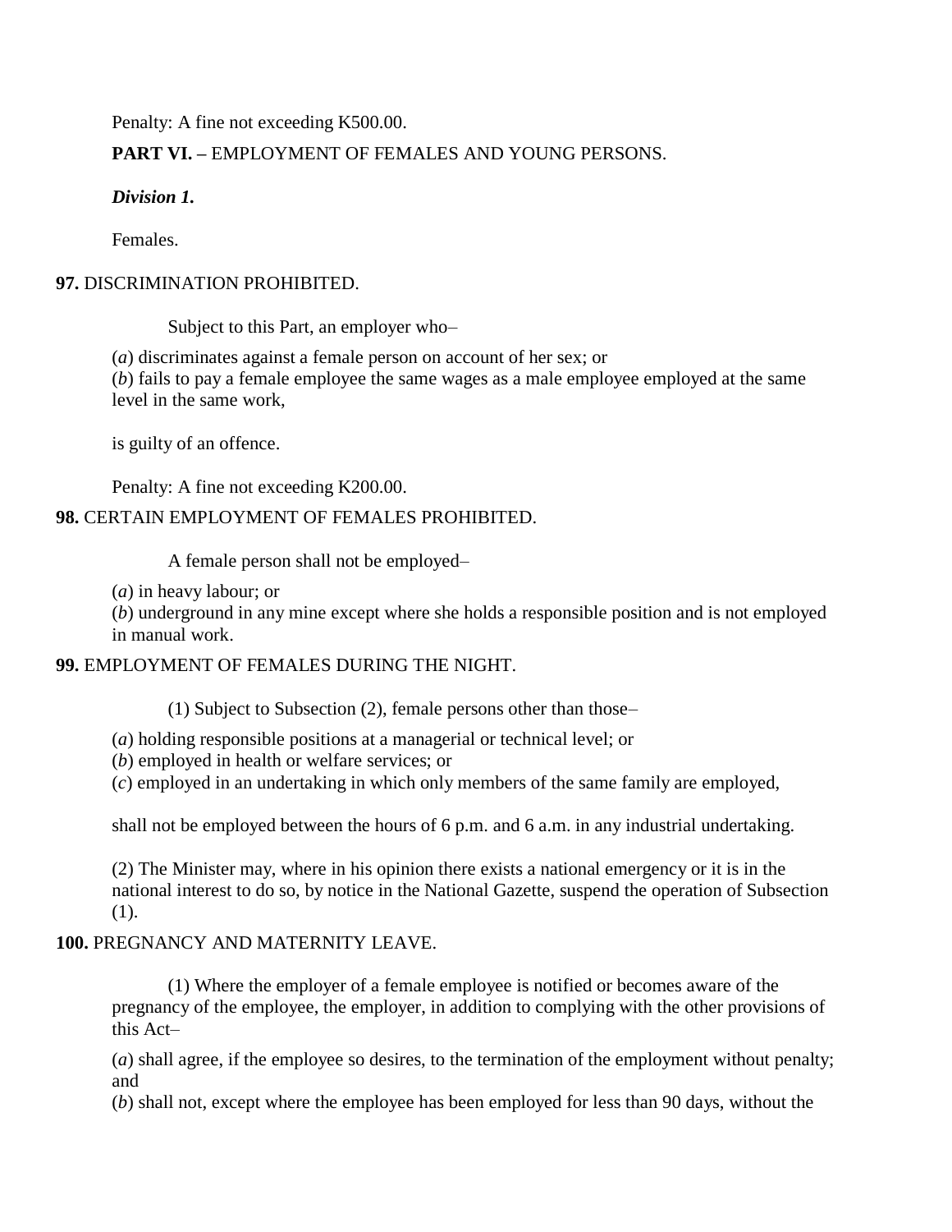Penalty: A fine not exceeding K500.00.

**PART VI. –** EMPLOYMENT OF FEMALES AND YOUNG PERSONS.

***Division 1.***

Females.

**97.** DISCRIMINATION PROHIBITED.

Subject to this Part, an employer who–

(*a*) discriminates against a female person on account of her sex; or
(*b*) fails to pay a female employee the same wages as a male employee employed at the same level in the same work,

is guilty of an offence.

Penalty: A fine not exceeding K200.00.

**98.** CERTAIN EMPLOYMENT OF FEMALES PROHIBITED.

A female person shall not be employed–

(*a*) in heavy labour; or
(*b*) underground in any mine except where she holds a responsible position and is not employed in manual work.

**99.** EMPLOYMENT OF FEMALES DURING THE NIGHT.

(1) Subject to Subsection (2), female persons other than those–

(*a*) holding responsible positions at a managerial or technical level; or
(*b*) employed in health or welfare services; or
(*c*) employed in an undertaking in which only members of the same family are employed,

shall not be employed between the hours of 6 p.m. and 6 a.m. in any industrial undertaking.

(2) The Minister may, where in his opinion there exists a national emergency or it is in the national interest to do so, by notice in the National Gazette, suspend the operation of Subsection (1).

**100.** PREGNANCY AND MATERNITY LEAVE.

(1) Where the employer of a female employee is notified or becomes aware of the pregnancy of the employee, the employer, in addition to complying with the other provisions of this Act–

(*a*) shall agree, if the employee so desires, to the termination of the employment without penalty; and
(*b*) shall not, except where the employee has been employed for less than 90 days, without the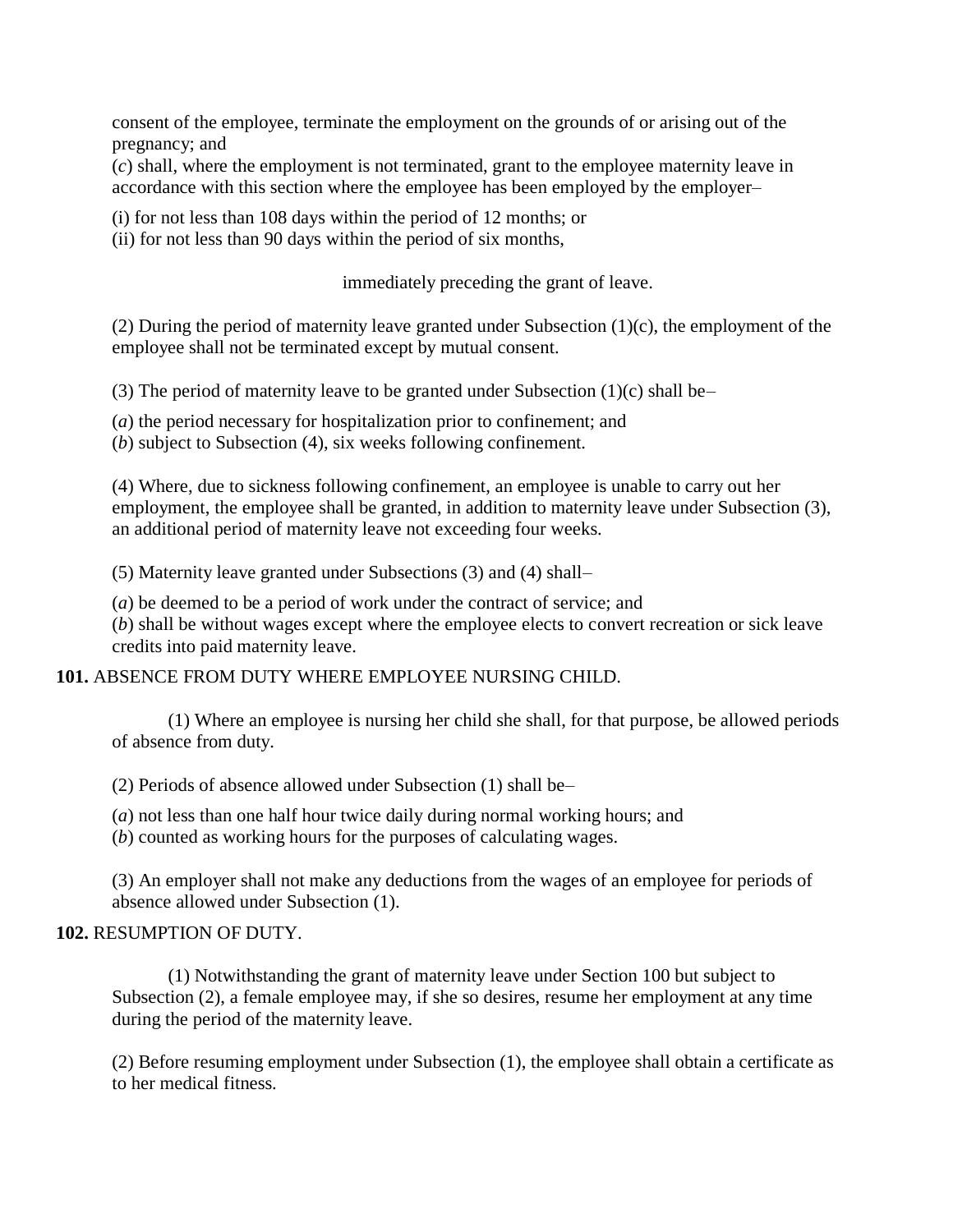consent of the employee, terminate the employment on the grounds of or arising out of the pregnancy; and

(*c*) shall, where the employment is not terminated, grant to the employee maternity leave in accordance with this section where the employee has been employed by the employer–

(i) for not less than 108 days within the period of 12 months; or
(ii) for not less than 90 days within the period of six months,

immediately preceding the grant of leave.

(2) During the period of maternity leave granted under Subsection (1)(c), the employment of the employee shall not be terminated except by mutual consent.

(3) The period of maternity leave to be granted under Subsection (1)(c) shall be–

(*a*) the period necessary for hospitalization prior to confinement; and
(*b*) subject to Subsection (4), six weeks following confinement.

(4) Where, due to sickness following confinement, an employee is unable to carry out her employment, the employee shall be granted, in addition to maternity leave under Subsection (3), an additional period of maternity leave not exceeding four weeks.

(5) Maternity leave granted under Subsections (3) and (4) shall–

(*a*) be deemed to be a period of work under the contract of service; and
(*b*) shall be without wages except where the employee elects to convert recreation or sick leave credits into paid maternity leave.

**101.** ABSENCE FROM DUTY WHERE EMPLOYEE NURSING CHILD.

(1) Where an employee is nursing her child she shall, for that purpose, be allowed periods of absence from duty.

(2) Periods of absence allowed under Subsection (1) shall be–

(*a*) not less than one half hour twice daily during normal working hours; and
(*b*) counted as working hours for the purposes of calculating wages.

(3) An employer shall not make any deductions from the wages of an employee for periods of absence allowed under Subsection (1).

**102.** RESUMPTION OF DUTY.

(1) Notwithstanding the grant of maternity leave under Section 100 but subject to Subsection (2), a female employee may, if she so desires, resume her employment at any time during the period of the maternity leave.

(2) Before resuming employment under Subsection (1), the employee shall obtain a certificate as to her medical fitness.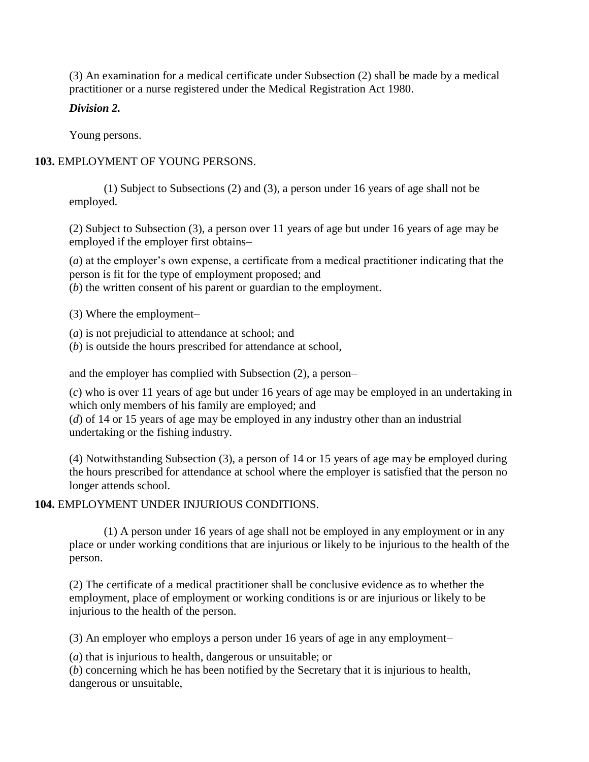(3) An examination for a medical certificate under Subsection (2) shall be made by a medical practitioner or a nurse registered under the Medical Registration Act 1980.

***Division 2.***

Young persons.

**103.** EMPLOYMENT OF YOUNG PERSONS.

(1) Subject to Subsections (2) and (3), a person under 16 years of age shall not be employed.

(2) Subject to Subsection (3), a person over 11 years of age but under 16 years of age may be employed if the employer first obtains–

(*a*) at the employer's own expense, a certificate from a medical practitioner indicating that the person is fit for the type of employment proposed; and
(*b*) the written consent of his parent or guardian to the employment.

(3) Where the employment–

(*a*) is not prejudicial to attendance at school; and
(*b*) is outside the hours prescribed for attendance at school,

and the employer has complied with Subsection (2), a person–

(*c*) who is over 11 years of age but under 16 years of age may be employed in an undertaking in which only members of his family are employed; and
(*d*) of 14 or 15 years of age may be employed in any industry other than an industrial undertaking or the fishing industry.

(4) Notwithstanding Subsection (3), a person of 14 or 15 years of age may be employed during the hours prescribed for attendance at school where the employer is satisfied that the person no longer attends school.

**104.** EMPLOYMENT UNDER INJURIOUS CONDITIONS.

(1) A person under 16 years of age shall not be employed in any employment or in any place or under working conditions that are injurious or likely to be injurious to the health of the person.

(2) The certificate of a medical practitioner shall be conclusive evidence as to whether the employment, place of employment or working conditions is or are injurious or likely to be injurious to the health of the person.

(3) An employer who employs a person under 16 years of age in any employment–

(*a*) that is injurious to health, dangerous or unsuitable; or
(*b*) concerning which he has been notified by the Secretary that it is injurious to health, dangerous or unsuitable,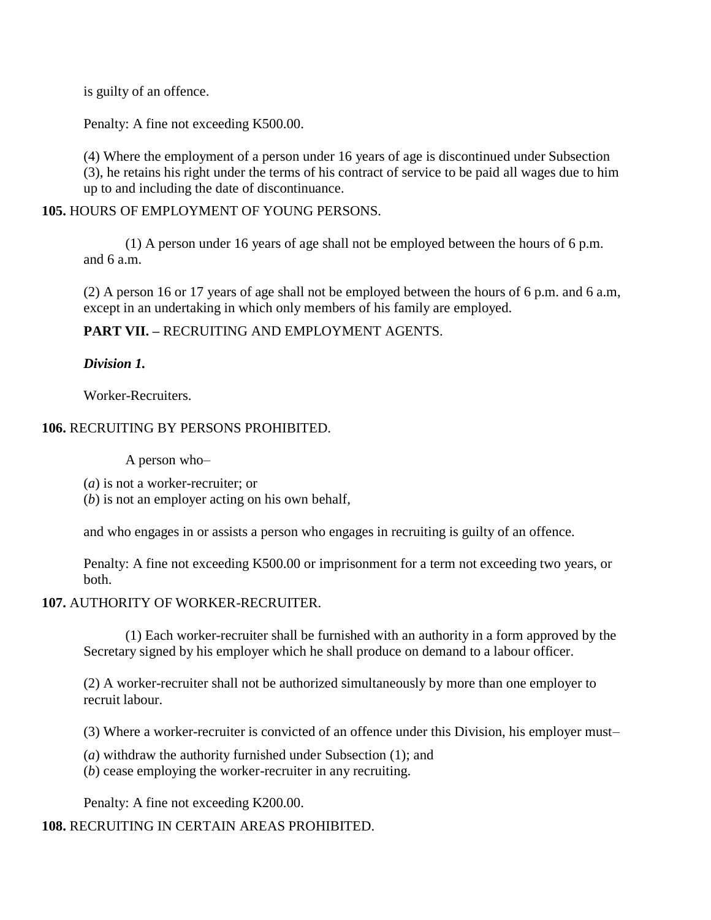is guilty of an offence.

Penalty: A fine not exceeding K500.00.

(4) Where the employment of a person under 16 years of age is discontinued under Subsection (3), he retains his right under the terms of his contract of service to be paid all wages due to him up to and including the date of discontinuance.

**105.** HOURS OF EMPLOYMENT OF YOUNG PERSONS.

(1) A person under 16 years of age shall not be employed between the hours of 6 p.m. and 6 a.m.

(2) A person 16 or 17 years of age shall not be employed between the hours of 6 p.m. and 6 a.m, except in an undertaking in which only members of his family are employed.

**PART VII. –** RECRUITING AND EMPLOYMENT AGENTS.

***Division 1.***

Worker-Recruiters.

**106.** RECRUITING BY PERSONS PROHIBITED.

A person who–

(*a*) is not a worker-recruiter; or
(*b*) is not an employer acting on his own behalf,

and who engages in or assists a person who engages in recruiting is guilty of an offence.

Penalty: A fine not exceeding K500.00 or imprisonment for a term not exceeding two years, or both.

**107.** AUTHORITY OF WORKER-RECRUITER.

(1) Each worker-recruiter shall be furnished with an authority in a form approved by the Secretary signed by his employer which he shall produce on demand to a labour officer.

(2) A worker-recruiter shall not be authorized simultaneously by more than one employer to recruit labour.

(3) Where a worker-recruiter is convicted of an offence under this Division, his employer must–

(*a*) withdraw the authority furnished under Subsection (1); and
(*b*) cease employing the worker-recruiter in any recruiting.

Penalty: A fine not exceeding K200.00.

**108.** RECRUITING IN CERTAIN AREAS PROHIBITED.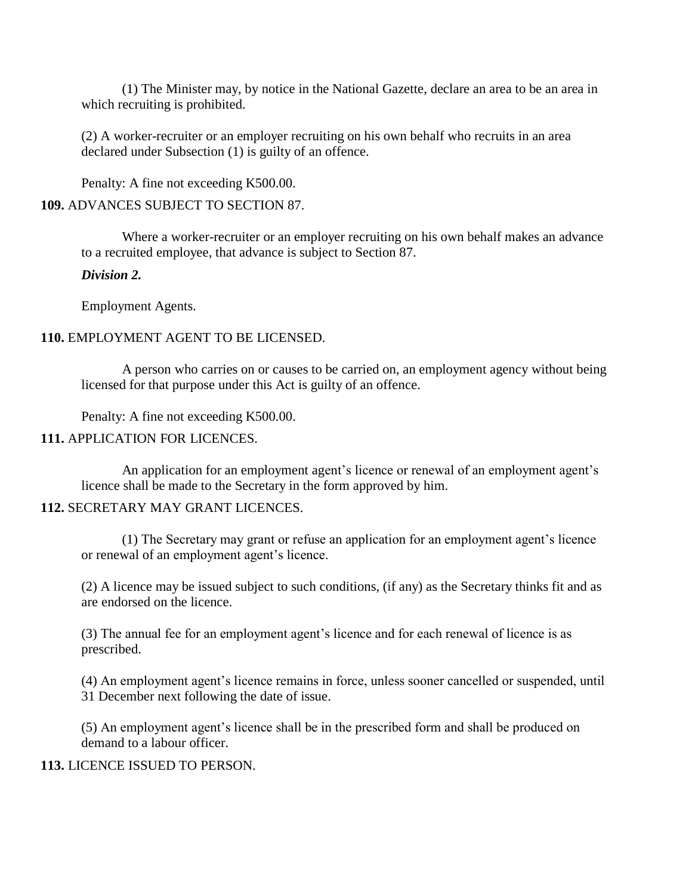(1) The Minister may, by notice in the National Gazette, declare an area to be an area in which recruiting is prohibited.

(2) A worker-recruiter or an employer recruiting on his own behalf who recruits in an area declared under Subsection (1) is guilty of an offence.

Penalty: A fine not exceeding K500.00.

**109.** ADVANCES SUBJECT TO SECTION 87.

Where a worker-recruiter or an employer recruiting on his own behalf makes an advance to a recruited employee, that advance is subject to Section 87.

***Division 2.***

Employment Agents.

**110.** EMPLOYMENT AGENT TO BE LICENSED.

A person who carries on or causes to be carried on, an employment agency without being licensed for that purpose under this Act is guilty of an offence.

Penalty: A fine not exceeding K500.00.

**111.** APPLICATION FOR LICENCES.

An application for an employment agent's licence or renewal of an employment agent's licence shall be made to the Secretary in the form approved by him.

**112.** SECRETARY MAY GRANT LICENCES.

(1) The Secretary may grant or refuse an application for an employment agent's licence or renewal of an employment agent's licence.

(2) A licence may be issued subject to such conditions, (if any) as the Secretary thinks fit and as are endorsed on the licence.

(3) The annual fee for an employment agent's licence and for each renewal of licence is as prescribed.

(4) An employment agent's licence remains in force, unless sooner cancelled or suspended, until 31 December next following the date of issue.

(5) An employment agent's licence shall be in the prescribed form and shall be produced on demand to a labour officer.

**113.** LICENCE ISSUED TO PERSON.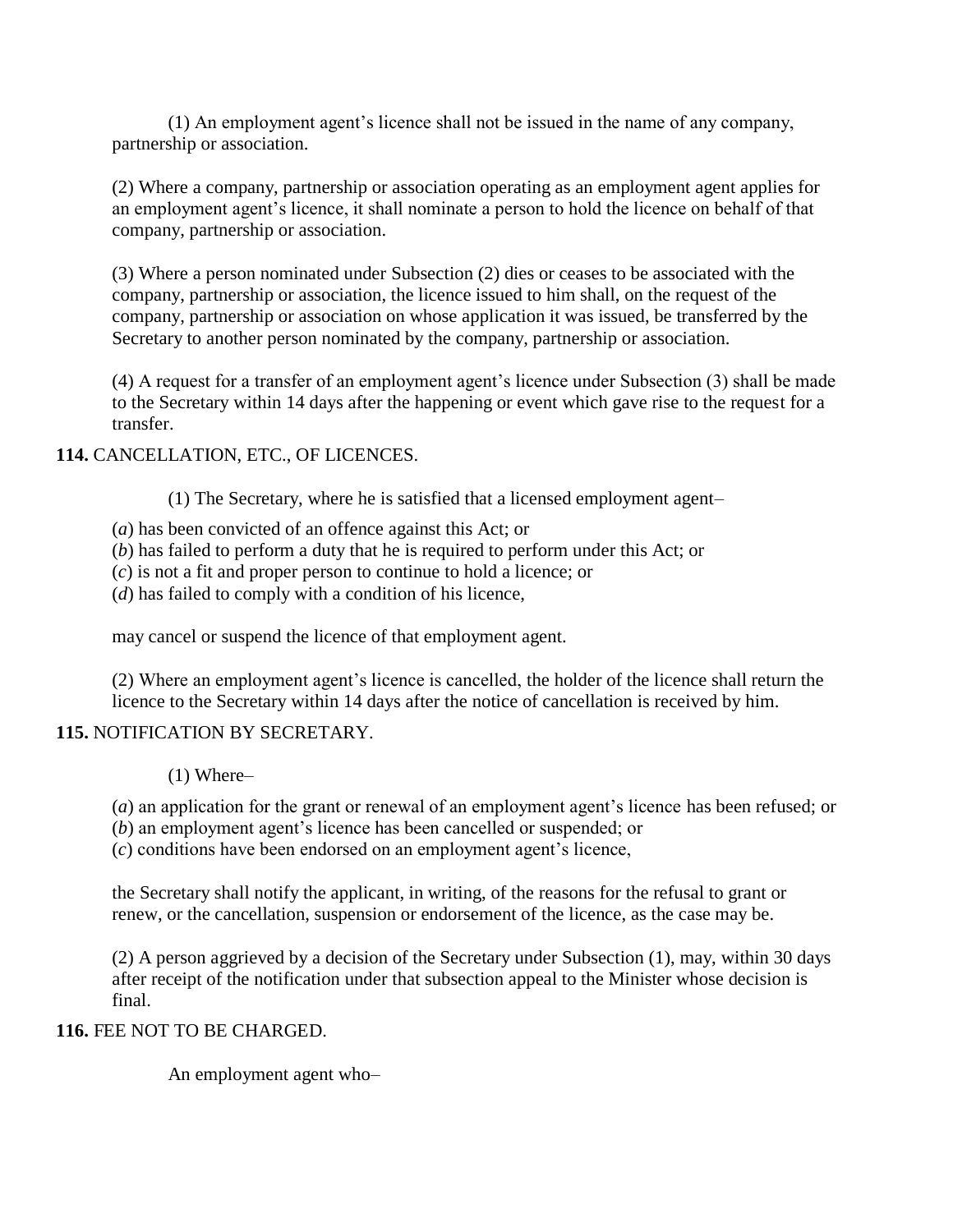(1) An employment agent's licence shall not be issued in the name of any company, partnership or association.

(2) Where a company, partnership or association operating as an employment agent applies for an employment agent's licence, it shall nominate a person to hold the licence on behalf of that company, partnership or association.

(3) Where a person nominated under Subsection (2) dies or ceases to be associated with the company, partnership or association, the licence issued to him shall, on the request of the company, partnership or association on whose application it was issued, be transferred by the Secretary to another person nominated by the company, partnership or association.

(4) A request for a transfer of an employment agent's licence under Subsection (3) shall be made to the Secretary within 14 days after the happening or event which gave rise to the request for a transfer.

**114.** CANCELLATION, ETC., OF LICENCES.

(1) The Secretary, where he is satisfied that a licensed employment agent–

(*a*) has been convicted of an offence against this Act; or
(*b*) has failed to perform a duty that he is required to perform under this Act; or
(*c*) is not a fit and proper person to continue to hold a licence; or
(*d*) has failed to comply with a condition of his licence,

may cancel or suspend the licence of that employment agent.

(2) Where an employment agent's licence is cancelled, the holder of the licence shall return the licence to the Secretary within 14 days after the notice of cancellation is received by him.

**115.** NOTIFICATION BY SECRETARY.

(1) Where–

(*a*) an application for the grant or renewal of an employment agent's licence has been refused; or
(*b*) an employment agent's licence has been cancelled or suspended; or
(*c*) conditions have been endorsed on an employment agent's licence,

the Secretary shall notify the applicant, in writing, of the reasons for the refusal to grant or renew, or the cancellation, suspension or endorsement of the licence, as the case may be.

(2) A person aggrieved by a decision of the Secretary under Subsection (1), may, within 30 days after receipt of the notification under that subsection appeal to the Minister whose decision is final.

**116.** FEE NOT TO BE CHARGED.

An employment agent who–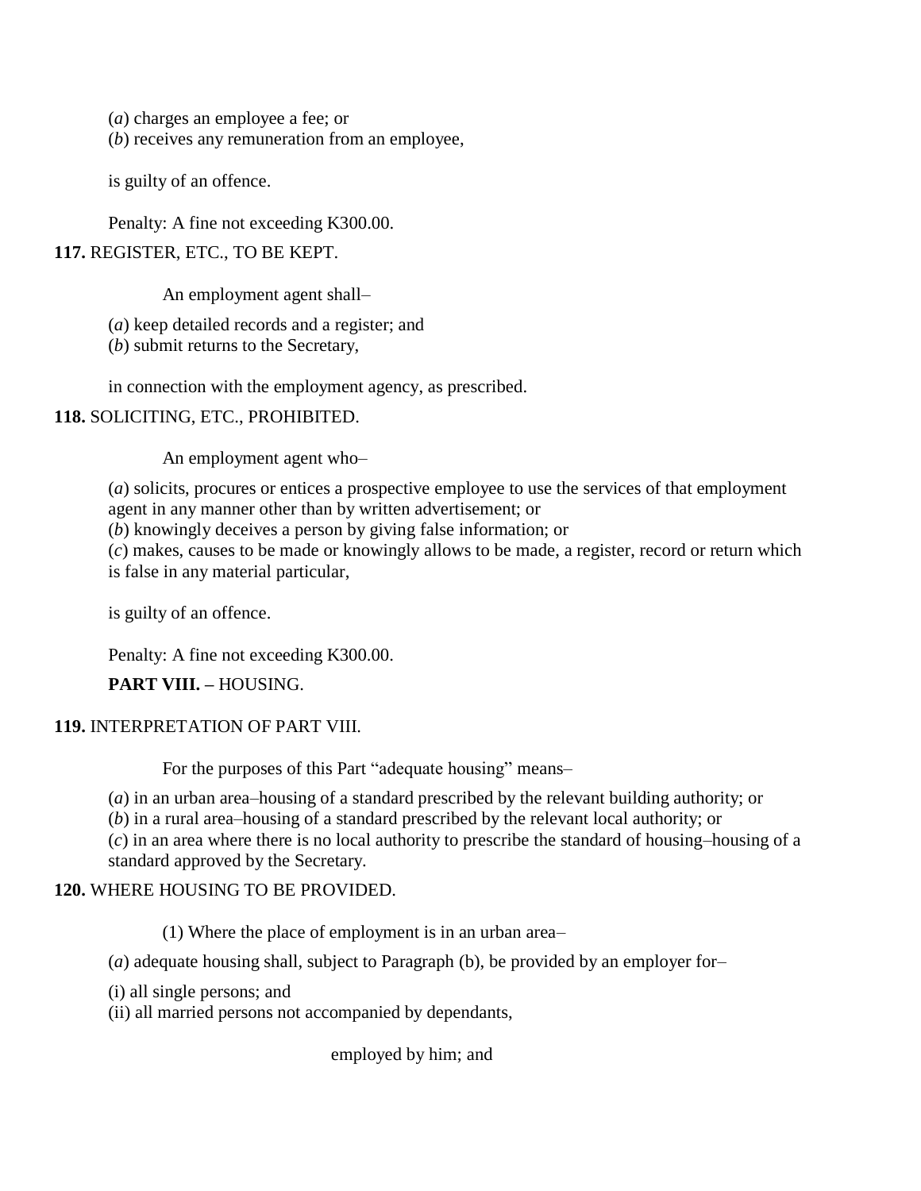(*a*) charges an employee a fee; or
(*b*) receives any remuneration from an employee,

is guilty of an offence.

Penalty: A fine not exceeding K300.00.

**117.** REGISTER, ETC., TO BE KEPT.

An employment agent shall–

(*a*) keep detailed records and a register; and
(*b*) submit returns to the Secretary,

in connection with the employment agency, as prescribed.

**118.** SOLICITING, ETC., PROHIBITED.

An employment agent who–

(*a*) solicits, procures or entices a prospective employee to use the services of that employment agent in any manner other than by written advertisement; or
(*b*) knowingly deceives a person by giving false information; or
(*c*) makes, causes to be made or knowingly allows to be made, a register, record or return which is false in any material particular,

is guilty of an offence.

Penalty: A fine not exceeding K300.00.

**PART VIII. –** HOUSING.

**119.** INTERPRETATION OF PART VIII.

For the purposes of this Part "adequate housing" means–

(*a*) in an urban area–housing of a standard prescribed by the relevant building authority; or
(*b*) in a rural area–housing of a standard prescribed by the relevant local authority; or
(*c*) in an area where there is no local authority to prescribe the standard of housing–housing of a standard approved by the Secretary.

**120.** WHERE HOUSING TO BE PROVIDED.

(1) Where the place of employment is in an urban area–

(*a*) adequate housing shall, subject to Paragraph (b), be provided by an employer for–

(i) all single persons; and
(ii) all married persons not accompanied by dependants,

employed by him; and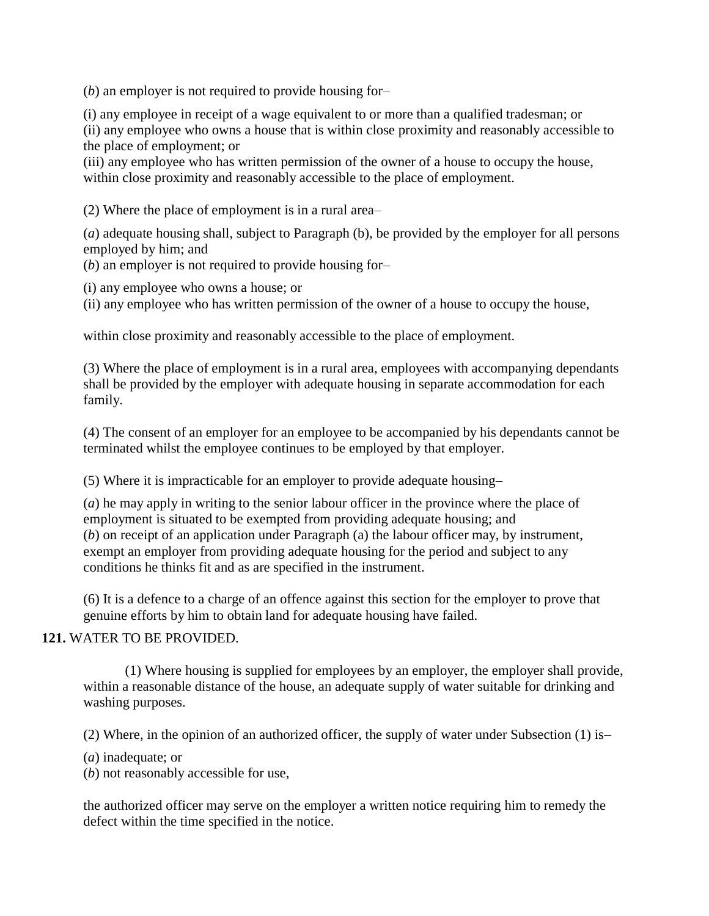(*b*) an employer is not required to provide housing for–

(i) any employee in receipt of a wage equivalent to or more than a qualified tradesman; or
(ii) any employee who owns a house that is within close proximity and reasonably accessible to the place of employment; or
(iii) any employee who has written permission of the owner of a house to occupy the house, within close proximity and reasonably accessible to the place of employment.

(2) Where the place of employment is in a rural area–

(*a*) adequate housing shall, subject to Paragraph (b), be provided by the employer for all persons employed by him; and
(*b*) an employer is not required to provide housing for–

(i) any employee who owns a house; or
(ii) any employee who has written permission of the owner of a house to occupy the house,

within close proximity and reasonably accessible to the place of employment.

(3) Where the place of employment is in a rural area, employees with accompanying dependants shall be provided by the employer with adequate housing in separate accommodation for each family.

(4) The consent of an employer for an employee to be accompanied by his dependants cannot be terminated whilst the employee continues to be employed by that employer.

(5) Where it is impracticable for an employer to provide adequate housing–

(*a*) he may apply in writing to the senior labour officer in the province where the place of employment is situated to be exempted from providing adequate housing; and
(*b*) on receipt of an application under Paragraph (a) the labour officer may, by instrument, exempt an employer from providing adequate housing for the period and subject to any conditions he thinks fit and as are specified in the instrument.

(6) It is a defence to a charge of an offence against this section for the employer to prove that genuine efforts by him to obtain land for adequate housing have failed.

**121.** WATER TO BE PROVIDED.

(1) Where housing is supplied for employees by an employer, the employer shall provide, within a reasonable distance of the house, an adequate supply of water suitable for drinking and washing purposes.

(2) Where, in the opinion of an authorized officer, the supply of water under Subsection (1) is–

(*a*) inadequate; or
(*b*) not reasonably accessible for use,

the authorized officer may serve on the employer a written notice requiring him to remedy the defect within the time specified in the notice.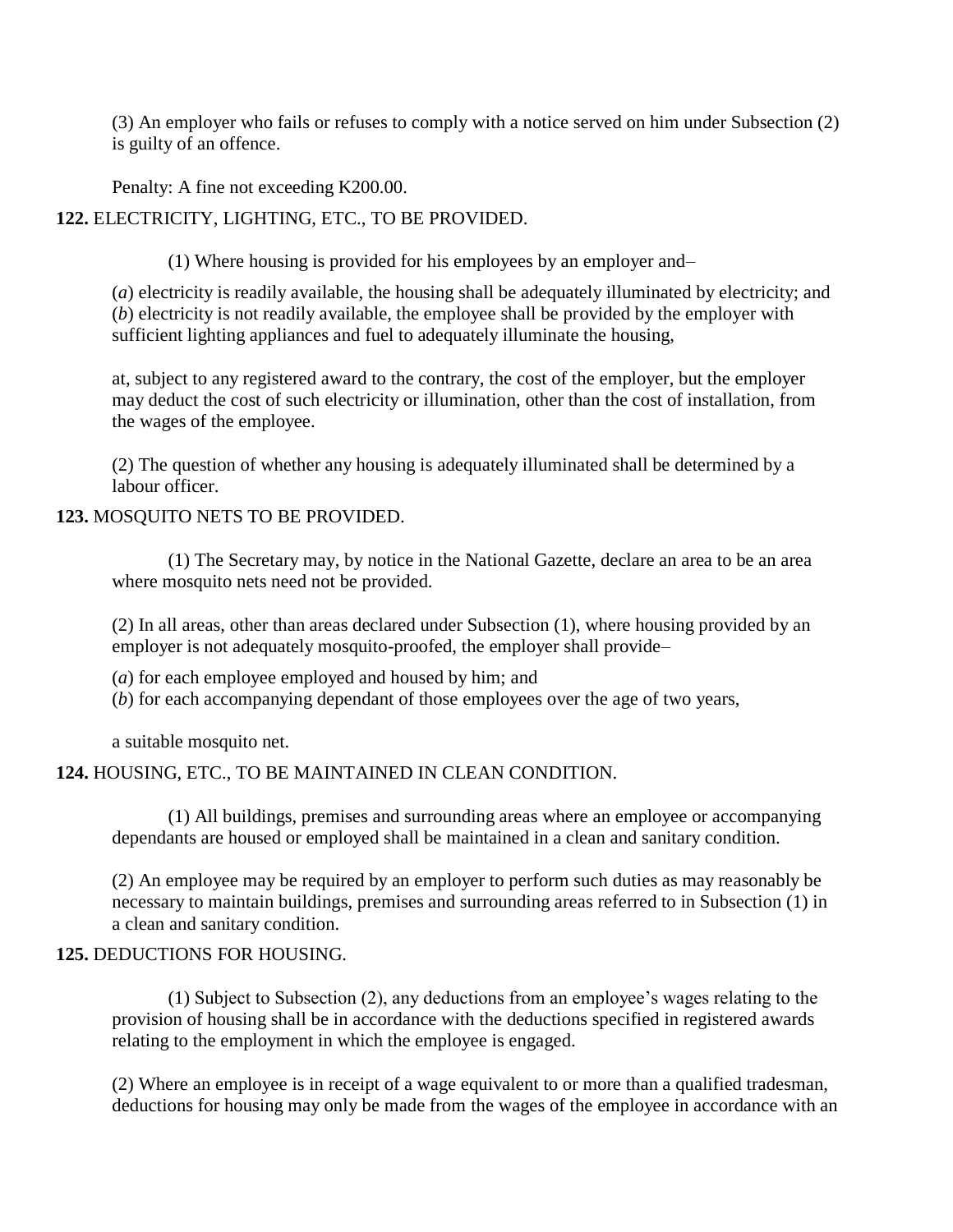(3) An employer who fails or refuses to comply with a notice served on him under Subsection (2) is guilty of an offence.

Penalty: A fine not exceeding K200.00.

**122.** ELECTRICITY, LIGHTING, ETC., TO BE PROVIDED.

(1) Where housing is provided for his employees by an employer and–

(*a*) electricity is readily available, the housing shall be adequately illuminated by electricity; and
(*b*) electricity is not readily available, the employee shall be provided by the employer with sufficient lighting appliances and fuel to adequately illuminate the housing,

at, subject to any registered award to the contrary, the cost of the employer, but the employer may deduct the cost of such electricity or illumination, other than the cost of installation, from the wages of the employee.

(2) The question of whether any housing is adequately illuminated shall be determined by a labour officer.

**123.** MOSQUITO NETS TO BE PROVIDED.

(1) The Secretary may, by notice in the National Gazette, declare an area to be an area where mosquito nets need not be provided.

(2) In all areas, other than areas declared under Subsection (1), where housing provided by an employer is not adequately mosquito-proofed, the employer shall provide–

(*a*) for each employee employed and housed by him; and
(*b*) for each accompanying dependant of those employees over the age of two years,

a suitable mosquito net.

**124.** HOUSING, ETC., TO BE MAINTAINED IN CLEAN CONDITION.

(1) All buildings, premises and surrounding areas where an employee or accompanying dependants are housed or employed shall be maintained in a clean and sanitary condition.

(2) An employee may be required by an employer to perform such duties as may reasonably be necessary to maintain buildings, premises and surrounding areas referred to in Subsection (1) in a clean and sanitary condition.

**125.** DEDUCTIONS FOR HOUSING.

(1) Subject to Subsection (2), any deductions from an employee's wages relating to the provision of housing shall be in accordance with the deductions specified in registered awards relating to the employment in which the employee is engaged.

(2) Where an employee is in receipt of a wage equivalent to or more than a qualified tradesman, deductions for housing may only be made from the wages of the employee in accordance with an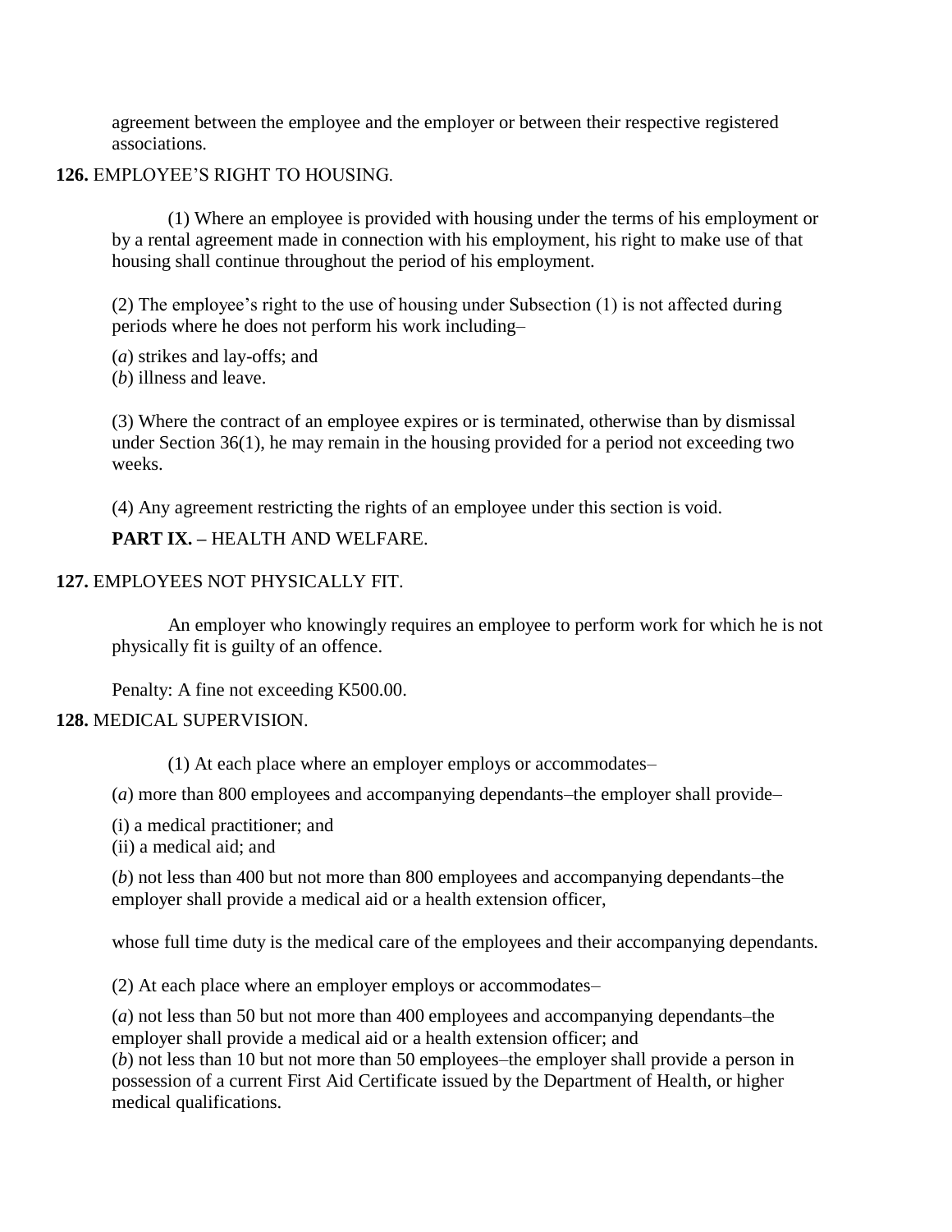agreement between the employee and the employer or between their respective registered associations.

**126.** EMPLOYEE'S RIGHT TO HOUSING.

(1) Where an employee is provided with housing under the terms of his employment or by a rental agreement made in connection with his employment, his right to make use of that housing shall continue throughout the period of his employment.

(2) The employee's right to the use of housing under Subsection (1) is not affected during periods where he does not perform his work including–

(*a*) strikes and lay-offs; and
(*b*) illness and leave.

(3) Where the contract of an employee expires or is terminated, otherwise than by dismissal under Section 36(1), he may remain in the housing provided for a period not exceeding two weeks.

(4) Any agreement restricting the rights of an employee under this section is void.

**PART IX. –** HEALTH AND WELFARE.

**127.** EMPLOYEES NOT PHYSICALLY FIT.

An employer who knowingly requires an employee to perform work for which he is not physically fit is guilty of an offence.

Penalty: A fine not exceeding K500.00.

**128.** MEDICAL SUPERVISION.

(1) At each place where an employer employs or accommodates–

(*a*) more than 800 employees and accompanying dependants–the employer shall provide–

(i) a medical practitioner; and
(ii) a medical aid; and

(*b*) not less than 400 but not more than 800 employees and accompanying dependants–the employer shall provide a medical aid or a health extension officer,

whose full time duty is the medical care of the employees and their accompanying dependants.

(2) At each place where an employer employs or accommodates–

(*a*) not less than 50 but not more than 400 employees and accompanying dependants–the employer shall provide a medical aid or a health extension officer; and
(*b*) not less than 10 but not more than 50 employees–the employer shall provide a person in possession of a current First Aid Certificate issued by the Department of Health, or higher medical qualifications.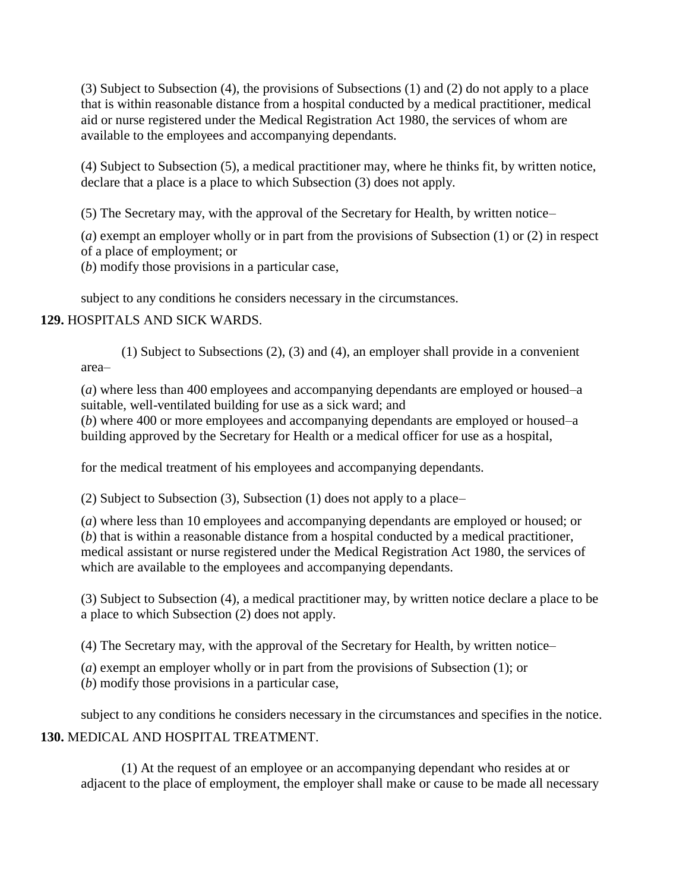(3) Subject to Subsection (4), the provisions of Subsections (1) and (2) do not apply to a place that is within reasonable distance from a hospital conducted by a medical practitioner, medical aid or nurse registered under the Medical Registration Act 1980, the services of whom are available to the employees and accompanying dependants.

(4) Subject to Subsection (5), a medical practitioner may, where he thinks fit, by written notice, declare that a place is a place to which Subsection (3) does not apply.

(5) The Secretary may, with the approval of the Secretary for Health, by written notice–

(*a*) exempt an employer wholly or in part from the provisions of Subsection (1) or (2) in respect of a place of employment; or
(*b*) modify those provisions in a particular case,

subject to any conditions he considers necessary in the circumstances.

**129.** HOSPITALS AND SICK WARDS.

(1) Subject to Subsections (2), (3) and (4), an employer shall provide in a convenient area–

(*a*) where less than 400 employees and accompanying dependants are employed or housed–a suitable, well-ventilated building for use as a sick ward; and
(*b*) where 400 or more employees and accompanying dependants are employed or housed–a building approved by the Secretary for Health or a medical officer for use as a hospital,

for the medical treatment of his employees and accompanying dependants.

(2) Subject to Subsection (3), Subsection (1) does not apply to a place–

(*a*) where less than 10 employees and accompanying dependants are employed or housed; or
(*b*) that is within a reasonable distance from a hospital conducted by a medical practitioner, medical assistant or nurse registered under the Medical Registration Act 1980, the services of which are available to the employees and accompanying dependants.

(3) Subject to Subsection (4), a medical practitioner may, by written notice declare a place to be a place to which Subsection (2) does not apply.

(4) The Secretary may, with the approval of the Secretary for Health, by written notice–

(*a*) exempt an employer wholly or in part from the provisions of Subsection (1); or
(*b*) modify those provisions in a particular case,

subject to any conditions he considers necessary in the circumstances and specifies in the notice.

**130.** MEDICAL AND HOSPITAL TREATMENT.

(1) At the request of an employee or an accompanying dependant who resides at or adjacent to the place of employment, the employer shall make or cause to be made all necessary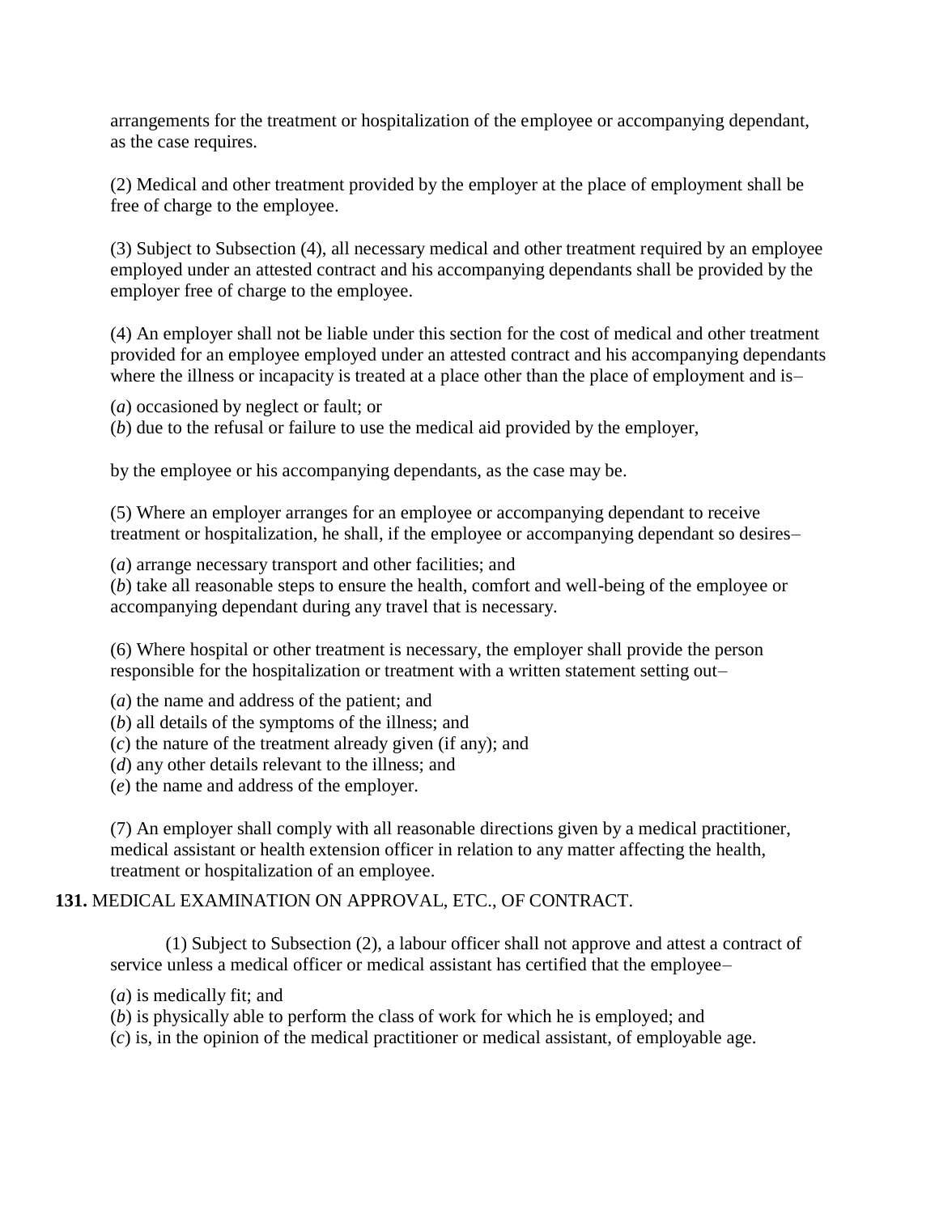arrangements for the treatment or hospitalization of the employee or accompanying dependant, as the case requires.

(2) Medical and other treatment provided by the employer at the place of employment shall be free of charge to the employee.

(3) Subject to Subsection (4), all necessary medical and other treatment required by an employee employed under an attested contract and his accompanying dependants shall be provided by the employer free of charge to the employee.

(4) An employer shall not be liable under this section for the cost of medical and other treatment provided for an employee employed under an attested contract and his accompanying dependants where the illness or incapacity is treated at a place other than the place of employment and is–

(*a*) occasioned by neglect or fault; or
(*b*) due to the refusal or failure to use the medical aid provided by the employer,

by the employee or his accompanying dependants, as the case may be.

(5) Where an employer arranges for an employee or accompanying dependant to receive treatment or hospitalization, he shall, if the employee or accompanying dependant so desires–

(*a*) arrange necessary transport and other facilities; and
(*b*) take all reasonable steps to ensure the health, comfort and well-being of the employee or accompanying dependant during any travel that is necessary.

(6) Where hospital or other treatment is necessary, the employer shall provide the person responsible for the hospitalization or treatment with a written statement setting out–

(*a*) the name and address of the patient; and
(*b*) all details of the symptoms of the illness; and
(*c*) the nature of the treatment already given (if any); and
(*d*) any other details relevant to the illness; and
(*e*) the name and address of the employer.

(7) An employer shall comply with all reasonable directions given by a medical practitioner, medical assistant or health extension officer in relation to any matter affecting the health, treatment or hospitalization of an employee.

**131.** MEDICAL EXAMINATION ON APPROVAL, ETC., OF CONTRACT.

(1) Subject to Subsection (2), a labour officer shall not approve and attest a contract of service unless a medical officer or medical assistant has certified that the employee–

(*a*) is medically fit; and
(*b*) is physically able to perform the class of work for which he is employed; and
(*c*) is, in the opinion of the medical practitioner or medical assistant, of employable age.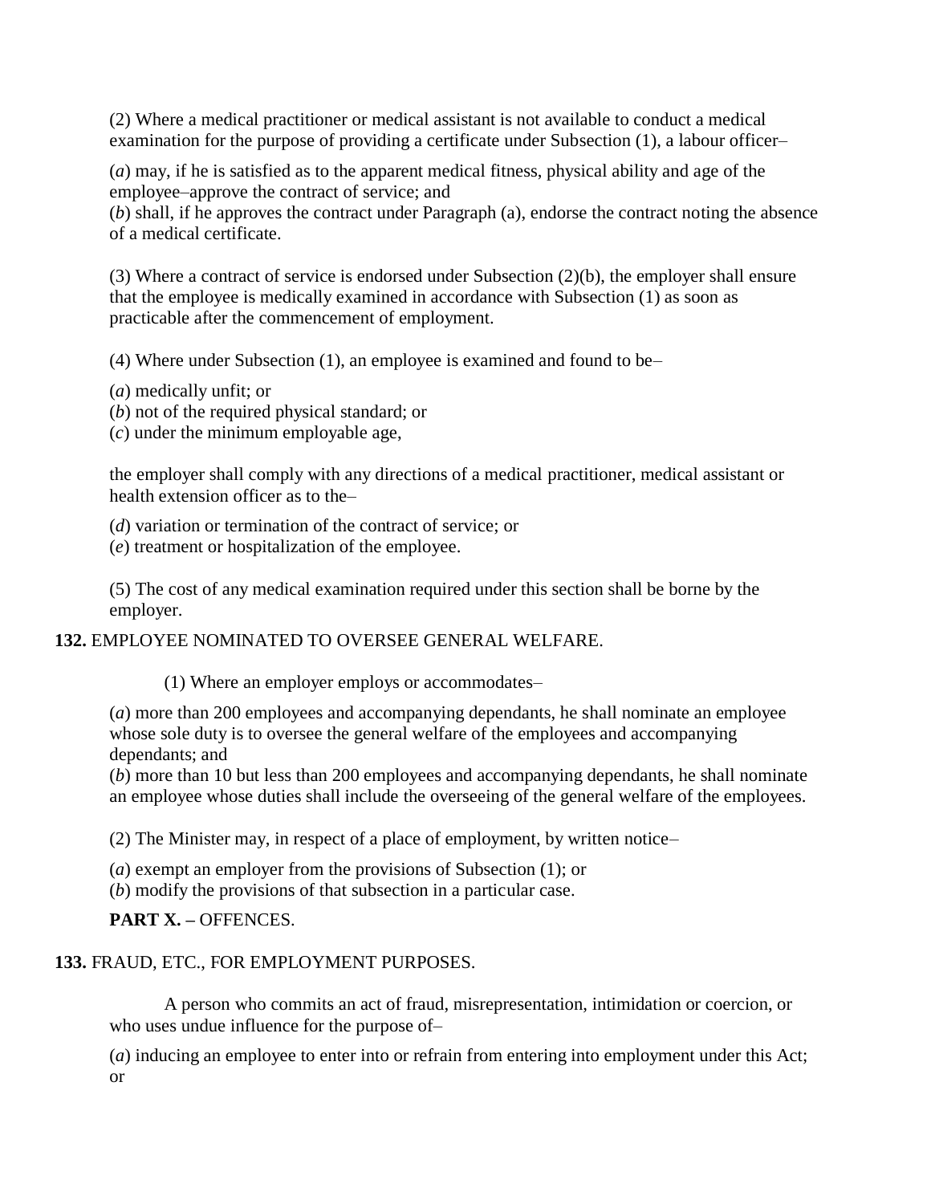(2) Where a medical practitioner or medical assistant is not available to conduct a medical examination for the purpose of providing a certificate under Subsection (1), a labour officer–

(*a*) may, if he is satisfied as to the apparent medical fitness, physical ability and age of the employee–approve the contract of service; and
(*b*) shall, if he approves the contract under Paragraph (a), endorse the contract noting the absence of a medical certificate.

(3) Where a contract of service is endorsed under Subsection (2)(b), the employer shall ensure that the employee is medically examined in accordance with Subsection (1) as soon as practicable after the commencement of employment.

(4) Where under Subsection (1), an employee is examined and found to be–

(*a*) medically unfit; or
(*b*) not of the required physical standard; or
(*c*) under the minimum employable age,

the employer shall comply with any directions of a medical practitioner, medical assistant or health extension officer as to the–

(*d*) variation or termination of the contract of service; or
(*e*) treatment or hospitalization of the employee.

(5) The cost of any medical examination required under this section shall be borne by the employer.

**132.** EMPLOYEE NOMINATED TO OVERSEE GENERAL WELFARE.

(1) Where an employer employs or accommodates–

(*a*) more than 200 employees and accompanying dependants, he shall nominate an employee whose sole duty is to oversee the general welfare of the employees and accompanying dependants; and
(*b*) more than 10 but less than 200 employees and accompanying dependants, he shall nominate an employee whose duties shall include the overseeing of the general welfare of the employees.

(2) The Minister may, in respect of a place of employment, by written notice–

(*a*) exempt an employer from the provisions of Subsection (1); or
(*b*) modify the provisions of that subsection in a particular case.

**PART X. –** OFFENCES.

**133.** FRAUD, ETC., FOR EMPLOYMENT PURPOSES.

A person who commits an act of fraud, misrepresentation, intimidation or coercion, or who uses undue influence for the purpose of–

(*a*) inducing an employee to enter into or refrain from entering into employment under this Act; or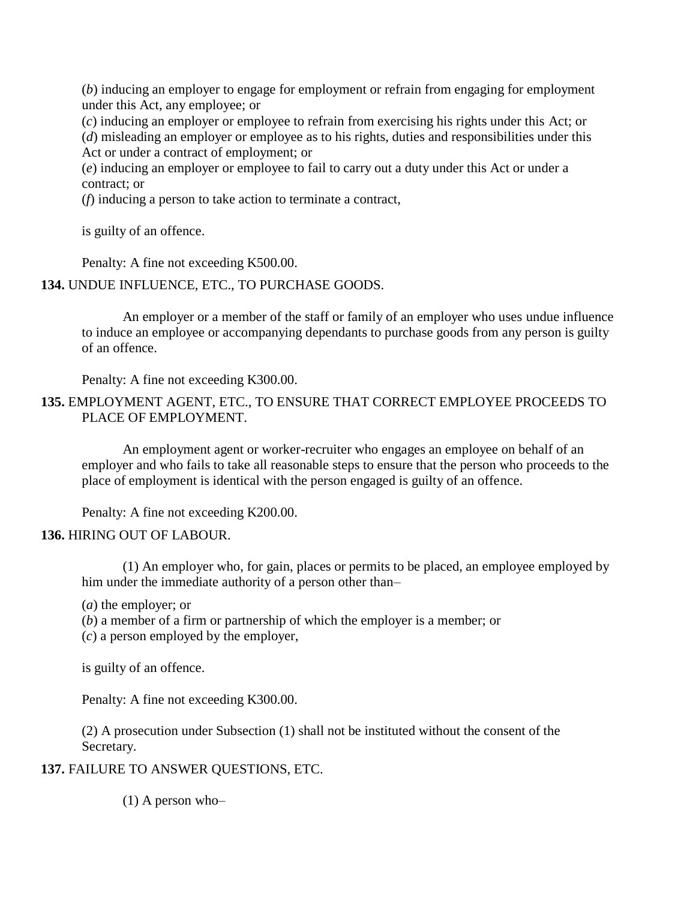(*b*) inducing an employer to engage for employment or refrain from engaging for employment under this Act, any employee; or

(*c*) inducing an employer or employee to refrain from exercising his rights under this Act; or

(*d*) misleading an employer or employee as to his rights, duties and responsibilities under this Act or under a contract of employment; or

(*e*) inducing an employer or employee to fail to carry out a duty under this Act or under a contract; or

(*f*) inducing a person to take action to terminate a contract,

is guilty of an offence.

Penalty: A fine not exceeding K500.00.

**134.** UNDUE INFLUENCE, ETC., TO PURCHASE GOODS.

An employer or a member of the staff or family of an employer who uses undue influence to induce an employee or accompanying dependants to purchase goods from any person is guilty of an offence.

Penalty: A fine not exceeding K300.00.

**135.** EMPLOYMENT AGENT, ETC., TO ENSURE THAT CORRECT EMPLOYEE PROCEEDS TO PLACE OF EMPLOYMENT.

An employment agent or worker-recruiter who engages an employee on behalf of an employer and who fails to take all reasonable steps to ensure that the person who proceeds to the place of employment is identical with the person engaged is guilty of an offence.

Penalty: A fine not exceeding K200.00.

**136.** HIRING OUT OF LABOUR.

(1) An employer who, for gain, places or permits to be placed, an employee employed by him under the immediate authority of a person other than–

(*a*) the employer; or

(*b*) a member of a firm or partnership of which the employer is a member; or

(*c*) a person employed by the employer,

is guilty of an offence.

Penalty: A fine not exceeding K300.00.

(2) A prosecution under Subsection (1) shall not be instituted without the consent of the Secretary.

**137.** FAILURE TO ANSWER QUESTIONS, ETC.

(1) A person who–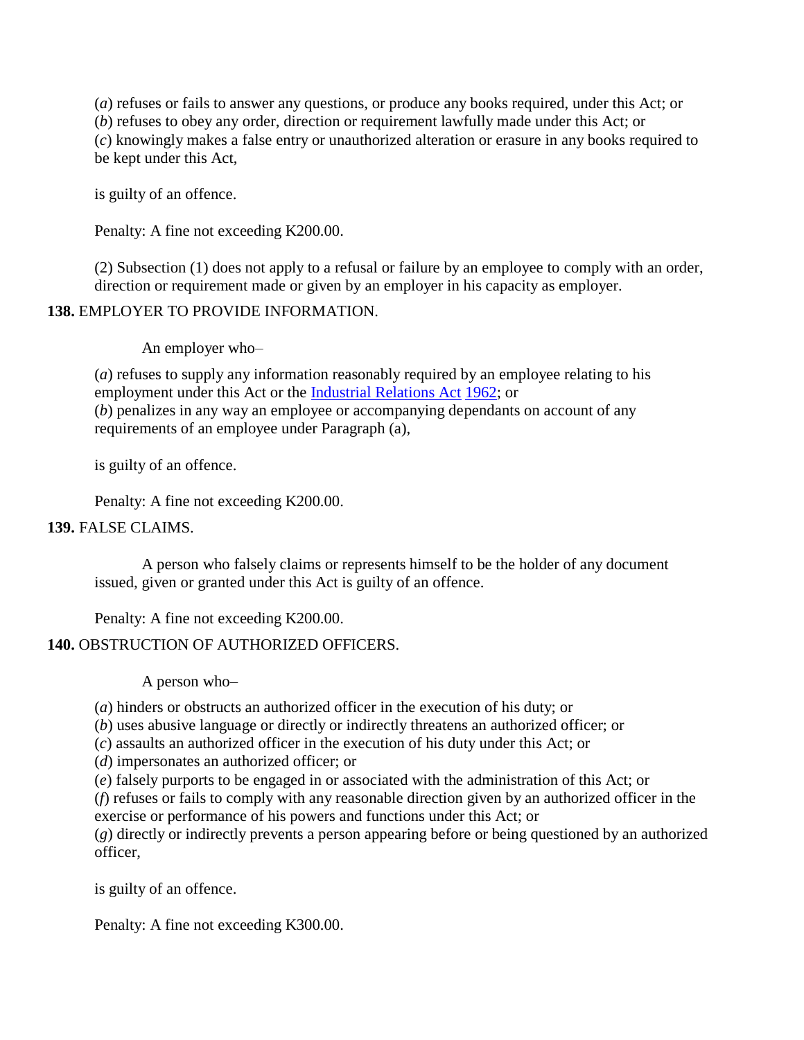(*a*) refuses or fails to answer any questions, or produce any books required, under this Act; or
(*b*) refuses to obey any order, direction or requirement lawfully made under this Act; or
(*c*) knowingly makes a false entry or unauthorized alteration or erasure in any books required to be kept under this Act,

is guilty of an offence.

Penalty: A fine not exceeding K200.00.

(2) Subsection (1) does not apply to a refusal or failure by an employee to comply with an order, direction or requirement made or given by an employer in his capacity as employer.

**138.** EMPLOYER TO PROVIDE INFORMATION.

An employer who–

(*a*) refuses to supply any information reasonably required by an employee relating to his employment under this Act or the Industrial Relations Act 1962; or
(*b*) penalizes in any way an employee or accompanying dependants on account of any requirements of an employee under Paragraph (a),

is guilty of an offence.

Penalty: A fine not exceeding K200.00.

**139.** FALSE CLAIMS.

A person who falsely claims or represents himself to be the holder of any document issued, given or granted under this Act is guilty of an offence.

Penalty: A fine not exceeding K200.00.

**140.** OBSTRUCTION OF AUTHORIZED OFFICERS.

A person who–

(*a*) hinders or obstructs an authorized officer in the execution of his duty; or
(*b*) uses abusive language or directly or indirectly threatens an authorized officer; or
(*c*) assaults an authorized officer in the execution of his duty under this Act; or
(*d*) impersonates an authorized officer; or
(*e*) falsely purports to be engaged in or associated with the administration of this Act; or
(*f*) refuses or fails to comply with any reasonable direction given by an authorized officer in the exercise or performance of his powers and functions under this Act; or
(*g*) directly or indirectly prevents a person appearing before or being questioned by an authorized officer,

is guilty of an offence.

Penalty: A fine not exceeding K300.00.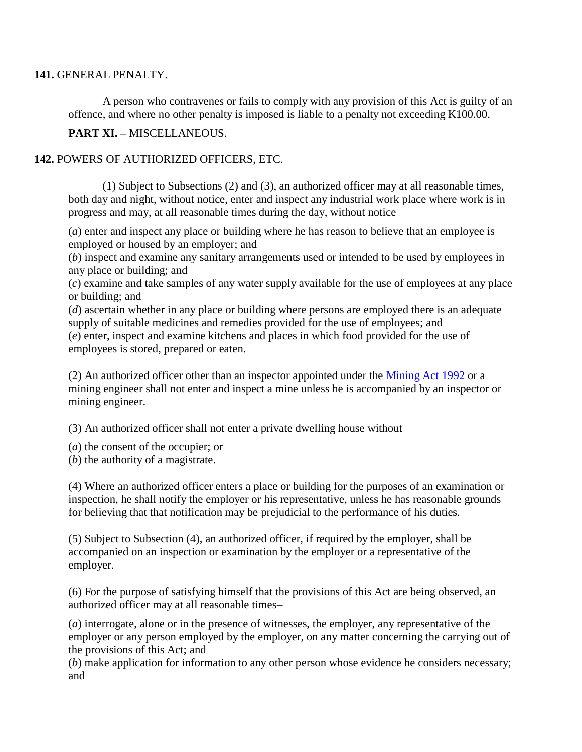**141.** GENERAL PENALTY.

A person who contravenes or fails to comply with any provision of this Act is guilty of an offence, and where no other penalty is imposed is liable to a penalty not exceeding K100.00.

**PART XI. –** MISCELLANEOUS.

**142.** POWERS OF AUTHORIZED OFFICERS, ETC.

(1) Subject to Subsections (2) and (3), an authorized officer may at all reasonable times, both day and night, without notice, enter and inspect any industrial work place where work is in progress and may, at all reasonable times during the day, without notice–

(*a*) enter and inspect any place or building where he has reason to believe that an employee is employed or housed by an employer; and
(*b*) inspect and examine any sanitary arrangements used or intended to be used by employees in any place or building; and
(*c*) examine and take samples of any water supply available for the use of employees at any place or building; and
(*d*) ascertain whether in any place or building where persons are employed there is an adequate supply of suitable medicines and remedies provided for the use of employees; and
(*e*) enter, inspect and examine kitchens and places in which food provided for the use of employees is stored, prepared or eaten.

(2) An authorized officer other than an inspector appointed under the Mining Act 1992 or a mining engineer shall not enter and inspect a mine unless he is accompanied by an inspector or mining engineer.

(3) An authorized officer shall not enter a private dwelling house without–

(*a*) the consent of the occupier; or
(*b*) the authority of a magistrate.

(4) Where an authorized officer enters a place or building for the purposes of an examination or inspection, he shall notify the employer or his representative, unless he has reasonable grounds for believing that that notification may be prejudicial to the performance of his duties.

(5) Subject to Subsection (4), an authorized officer, if required by the employer, shall be accompanied on an inspection or examination by the employer or a representative of the employer.

(6) For the purpose of satisfying himself that the provisions of this Act are being observed, an authorized officer may at all reasonable times–

(*a*) interrogate, alone or in the presence of witnesses, the employer, any representative of the employer or any person employed by the employer, on any matter concerning the carrying out of the provisions of this Act; and
(*b*) make application for information to any other person whose evidence he considers necessary; and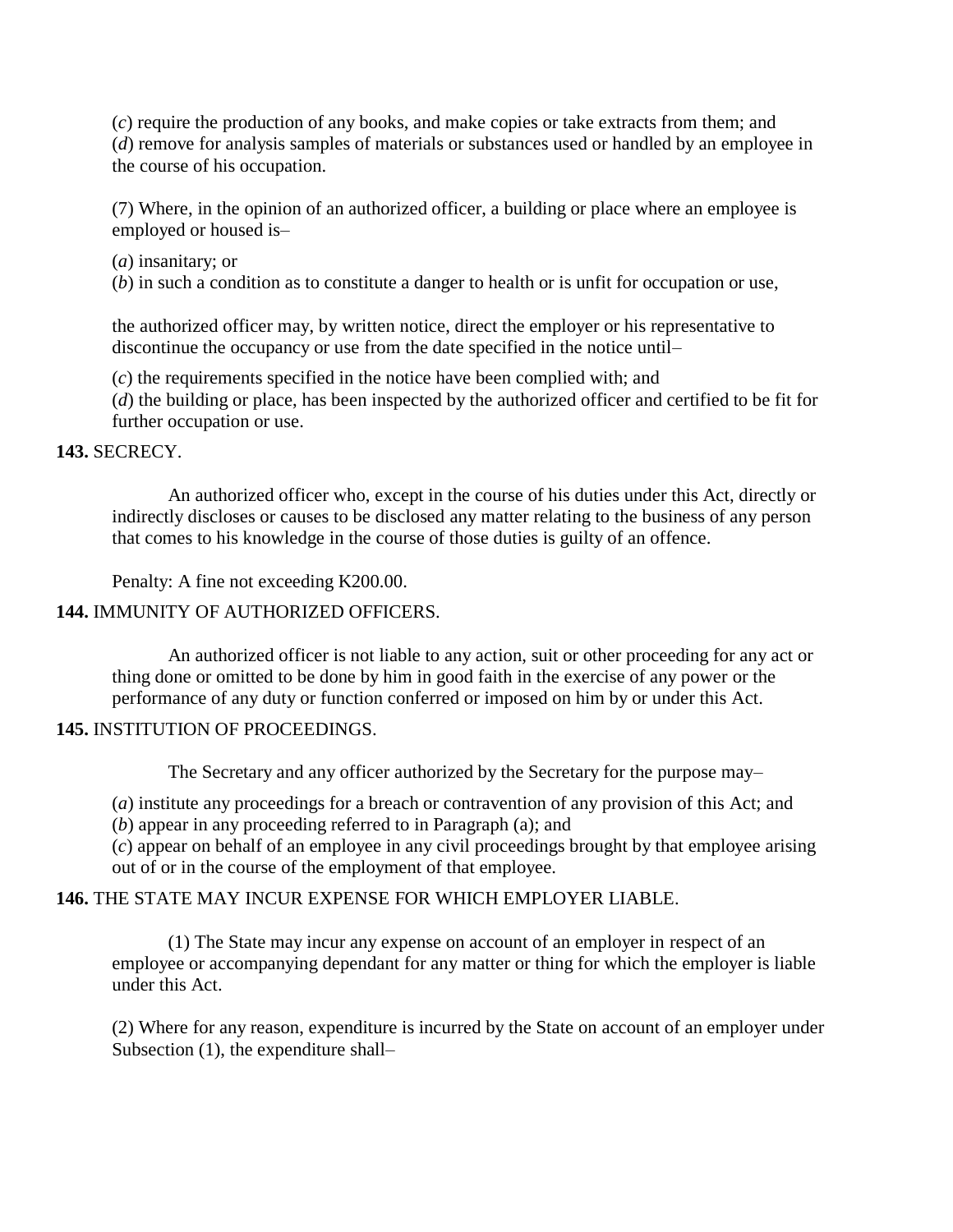(*c*) require the production of any books, and make copies or take extracts from them; and
(*d*) remove for analysis samples of materials or substances used or handled by an employee in the course of his occupation.

(7) Where, in the opinion of an authorized officer, a building or place where an employee is employed or housed is–

(*a*) insanitary; or
(*b*) in such a condition as to constitute a danger to health or is unfit for occupation or use,

the authorized officer may, by written notice, direct the employer or his representative to discontinue the occupancy or use from the date specified in the notice until–

(*c*) the requirements specified in the notice have been complied with; and
(*d*) the building or place, has been inspected by the authorized officer and certified to be fit for further occupation or use.

**143.** SECRECY.

An authorized officer who, except in the course of his duties under this Act, directly or indirectly discloses or causes to be disclosed any matter relating to the business of any person that comes to his knowledge in the course of those duties is guilty of an offence.

Penalty: A fine not exceeding K200.00.

**144.** IMMUNITY OF AUTHORIZED OFFICERS.

An authorized officer is not liable to any action, suit or other proceeding for any act or thing done or omitted to be done by him in good faith in the exercise of any power or the performance of any duty or function conferred or imposed on him by or under this Act.

**145.** INSTITUTION OF PROCEEDINGS.

The Secretary and any officer authorized by the Secretary for the purpose may–

(*a*) institute any proceedings for a breach or contravention of any provision of this Act; and
(*b*) appear in any proceeding referred to in Paragraph (a); and
(*c*) appear on behalf of an employee in any civil proceedings brought by that employee arising out of or in the course of the employment of that employee.

**146.** THE STATE MAY INCUR EXPENSE FOR WHICH EMPLOYER LIABLE.

(1) The State may incur any expense on account of an employer in respect of an employee or accompanying dependant for any matter or thing for which the employer is liable under this Act.

(2) Where for any reason, expenditure is incurred by the State on account of an employer under Subsection (1), the expenditure shall–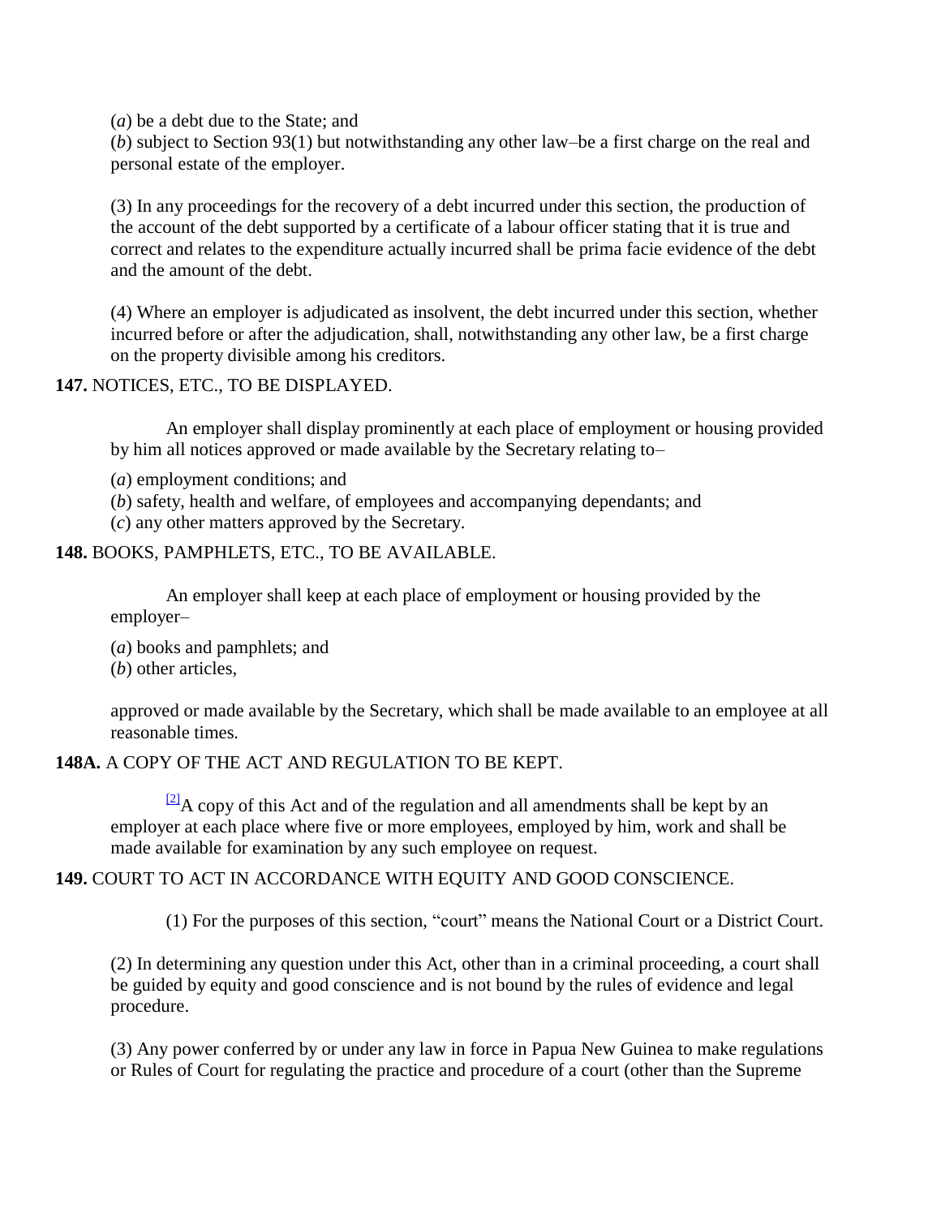(*a*) be a debt due to the State; and

(*b*) subject to Section 93(1) but notwithstanding any other law–be a first charge on the real and personal estate of the employer.

(3) In any proceedings for the recovery of a debt incurred under this section, the production of the account of the debt supported by a certificate of a labour officer stating that it is true and correct and relates to the expenditure actually incurred shall be prima facie evidence of the debt and the amount of the debt.

(4) Where an employer is adjudicated as insolvent, the debt incurred under this section, whether incurred before or after the adjudication, shall, notwithstanding any other law, be a first charge on the property divisible among his creditors.

**147.** NOTICES, ETC., TO BE DISPLAYED.

An employer shall display prominently at each place of employment or housing provided by him all notices approved or made available by the Secretary relating to–

(*a*) employment conditions; and

(*b*) safety, health and welfare, of employees and accompanying dependants; and

(*c*) any other matters approved by the Secretary.

**148.** BOOKS, PAMPHLETS, ETC., TO BE AVAILABLE.

An employer shall keep at each place of employment or housing provided by the employer–

(*a*) books and pamphlets; and

(*b*) other articles,

approved or made available by the Secretary, which shall be made available to an employee at all reasonable times.

**148A.** A COPY OF THE ACT AND REGULATION TO BE KEPT.

[2]A copy of this Act and of the regulation and all amendments shall be kept by an employer at each place where five or more employees, employed by him, work and shall be made available for examination by any such employee on request.

**149.** COURT TO ACT IN ACCORDANCE WITH EQUITY AND GOOD CONSCIENCE.

(1) For the purposes of this section, "court" means the National Court or a District Court.

(2) In determining any question under this Act, other than in a criminal proceeding, a court shall be guided by equity and good conscience and is not bound by the rules of evidence and legal procedure.

(3) Any power conferred by or under any law in force in Papua New Guinea to make regulations or Rules of Court for regulating the practice and procedure of a court (other than the Supreme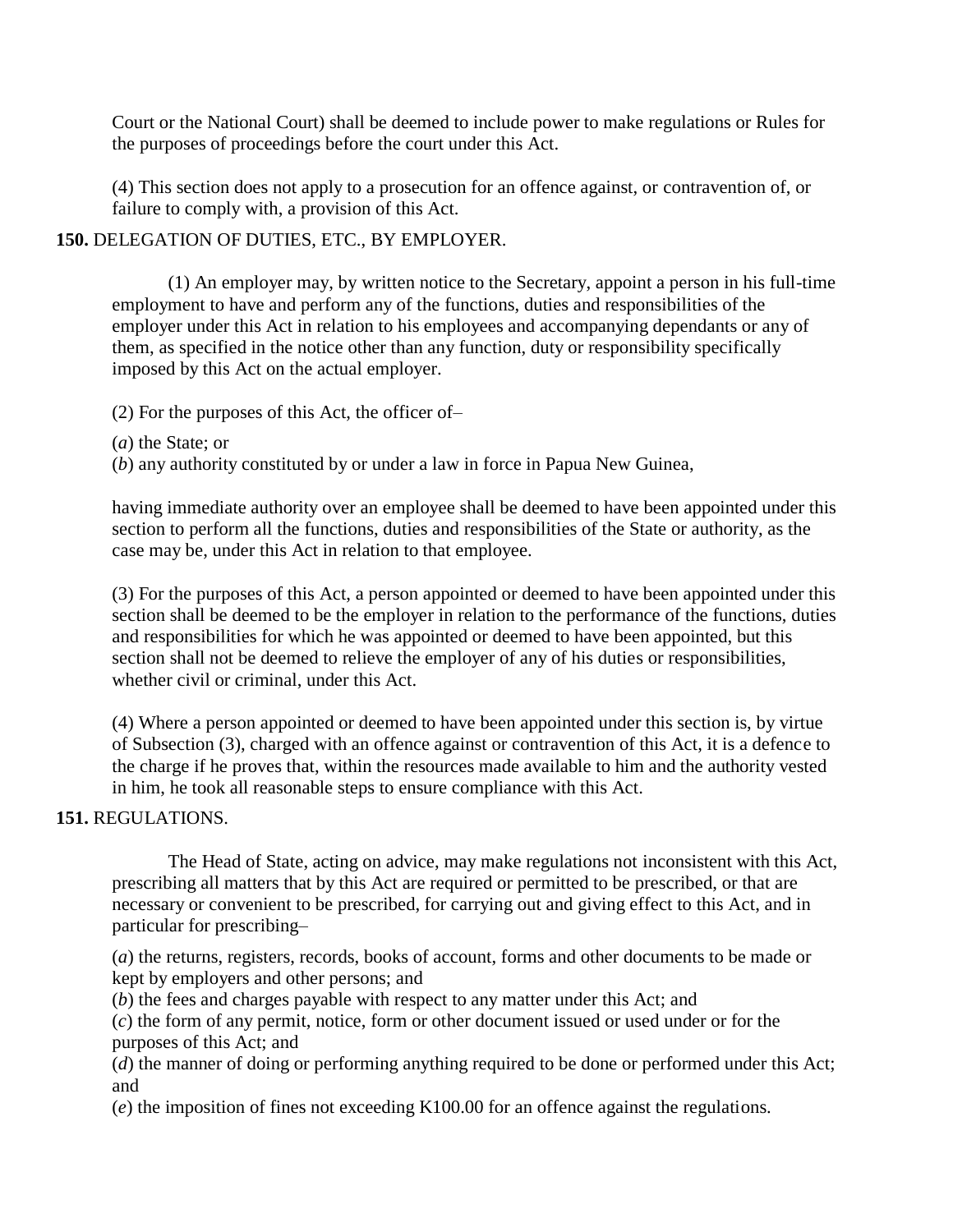Court or the National Court) shall be deemed to include power to make regulations or Rules for the purposes of proceedings before the court under this Act.

(4) This section does not apply to a prosecution for an offence against, or contravention of, or failure to comply with, a provision of this Act.

**150.** DELEGATION OF DUTIES, ETC., BY EMPLOYER.

(1) An employer may, by written notice to the Secretary, appoint a person in his full-time employment to have and perform any of the functions, duties and responsibilities of the employer under this Act in relation to his employees and accompanying dependants or any of them, as specified in the notice other than any function, duty or responsibility specifically imposed by this Act on the actual employer.

(2) For the purposes of this Act, the officer of–

(*a*) the State; or

(*b*) any authority constituted by or under a law in force in Papua New Guinea,

having immediate authority over an employee shall be deemed to have been appointed under this section to perform all the functions, duties and responsibilities of the State or authority, as the case may be, under this Act in relation to that employee.

(3) For the purposes of this Act, a person appointed or deemed to have been appointed under this section shall be deemed to be the employer in relation to the performance of the functions, duties and responsibilities for which he was appointed or deemed to have been appointed, but this section shall not be deemed to relieve the employer of any of his duties or responsibilities, whether civil or criminal, under this Act.

(4) Where a person appointed or deemed to have been appointed under this section is, by virtue of Subsection (3), charged with an offence against or contravention of this Act, it is a defence to the charge if he proves that, within the resources made available to him and the authority vested in him, he took all reasonable steps to ensure compliance with this Act.

**151.** REGULATIONS.

The Head of State, acting on advice, may make regulations not inconsistent with this Act, prescribing all matters that by this Act are required or permitted to be prescribed, or that are necessary or convenient to be prescribed, for carrying out and giving effect to this Act, and in particular for prescribing–

(*a*) the returns, registers, records, books of account, forms and other documents to be made or kept by employers and other persons; and

(*b*) the fees and charges payable with respect to any matter under this Act; and

(*c*) the form of any permit, notice, form or other document issued or used under or for the purposes of this Act; and

(*d*) the manner of doing or performing anything required to be done or performed under this Act; and

(*e*) the imposition of fines not exceeding K100.00 for an offence against the regulations.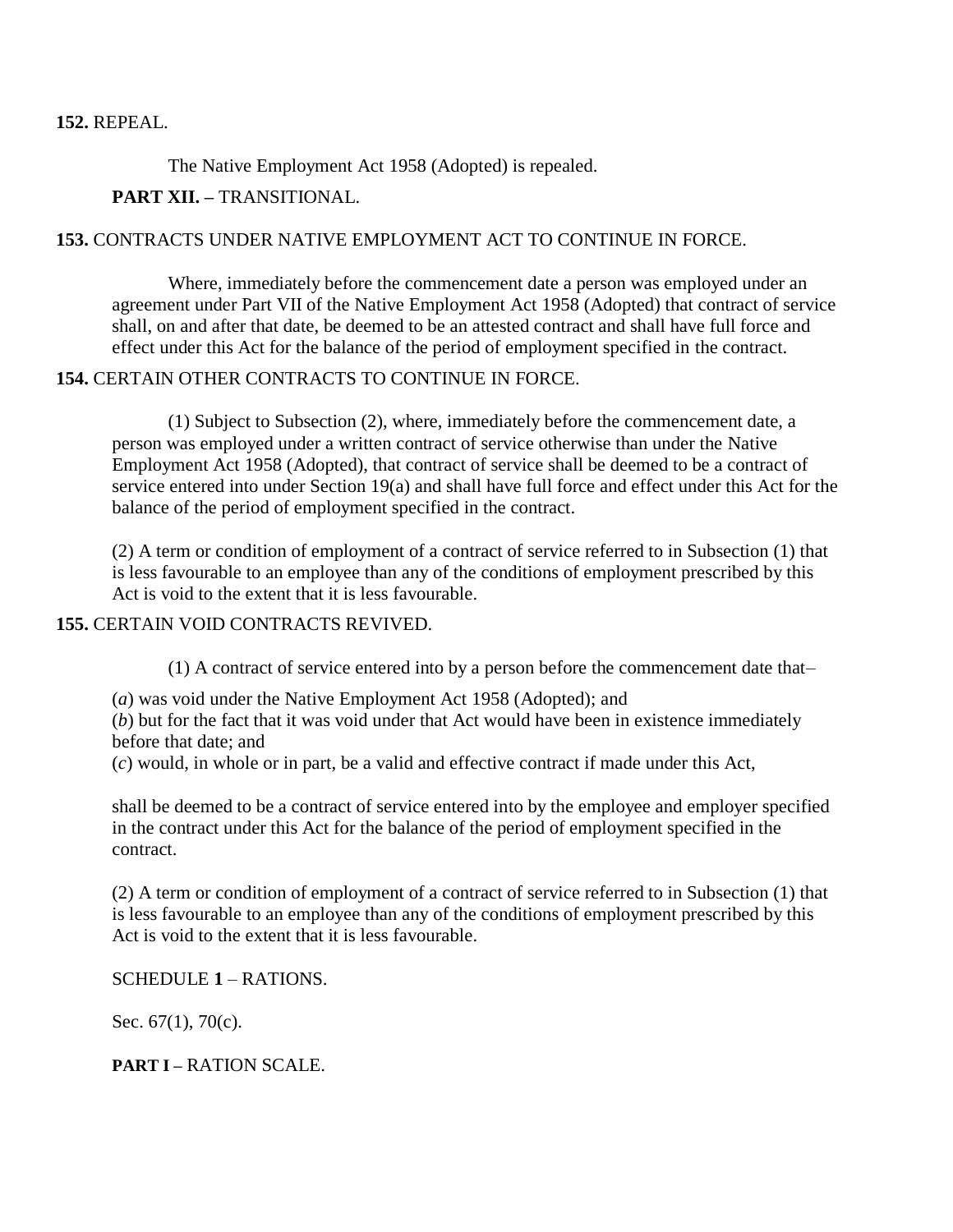**152.** REPEAL.

The Native Employment Act 1958 (Adopted) is repealed.

**PART XII. –** TRANSITIONAL.

**153.** CONTRACTS UNDER NATIVE EMPLOYMENT ACT TO CONTINUE IN FORCE.

Where, immediately before the commencement date a person was employed under an agreement under Part VII of the Native Employment Act 1958 (Adopted) that contract of service shall, on and after that date, be deemed to be an attested contract and shall have full force and effect under this Act for the balance of the period of employment specified in the contract.

**154.** CERTAIN OTHER CONTRACTS TO CONTINUE IN FORCE.

(1) Subject to Subsection (2), where, immediately before the commencement date, a person was employed under a written contract of service otherwise than under the Native Employment Act 1958 (Adopted), that contract of service shall be deemed to be a contract of service entered into under Section 19(a) and shall have full force and effect under this Act for the balance of the period of employment specified in the contract.

(2) A term or condition of employment of a contract of service referred to in Subsection (1) that is less favourable to an employee than any of the conditions of employment prescribed by this Act is void to the extent that it is less favourable.

**155.** CERTAIN VOID CONTRACTS REVIVED.

(1) A contract of service entered into by a person before the commencement date that–

(*a*) was void under the Native Employment Act 1958 (Adopted); and
(*b*) but for the fact that it was void under that Act would have been in existence immediately before that date; and
(*c*) would, in whole or in part, be a valid and effective contract if made under this Act,

shall be deemed to be a contract of service entered into by the employee and employer specified in the contract under this Act for the balance of the period of employment specified in the contract.

(2) A term or condition of employment of a contract of service referred to in Subsection (1) that is less favourable to an employee than any of the conditions of employment prescribed by this Act is void to the extent that it is less favourable.

SCHEDULE **1** – RATIONS.

Sec. 67(1), 70(c).

**PART I –** RATION SCALE.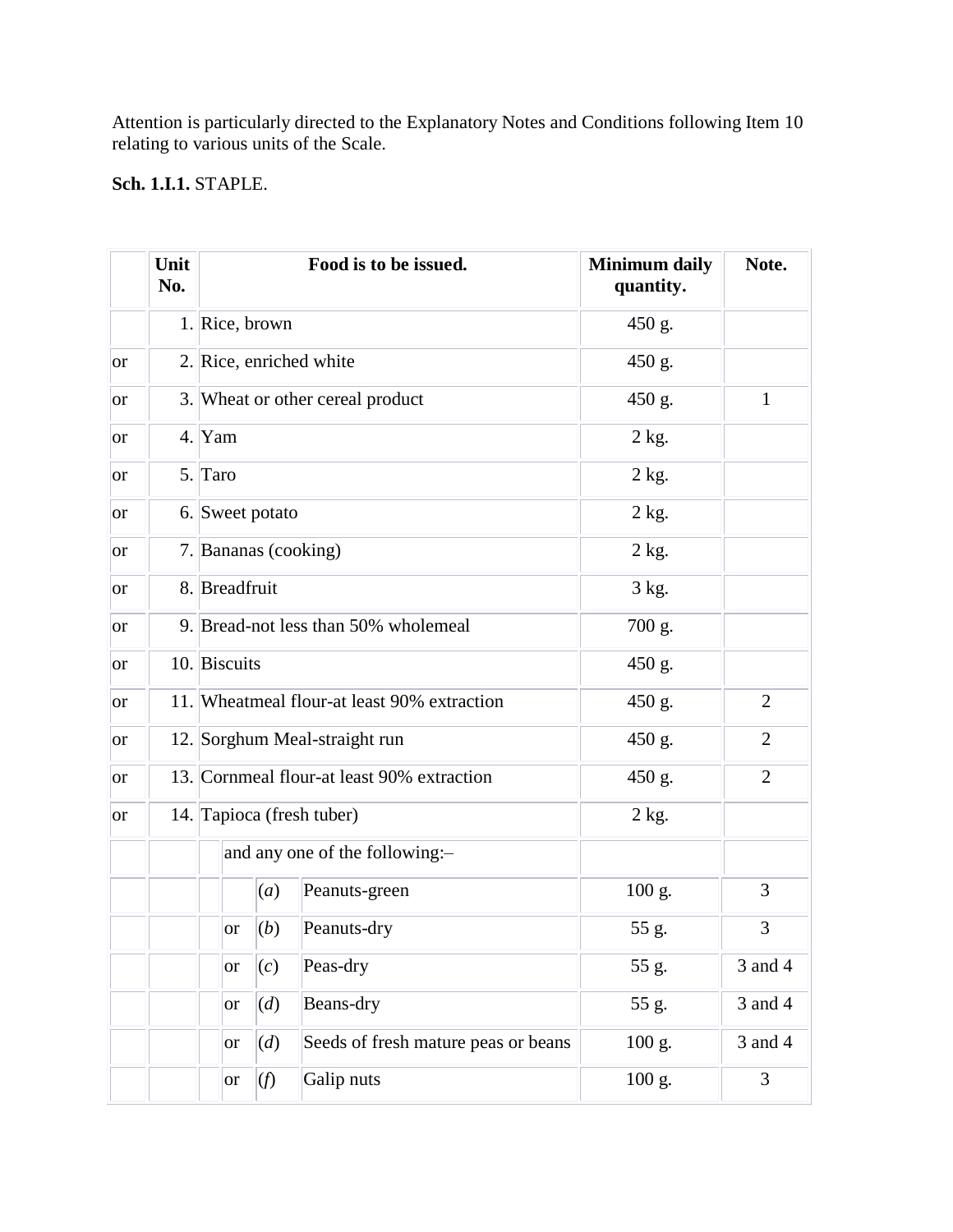Attention is particularly directed to the Explanatory Notes and Conditions following Item 10 relating to various units of the Scale.

**Sch. 1.I.1.** STAPLE.

| | Unit No. | Food is to be issued. | | | Minimum daily quantity. | Note. |
|---|---|---|---|---|---|---|
| | 1. | Rice, brown | | | 450 g. | |
| or | 2. | Rice, enriched white | | | 450 g. | |
| or | 3. | Wheat or other cereal product | | | 450 g. | 1 |
| or | 4. | Yam | | | 2 kg. | |
| or | 5. | Taro | | | 2 kg. | |
| or | 6. | Sweet potato | | | 2 kg. | |
| or | 7. | Bananas (cooking) | | | 2 kg. | |
| or | 8. | Breadfruit | | | 3 kg. | |
| or | 9. | Bread-not less than 50% wholemeal | | | 700 g. | |
| or | 10. | Biscuits | | | 450 g. | |
| or | 11. | Wheatmeal flour-at least 90% extraction | | | 450 g. | 2 |
| or | 12. | Sorghum Meal-straight run | | | 450 g. | 2 |
| or | 13. | Cornmeal flour-at least 90% extraction | | | 450 g. | 2 |
| or | 14. | Tapioca (fresh tuber) | | | 2 kg. | |
| | | and any one of the following:– | | | | |
| | | | (*a*) | Peanuts-green | 100 g. | 3 |
| | | or | (*b*) | Peanuts-dry | 55 g. | 3 |
| | | or | (*c*) | Peas-dry | 55 g. | 3 and 4 |
| | | or | (*d*) | Beans-dry | 55 g. | 3 and 4 |
| | | or | (*d*) | Seeds of fresh mature peas or beans | 100 g. | 3 and 4 |
| | | or | (*f*) | Galip nuts | 100 g. | 3 |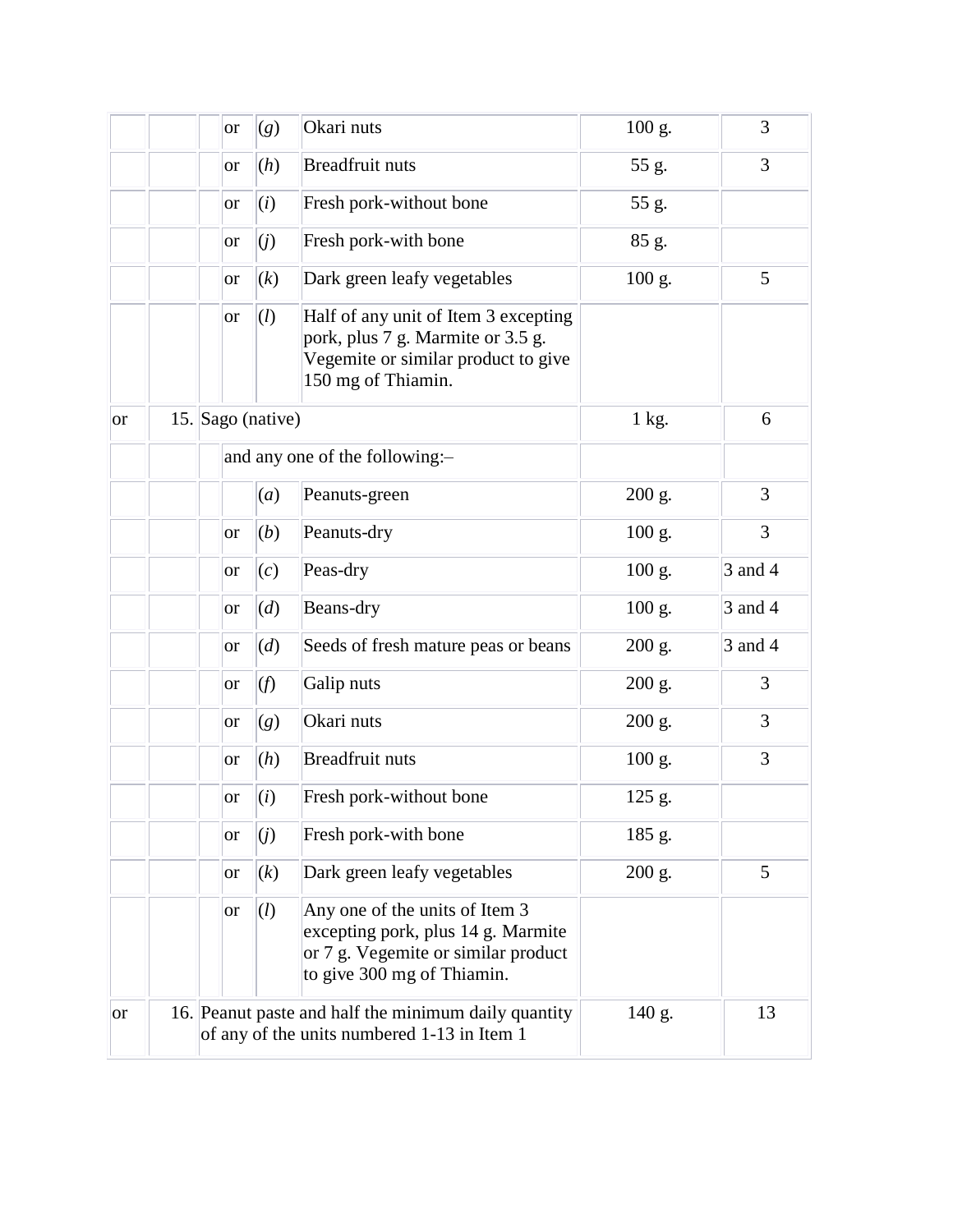| | | | | | | |
|---|---|---|---|---|---|---|
| | | or | (*g*) | Okari nuts | 100 g. | 3 |
| | | or | (*h*) | Breadfruit nuts | 55 g. | 3 |
| | | or | (*i*) | Fresh pork-without bone | 55 g. | |
| | | or | (*j*) | Fresh pork-with bone | 85 g. | |
| | | or | (*k*) | Dark green leafy vegetables | 100 g. | 5 |
| | | or | (*l*) | Half of any unit of Item 3 excepting pork, plus 7 g. Marmite or 3.5 g. Vegemite or similar product to give 150 mg of Thiamin. | | |
| or | 15. | Sago (native) | | | 1 kg. | 6 |
| | | and any one of the following:– | | | | |
| | | | (*a*) | Peanuts-green | 200 g. | 3 |
| | | or | (*b*) | Peanuts-dry | 100 g. | 3 |
| | | or | (*c*) | Peas-dry | 100 g. | 3 and 4 |
| | | or | (*d*) | Beans-dry | 100 g. | 3 and 4 |
| | | or | (*d*) | Seeds of fresh mature peas or beans | 200 g. | 3 and 4 |
| | | or | (*f*) | Galip nuts | 200 g. | 3 |
| | | or | (*g*) | Okari nuts | 200 g. | 3 |
| | | or | (*h*) | Breadfruit nuts | 100 g. | 3 |
| | | or | (*i*) | Fresh pork-without bone | 125 g. | |
| | | or | (*j*) | Fresh pork-with bone | 185 g. | |
| | | or | (*k*) | Dark green leafy vegetables | 200 g. | 5 |
| | | or | (*l*) | Any one of the units of Item 3 excepting pork, plus 14 g. Marmite or 7 g. Vegemite or similar product to give 300 mg of Thiamin. | | |
| or | 16. | Peanut paste and half the minimum daily quantity of any of the units numbered 1-13 in Item 1 | | | 140 g. | 13 |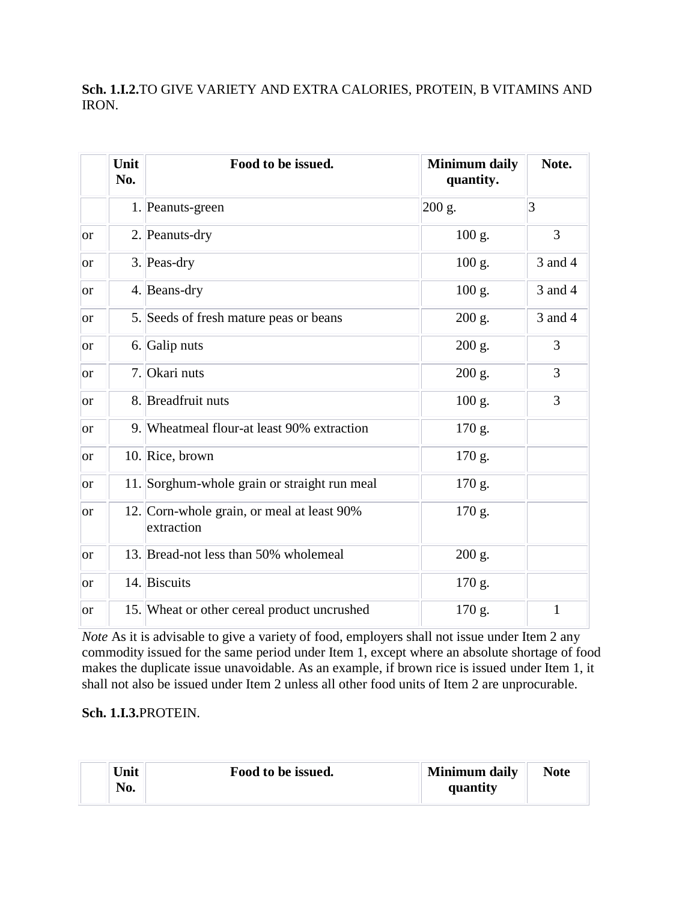**Sch. 1.I.2.**TO GIVE VARIETY AND EXTRA CALORIES, PROTEIN, B VITAMINS AND IRON.

| | Unit No. | Food to be issued. | Minimum daily quantity. | Note. |
|---|---|---|---|---|
| | 1. | Peanuts-green | 200 g. | 3 |
| or | 2. | Peanuts-dry | 100 g. | 3 |
| or | 3. | Peas-dry | 100 g. | 3 and 4 |
| or | 4. | Beans-dry | 100 g. | 3 and 4 |
| or | 5. | Seeds of fresh mature peas or beans | 200 g. | 3 and 4 |
| or | 6. | Galip nuts | 200 g. | 3 |
| or | 7. | Okari nuts | 200 g. | 3 |
| or | 8. | Breadfruit nuts | 100 g. | 3 |
| or | 9. | Wheatmeal flour-at least 90% extraction | 170 g. | |
| or | 10. | Rice, brown | 170 g. | |
| or | 11. | Sorghum-whole grain or straight run meal | 170 g. | |
| or | 12. | Corn-whole grain, or meal at least 90% extraction | 170 g. | |
| or | 13. | Bread-not less than 50% wholemeal | 200 g. | |
| or | 14. | Biscuits | 170 g. | |
| or | 15. | Wheat or other cereal product uncrushed | 170 g. | 1 |

*Note* As it is advisable to give a variety of food, employers shall not issue under Item 2 any commodity issued for the same period under Item 1, except where an absolute shortage of food makes the duplicate issue unavoidable. As an example, if brown rice is issued under Item 1, it shall not also be issued under Item 2 unless all other food units of Item 2 are unprocurable.

**Sch. 1.I.3.**PROTEIN.

| | Unit No. | Food to be issued. | Minimum daily quantity | Note |
|---|---|---|---|---|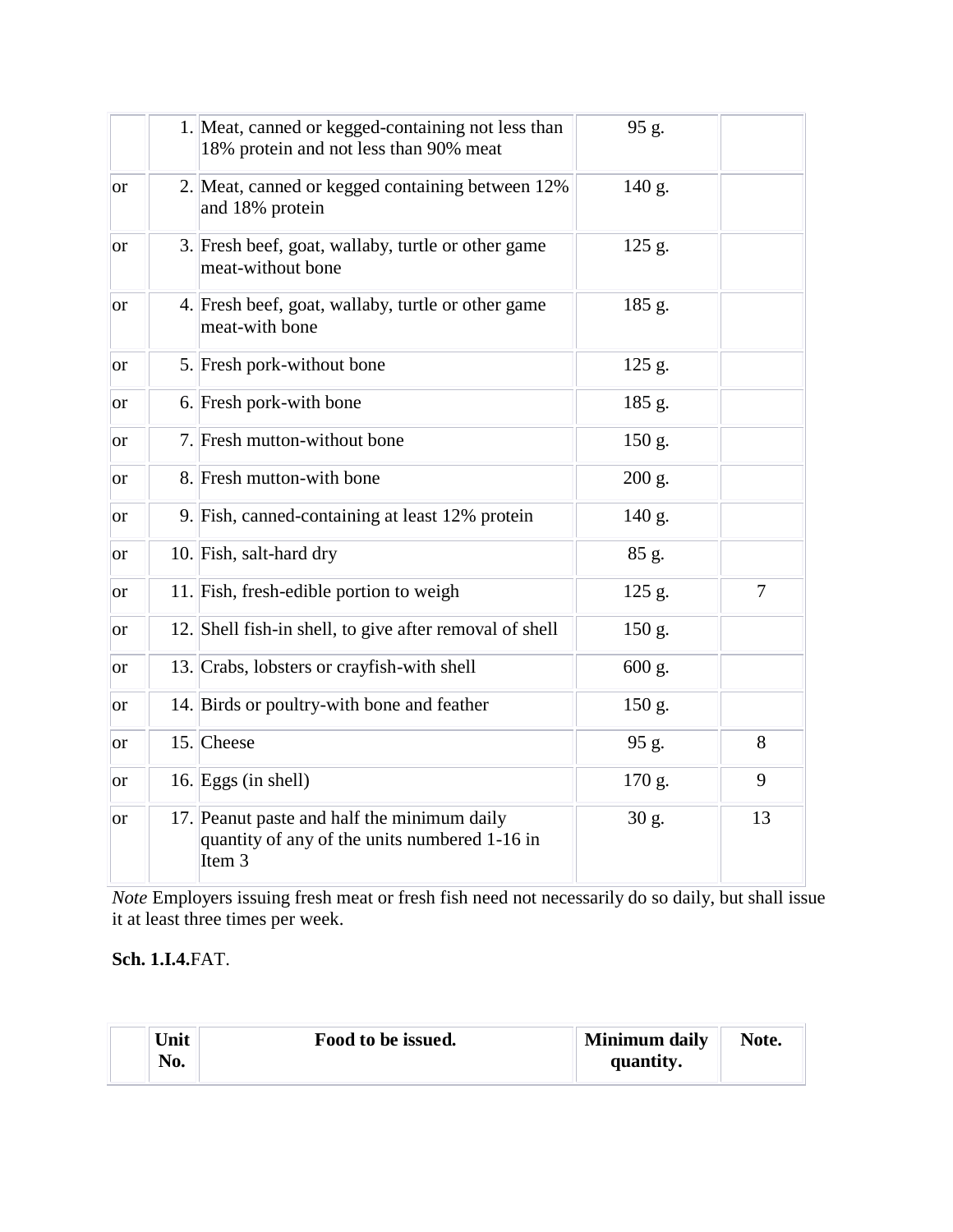| | Unit No. | Food to be issued. | Minimum daily quantity. | Note. |
|---|---|---|---|---|
| | 1. | Meat, canned or kegged-containing not less than 18% protein and not less than 90% meat | 95 g. | |
| or | 2. | Meat, canned or kegged containing between 12% and 18% protein | 140 g. | |
| or | 3. | Fresh beef, goat, wallaby, turtle or other game meat-without bone | 125 g. | |
| or | 4. | Fresh beef, goat, wallaby, turtle or other game meat-with bone | 185 g. | |
| or | 5. | Fresh pork-without bone | 125 g. | |
| or | 6. | Fresh pork-with bone | 185 g. | |
| or | 7. | Fresh mutton-without bone | 150 g. | |
| or | 8. | Fresh mutton-with bone | 200 g. | |
| or | 9. | Fish, canned-containing at least 12% protein | 140 g. | |
| or | 10. | Fish, salt-hard dry | 85 g. | |
| or | 11. | Fish, fresh-edible portion to weigh | 125 g. | 7 |
| or | 12. | Shell fish-in shell, to give after removal of shell | 150 g. | |
| or | 13. | Crabs, lobsters or crayfish-with shell | 600 g. | |
| or | 14. | Birds or poultry-with bone and feather | 150 g. | |
| or | 15. | Cheese | 95 g. | 8 |
| or | 16. | Eggs (in shell) | 170 g. | 9 |
| or | 17. | Peanut paste and half the minimum daily quantity of any of the units numbered 1-16 in Item 3 | 30 g. | 13 |

*Note* Employers issuing fresh meat or fresh fish need not necessarily do so daily, but shall issue it at least three times per week.

**Sch. 1.I.4.**FAT.

| | Unit No. | Food to be issued. | Minimum daily quantity. | Note. |
|---|---|---|---|---|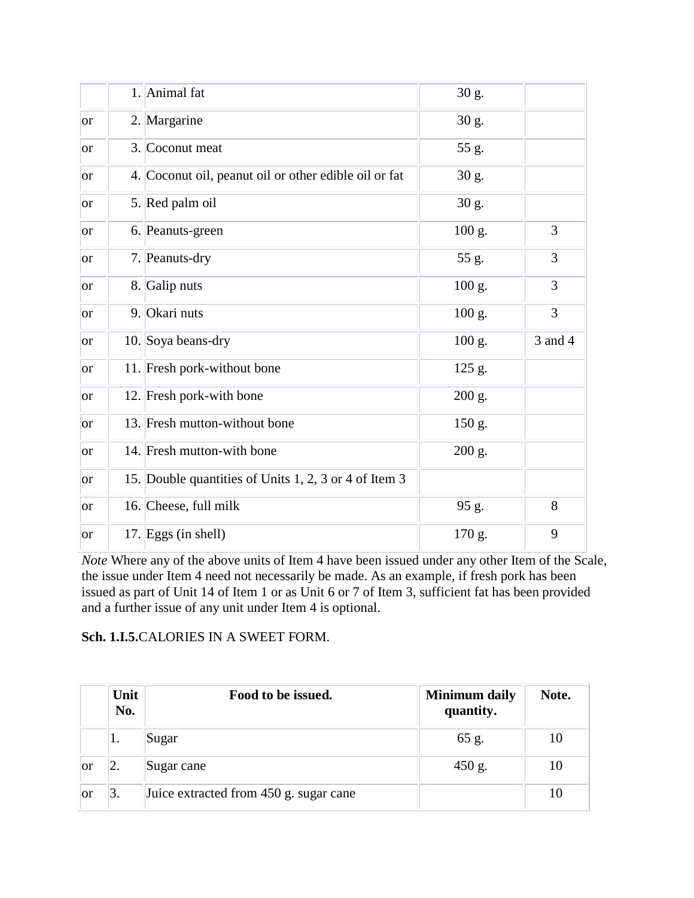| | | | | |
|---|---|---|---|---|
| | 1. | Animal fat | 30 g. | |
| or | 2. | Margarine | 30 g. | |
| or | 3. | Coconut meat | 55 g. | |
| or | 4. | Coconut oil, peanut oil or other edible oil or fat | 30 g. | |
| or | 5. | Red palm oil | 30 g. | |
| or | 6. | Peanuts-green | 100 g. | 3 |
| or | 7. | Peanuts-dry | 55 g. | 3 |
| or | 8. | Galip nuts | 100 g. | 3 |
| or | 9. | Okari nuts | 100 g. | 3 |
| or | 10. | Soya beans-dry | 100 g. | 3 and 4 |
| or | 11. | Fresh pork-without bone | 125 g. | |
| or | 12. | Fresh pork-with bone | 200 g. | |
| or | 13. | Fresh mutton-without bone | 150 g. | |
| or | 14. | Fresh mutton-with bone | 200 g. | |
| or | 15. | Double quantities of Units 1, 2, 3 or 4 of Item 3 | | |
| or | 16. | Cheese, full milk | 95 g. | 8 |
| or | 17. | Eggs (in shell) | 170 g. | 9 |

*Note* Where any of the above units of Item 4 have been issued under any other Item of the Scale, the issue under Item 4 need not necessarily be made. As an example, if fresh pork has been issued as part of Unit 14 of Item 1 or as Unit 6 or 7 of Item 3, sufficient fat has been provided and a further issue of any unit under Item 4 is optional.

**Sch. 1.I.5.**CALORIES IN A SWEET FORM.

| | Unit No. | Food to be issued. | Minimum daily quantity. | Note. |
|---|---|---|---|---|
| | 1. | Sugar | 65 g. | 10 |
| or | 2. | Sugar cane | 450 g. | 10 |
| or | 3. | Juice extracted from 450 g. sugar cane | | 10 |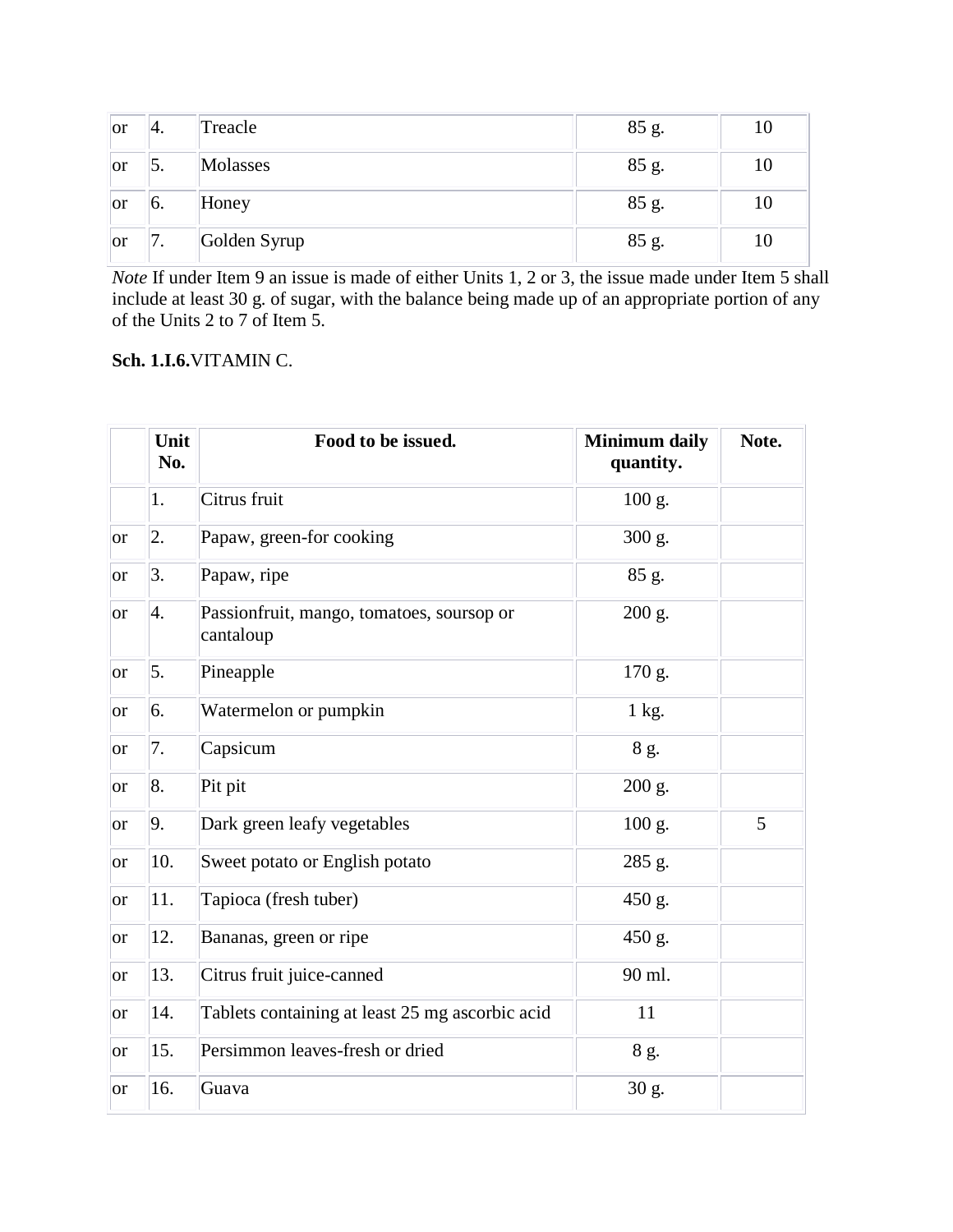| | | | | |
|---|---|---|---|---|
| or | 4. | Treacle | 85 g. | 10 |
| or | 5. | Molasses | 85 g. | 10 |
| or | 6. | Honey | 85 g. | 10 |
| or | 7. | Golden Syrup | 85 g. | 10 |

*Note* If under Item 9 an issue is made of either Units 1, 2 or 3, the issue made under Item 5 shall include at least 30 g. of sugar, with the balance being made up of an appropriate portion of any of the Units 2 to 7 of Item 5.

**Sch. 1.I.6.**VITAMIN C.

| | Unit No. | Food to be issued. | Minimum daily quantity. | Note. |
|---|---|---|---|---|
| | 1. | Citrus fruit | 100 g. | |
| or | 2. | Papaw, green-for cooking | 300 g. | |
| or | 3. | Papaw, ripe | 85 g. | |
| or | 4. | Passionfruit, mango, tomatoes, soursop or cantaloup | 200 g. | |
| or | 5. | Pineapple | 170 g. | |
| or | 6. | Watermelon or pumpkin | 1 kg. | |
| or | 7. | Capsicum | 8 g. | |
| or | 8. | Pit pit | 200 g. | |
| or | 9. | Dark green leafy vegetables | 100 g. | 5 |
| or | 10. | Sweet potato or English potato | 285 g. | |
| or | 11. | Tapioca (fresh tuber) | 450 g. | |
| or | 12. | Bananas, green or ripe | 450 g. | |
| or | 13. | Citrus fruit juice-canned | 90 ml. | |
| or | 14. | Tablets containing at least 25 mg ascorbic acid | 11 | |
| or | 15. | Persimmon leaves-fresh or dried | 8 g. | |
| or | 16. | Guava | 30 g. | |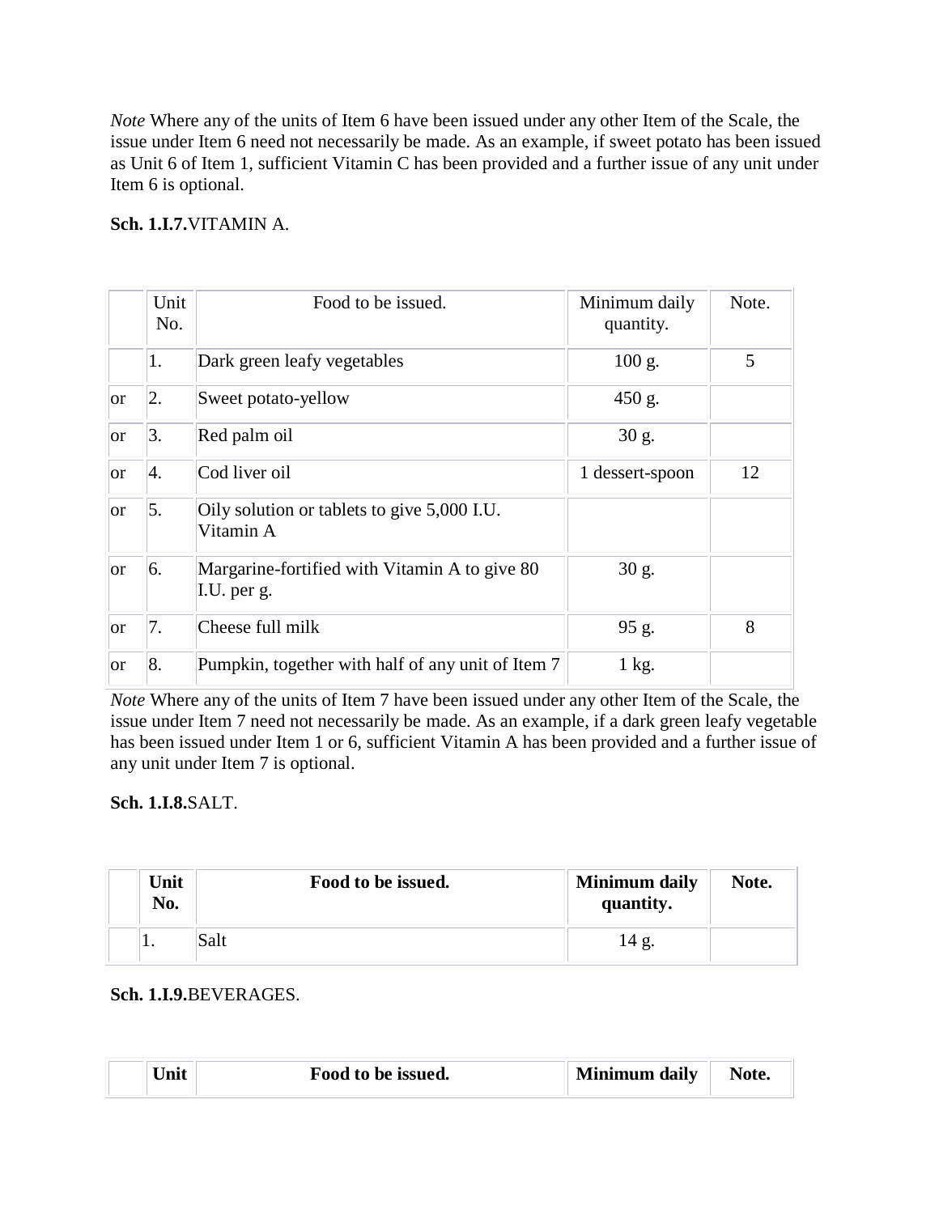*Note* Where any of the units of Item 6 have been issued under any other Item of the Scale, the issue under Item 6 need not necessarily be made. As an example, if sweet potato has been issued as Unit 6 of Item 1, sufficient Vitamin C has been provided and a further issue of any unit under Item 6 is optional.

**Sch. 1.I.7.**VITAMIN A.

| | Unit No. | Food to be issued. | Minimum daily quantity. | Note. |
|---|---|---|---|---|
| | 1. | Dark green leafy vegetables | 100 g. | 5 |
| or | 2. | Sweet potato-yellow | 450 g. | |
| or | 3. | Red palm oil | 30 g. | |
| or | 4. | Cod liver oil | 1 dessert-spoon | 12 |
| or | 5. | Oily solution or tablets to give 5,000 I.U. Vitamin A | | |
| or | 6. | Margarine-fortified with Vitamin A to give 80 I.U. per g. | 30 g. | |
| or | 7. | Cheese full milk | 95 g. | 8 |
| or | 8. | Pumpkin, together with half of any unit of Item 7 | 1 kg. | |

*Note* Where any of the units of Item 7 have been issued under any other Item of the Scale, the issue under Item 7 need not necessarily be made. As an example, if a dark green leafy vegetable has been issued under Item 1 or 6, sufficient Vitamin A has been provided and a further issue of any unit under Item 7 is optional.

**Sch. 1.I.8.**SALT.

| | **Unit No.** | **Food to be issued.** | **Minimum daily quantity.** | **Note.** |
|---|---|---|---|---|
| | 1. | Salt | 14 g. | |

**Sch. 1.I.9.**BEVERAGES.

| | **Unit** | **Food to be issued.** | **Minimum daily** | **Note.** |
|---|---|---|---|---|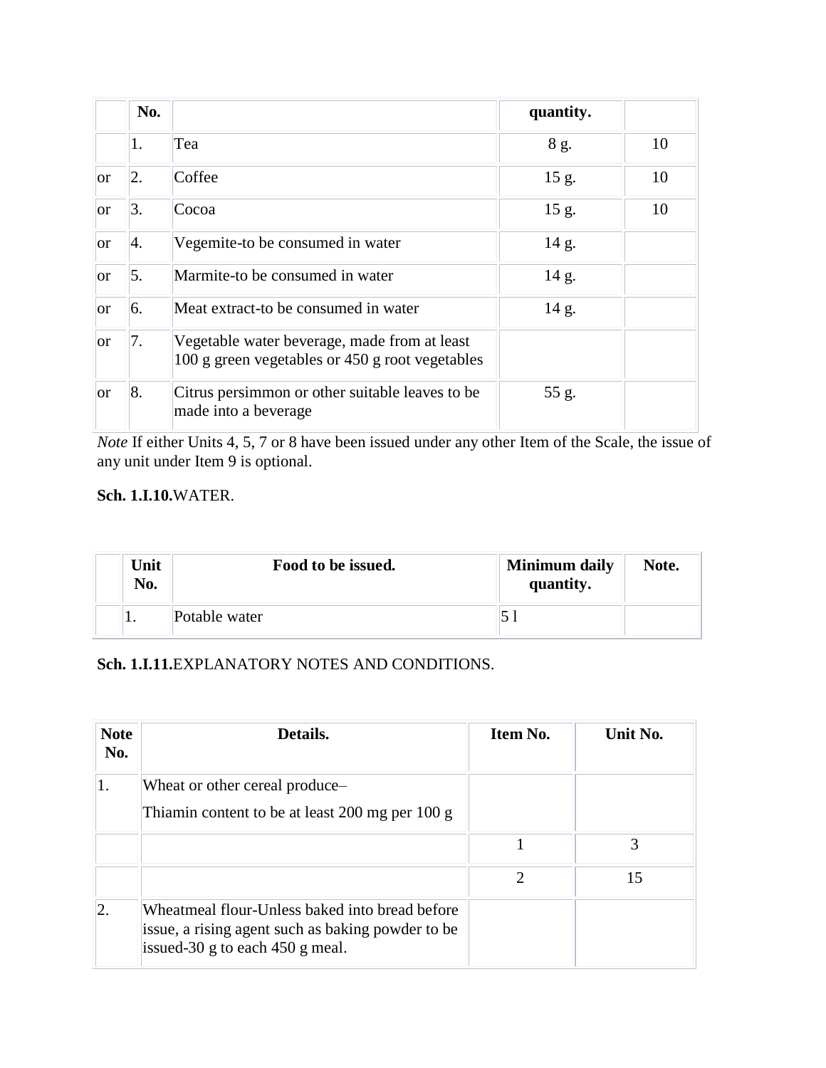| | No. | | quantity. | |
|---|---|---|---|---|
| | 1. | Tea | 8 g. | 10 |
| or | 2. | Coffee | 15 g. | 10 |
| or | 3. | Cocoa | 15 g. | 10 |
| or | 4. | Vegemite-to be consumed in water | 14 g. | |
| or | 5. | Marmite-to be consumed in water | 14 g. | |
| or | 6. | Meat extract-to be consumed in water | 14 g. | |
| or | 7. | Vegetable water beverage, made from at least 100 g green vegetables or 450 g root vegetables | | |
| or | 8. | Citrus persimmon or other suitable leaves to be made into a beverage | 55 g. | |

*Note* If either Units 4, 5, 7 or 8 have been issued under any other Item of the Scale, the issue of any unit under Item 9 is optional.

**Sch. 1.I.10.**WATER.

| | Unit No. | Food to be issued. | Minimum daily quantity. | Note. |
|---|---|---|---|---|
| | 1. | Potable water | 5 l | |

**Sch. 1.I.11.**EXPLANATORY NOTES AND CONDITIONS.

| Note No. | Details. | Item No. | Unit No. |
|---|---|---|---|
| 1. | Wheat or other cereal produce–<br>Thiamin content to be at least 200 mg per 100 g | | |
| | | 1 | 3 |
| | | 2 | 15 |
| 2. | Wheatmeal flour-Unless baked into bread before issue, a rising agent such as baking powder to be issued-30 g to each 450 g meal. | | |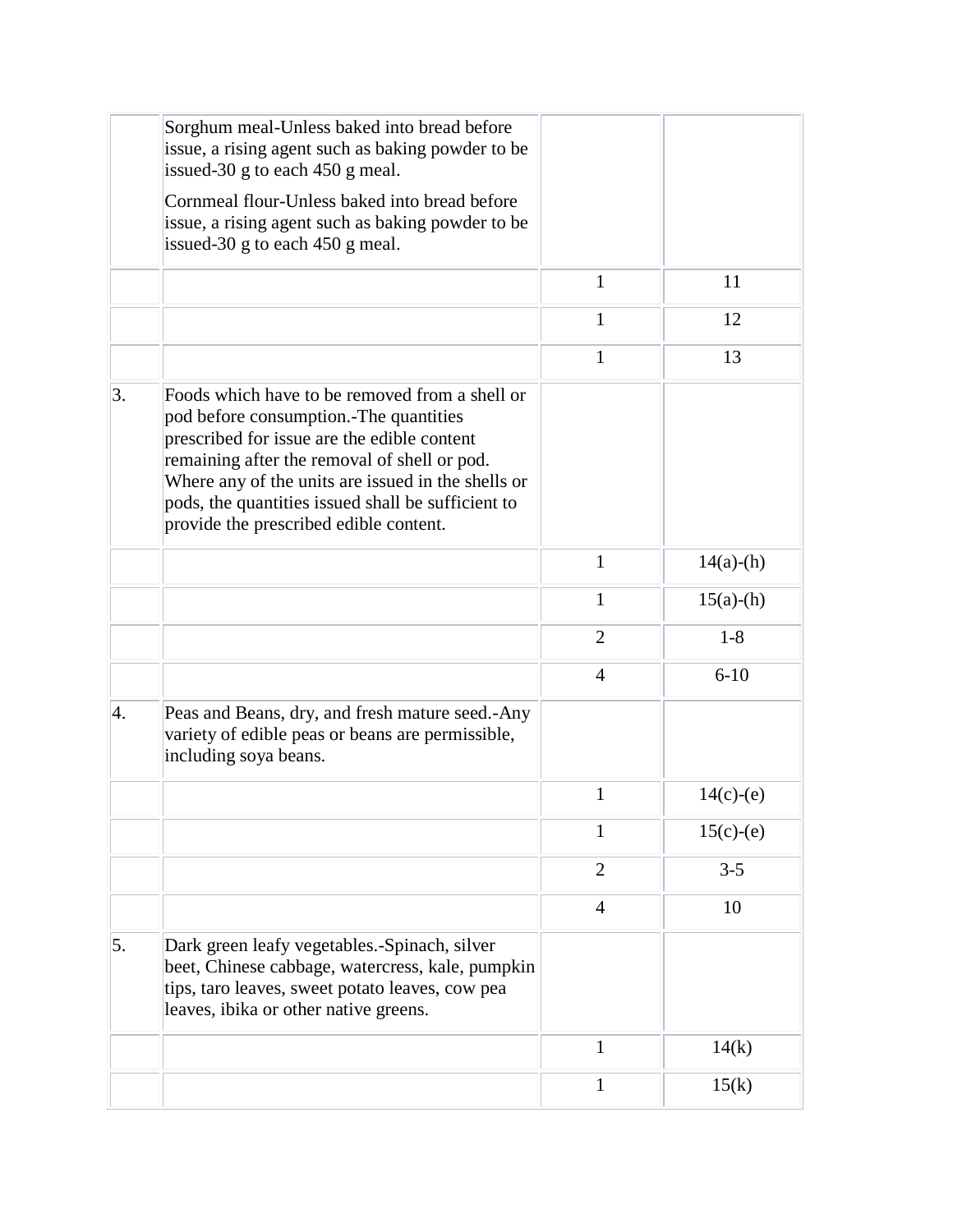| | | | |
|---|---|---|---|
| | Sorghum meal-Unless baked into bread before issue, a rising agent such as baking powder to be issued-30 g to each 450 g meal.<br><br>Cornmeal flour-Unless baked into bread before issue, a rising agent such as baking powder to be issued-30 g to each 450 g meal. | | |
| | | 1 | 11 |
| | | 1 | 12 |
| | | 1 | 13 |
| 3. | Foods which have to be removed from a shell or pod before consumption.-The quantities prescribed for issue are the edible content remaining after the removal of shell or pod. Where any of the units are issued in the shells or pods, the quantities issued shall be sufficient to provide the prescribed edible content. | | |
| | | 1 | 14(a)-(h) |
| | | 1 | 15(a)-(h) |
| | | 2 | 1-8 |
| | | 4 | 6-10 |
| 4. | Peas and Beans, dry, and fresh mature seed.-Any variety of edible peas or beans are permissible, including soya beans. | | |
| | | 1 | 14(c)-(e) |
| | | 1 | 15(c)-(e) |
| | | 2 | 3-5 |
| | | 4 | 10 |
| 5. | Dark green leafy vegetables.-Spinach, silver beet, Chinese cabbage, watercress, kale, pumpkin tips, taro leaves, sweet potato leaves, cow pea leaves, ibika or other native greens. | | |
| | | 1 | 14(k) |
| | | 1 | 15(k) |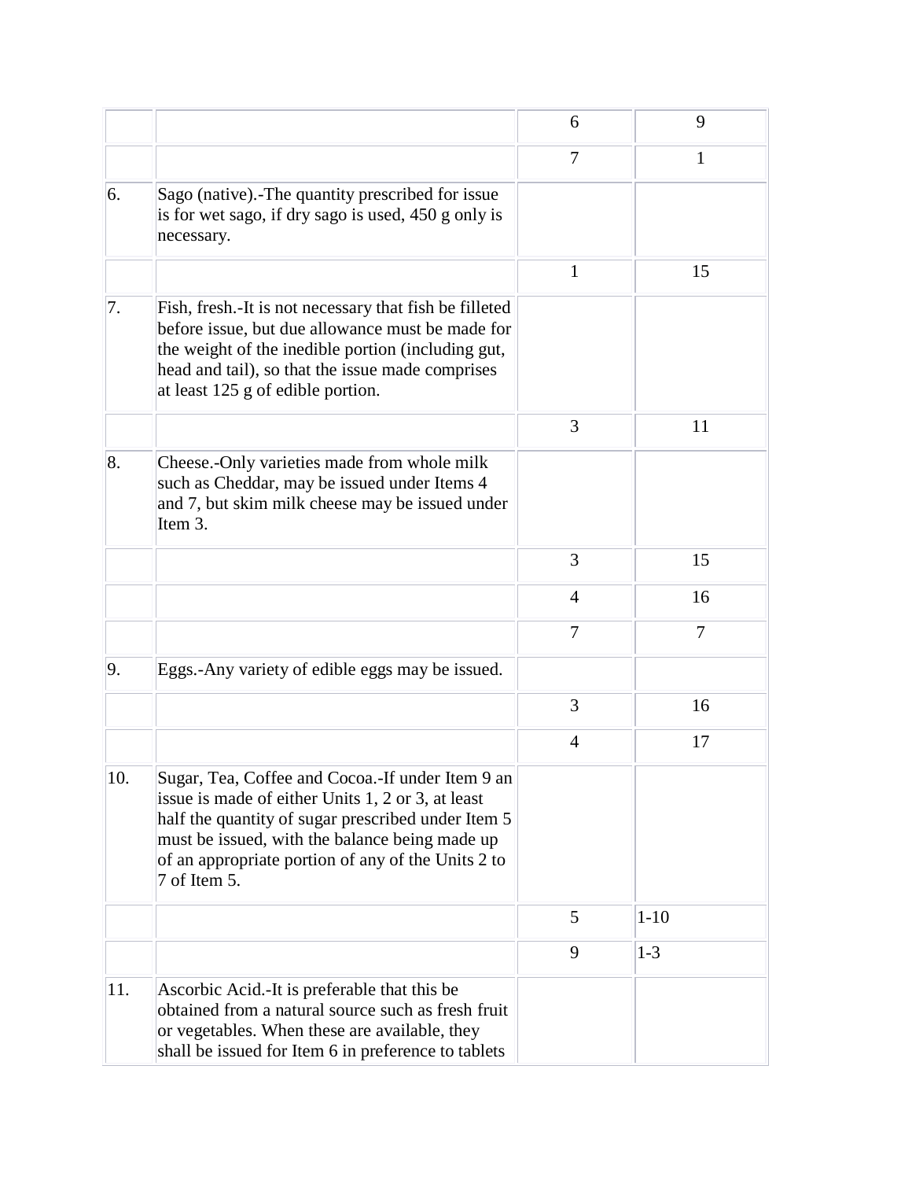| | | | |
|---|---|---|---|
| | | 6 | 9 |
| | | 7 | 1 |
| 6. | Sago (native).-The quantity prescribed for issue is for wet sago, if dry sago is used, 450 g only is necessary. | | |
| | | 1 | 15 |
| 7. | Fish, fresh.-It is not necessary that fish be filleted before issue, but due allowance must be made for the weight of the inedible portion (including gut, head and tail), so that the issue made comprises at least 125 g of edible portion. | | |
| | | 3 | 11 |
| 8. | Cheese.-Only varieties made from whole milk such as Cheddar, may be issued under Items 4 and 7, but skim milk cheese may be issued under Item 3. | | |
| | | 3 | 15 |
| | | 4 | 16 |
| | | 7 | 7 |
| 9. | Eggs.-Any variety of edible eggs may be issued. | | |
| | | 3 | 16 |
| | | 4 | 17 |
| 10. | Sugar, Tea, Coffee and Cocoa.-If under Item 9 an issue is made of either Units 1, 2 or 3, at least half the quantity of sugar prescribed under Item 5 must be issued, with the balance being made up of an appropriate portion of any of the Units 2 to 7 of Item 5. | | |
| | | 5 | 1-10 |
| | | 9 | 1-3 |
| 11. | Ascorbic Acid.-It is preferable that this be obtained from a natural source such as fresh fruit or vegetables. When these are available, they shall be issued for Item 6 in preference to tablets | | |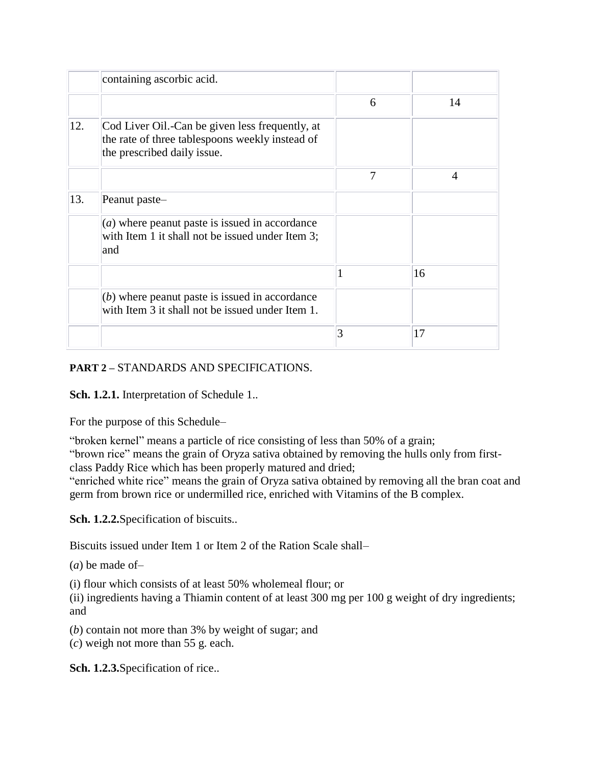| | | | |
|---|---|---|---|
| | containing ascorbic acid. | | |
| | | 6 | 14 |
| 12. | Cod Liver Oil.-Can be given less frequently, at the rate of three tablespoons weekly instead of the prescribed daily issue. | | |
| | | 7 | 4 |
| 13. | Peanut paste– | | |
| | (*a*) where peanut paste is issued in accordance with Item 1 it shall not be issued under Item 3; and | | |
| | | 1 | 16 |
| | (*b*) where peanut paste is issued in accordance with Item 3 it shall not be issued under Item 1. | | |
| | | 3 | 17 |

**PART 2 –** STANDARDS AND SPECIFICATIONS.

**Sch. 1.2.1.** Interpretation of Schedule 1..

For the purpose of this Schedule–

"broken kernel" means a particle of rice consisting of less than 50% of a grain;
"brown rice" means the grain of Oryza sativa obtained by removing the hulls only from first-class Paddy Rice which has been properly matured and dried;
"enriched white rice" means the grain of Oryza sativa obtained by removing all the bran coat and germ from brown rice or undermilled rice, enriched with Vitamins of the B complex.

**Sch. 1.2.2.**Specification of biscuits..

Biscuits issued under Item 1 or Item 2 of the Ration Scale shall–

(*a*) be made of–

(i) flour which consists of at least 50% wholemeal flour; or
(ii) ingredients having a Thiamin content of at least 300 mg per 100 g weight of dry ingredients; and

(*b*) contain not more than 3% by weight of sugar; and
(*c*) weigh not more than 55 g. each.

**Sch. 1.2.3.**Specification of rice..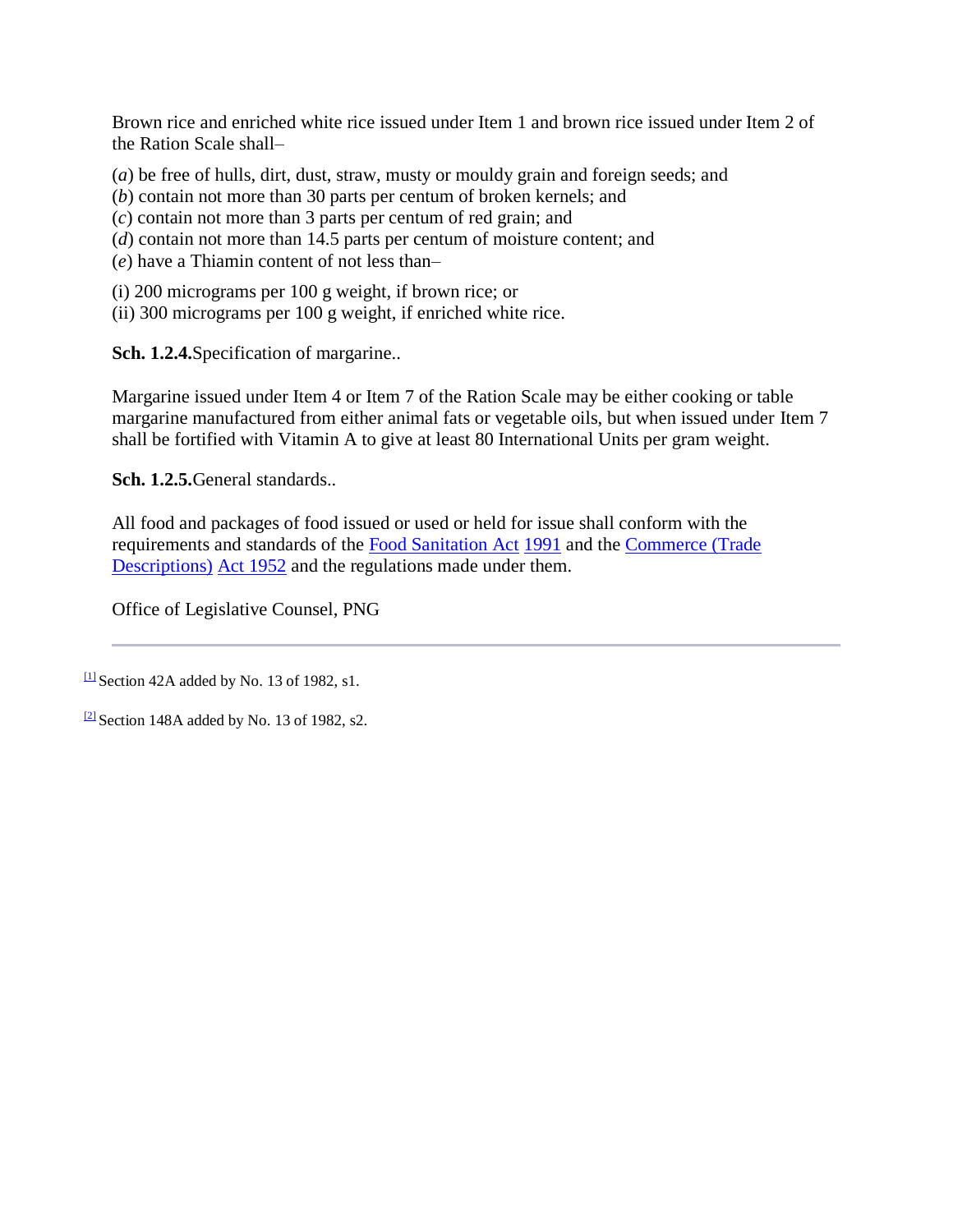Brown rice and enriched white rice issued under Item 1 and brown rice issued under Item 2 of the Ration Scale shall–

(*a*) be free of hulls, dirt, dust, straw, musty or mouldy grain and foreign seeds; and
(*b*) contain not more than 30 parts per centum of broken kernels; and
(*c*) contain not more than 3 parts per centum of red grain; and
(*d*) contain not more than 14.5 parts per centum of moisture content; and
(*e*) have a Thiamin content of not less than–

(i) 200 micrograms per 100 g weight, if brown rice; or
(ii) 300 micrograms per 100 g weight, if enriched white rice.

**Sch. 1.2.4.**Specification of margarine..

Margarine issued under Item 4 or Item 7 of the Ration Scale may be either cooking or table margarine manufactured from either animal fats or vegetable oils, but when issued under Item 7 shall be fortified with Vitamin A to give at least 80 International Units per gram weight.

**Sch. 1.2.5.**General standards..

All food and packages of food issued or used or held for issue shall conform with the requirements and standards of the Food Sanitation Act 1991 and the Commerce (Trade Descriptions) Act 1952 and the regulations made under them.

Office of Legislative Counsel, PNG

---

[1] Section 42A added by No. 13 of 1982, s1.

[2] Section 148A added by No. 13 of 1982, s2.